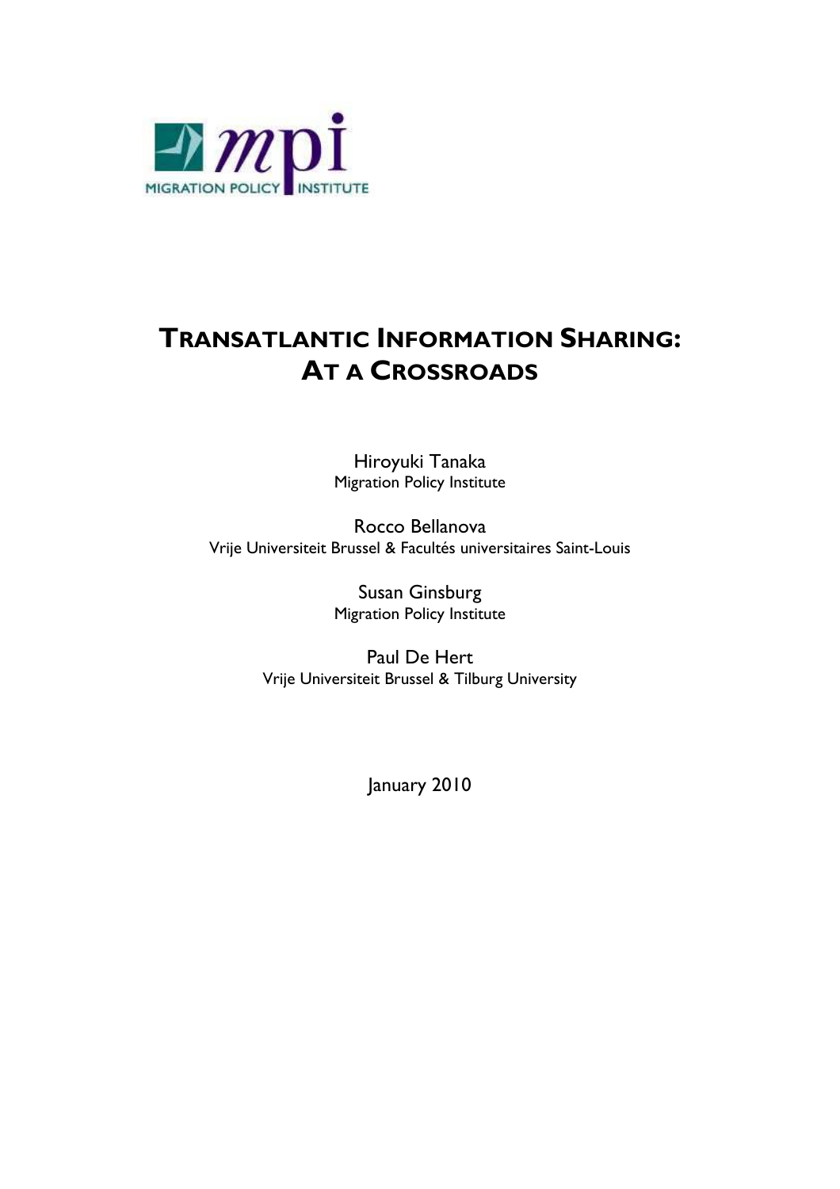MIGRATION POLICY INSTITUTE

# TRANSATLANTIC INFORMATION SHARING: AT A CROSSROADS

Hiroyuki Tanaka
Migration Policy Institute

Rocco Bellanova
Vrije Universiteit Brussel & Facultés universitaires Saint-Louis

Susan Ginsburg
Migration Policy Institute

Paul De Hert
Vrije Universiteit Brussel & Tilburg University

January 2010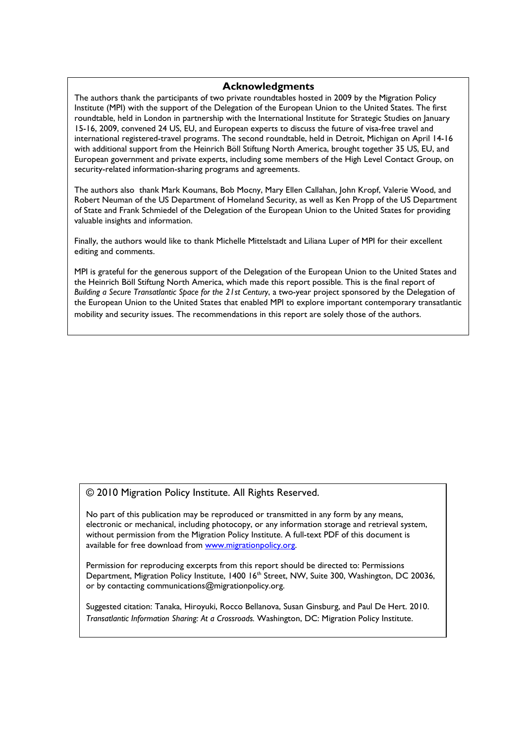## Acknowledgments

The authors thank the participants of two private roundtables hosted in 2009 by the Migration Policy Institute (MPI) with the support of the Delegation of the European Union to the United States. The first roundtable, held in London in partnership with the International Institute for Strategic Studies on January 15-16, 2009, convened 24 US, EU, and European experts to discuss the future of visa-free travel and international registered-travel programs. The second roundtable, held in Detroit, Michigan on April 14-16 with additional support from the Heinrich Böll Stiftung North America, brought together 35 US, EU, and European government and private experts, including some members of the High Level Contact Group, on security-related information-sharing programs and agreements.

The authors also thank Mark Koumans, Bob Mocny, Mary Ellen Callahan, John Kropf, Valerie Wood, and Robert Neuman of the US Department of Homeland Security, as well as Ken Propp of the US Department of State and Frank Schmiedel of the Delegation of the European Union to the United States for providing valuable insights and information.

Finally, the authors would like to thank Michelle Mittelstadt and Liliana Luper of MPI for their excellent editing and comments.

MPI is grateful for the generous support of the Delegation of the European Union to the United States and the Heinrich Böll Stiftung North America, which made this report possible. This is the final report of *Building a Secure Transatlantic Space for the 21st Century*, a two-year project sponsored by the Delegation of the European Union to the United States that enabled MPI to explore important contemporary transatlantic mobility and security issues. The recommendations in this report are solely those of the authors.

© 2010 Migration Policy Institute. All Rights Reserved.

No part of this publication may be reproduced or transmitted in any form by any means, electronic or mechanical, including photocopy, or any information storage and retrieval system, without permission from the Migration Policy Institute. A full-text PDF of this document is available for free download from www.migrationpolicy.org.

Permission for reproducing excerpts from this report should be directed to: Permissions Department, Migration Policy Institute, 1400 16th Street, NW, Suite 300, Washington, DC 20036, or by contacting communications@migrationpolicy.org.

Suggested citation: Tanaka, Hiroyuki, Rocco Bellanova, Susan Ginsburg, and Paul De Hert. 2010. *Transatlantic Information Sharing: At a Crossroads.* Washington, DC: Migration Policy Institute.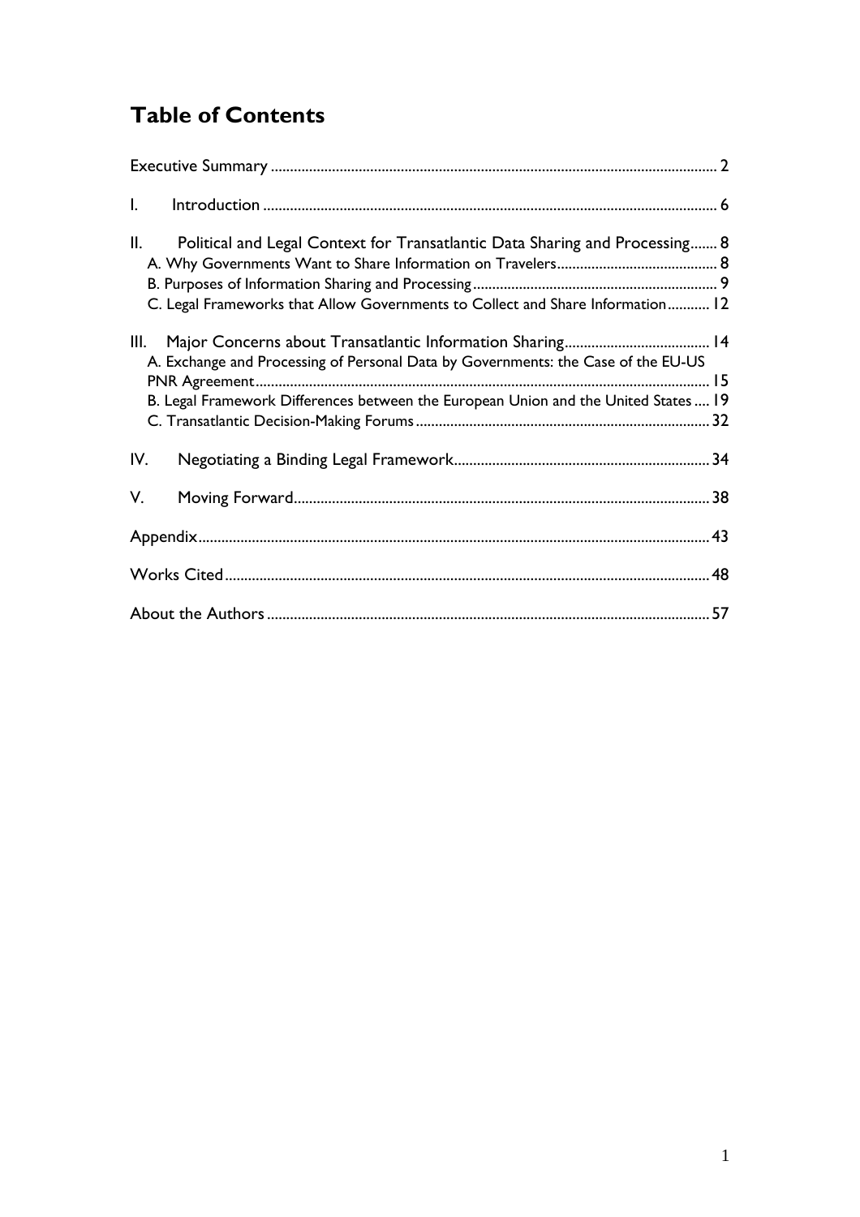## Table of Contents

Executive Summary .................................................................................................................. 2

I. Introduction ..................................................................................................................... 6

II. Political and Legal Context for Transatlantic Data Sharing and Processing....... 8
- A. Why Governments Want to Share Information on Travelers.......................................... 8
- B. Purposes of Information Sharing and Processing............................................................... 9
- C. Legal Frameworks that Allow Governments to Collect and Share Information........... 12

III. Major Concerns about Transatlantic Information Sharing...................................... 14
- A. Exchange and Processing of Personal Data by Governments: the Case of the EU-US PNR Agreement...................................................................................................................... 15
- B. Legal Framework Differences between the European Union and the United States .... 19
- C. Transatlantic Decision-Making Forums............................................................................ 32

IV. Negotiating a Binding Legal Framework.................................................................. 34

V. Moving Forward........................................................................................................... 38

Appendix................................................................................................................................... 43

Works Cited............................................................................................................................. 48

About the Authors................................................................................................................. 57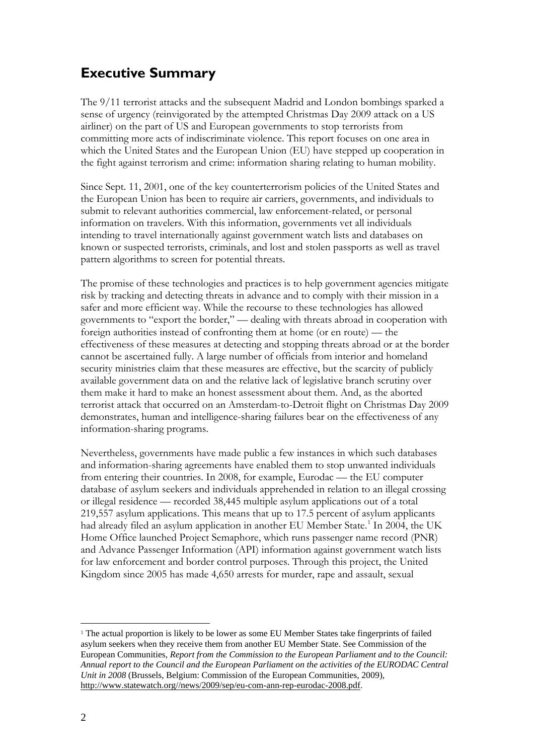## Executive Summary

The 9/11 terrorist attacks and the subsequent Madrid and London bombings sparked a sense of urgency (reinvigorated by the attempted Christmas Day 2009 attack on a US airliner) on the part of US and European governments to stop terrorists from committing more acts of indiscriminate violence. This report focuses on one area in which the United States and the European Union (EU) have stepped up cooperation in the fight against terrorism and crime: information sharing relating to human mobility.

Since Sept. 11, 2001, one of the key counterterrorism policies of the United States and the European Union has been to require air carriers, governments, and individuals to submit to relevant authorities commercial, law enforcement-related, or personal information on travelers. With this information, governments vet all individuals intending to travel internationally against government watch lists and databases on known or suspected terrorists, criminals, and lost and stolen passports as well as travel pattern algorithms to screen for potential threats.

The promise of these technologies and practices is to help government agencies mitigate risk by tracking and detecting threats in advance and to comply with their mission in a safer and more efficient way. While the recourse to these technologies has allowed governments to "export the border," — dealing with threats abroad in cooperation with foreign authorities instead of confronting them at home (or en route) — the effectiveness of these measures at detecting and stopping threats abroad or at the border cannot be ascertained fully. A large number of officials from interior and homeland security ministries claim that these measures are effective, but the scarcity of publicly available government data on and the relative lack of legislative branch scrutiny over them make it hard to make an honest assessment about them. And, as the aborted terrorist attack that occurred on an Amsterdam-to-Detroit flight on Christmas Day 2009 demonstrates, human and intelligence-sharing failures bear on the effectiveness of any information-sharing programs.

Nevertheless, governments have made public a few instances in which such databases and information-sharing agreements have enabled them to stop unwanted individuals from entering their countries. In 2008, for example, Eurodac — the EU computer database of asylum seekers and individuals apprehended in relation to an illegal crossing or illegal residence — recorded 38,445 multiple asylum applications out of a total 219,557 asylum applications. This means that up to 17.5 percent of asylum applicants had already filed an asylum application in another EU Member State.[1] In 2004, the UK Home Office launched Project Semaphore, which runs passenger name record (PNR) and Advance Passenger Information (API) information against government watch lists for law enforcement and border control purposes. Through this project, the United Kingdom since 2005 has made 4,650 arrests for murder, rape and assault, sexual

---

[1] The actual proportion is likely to be lower as some EU Member States take fingerprints of failed asylum seekers when they receive them from another EU Member State. See Commission of the European Communities, *Report from the Commission to the European Parliament and to the Council: Annual report to the Council and the European Parliament on the activities of the EURODAC Central Unit in 2008* (Brussels, Belgium: Commission of the European Communities, 2009), http://www.statewatch.org//news/2009/sep/eu-com-ann-rep-eurodac-2008.pdf.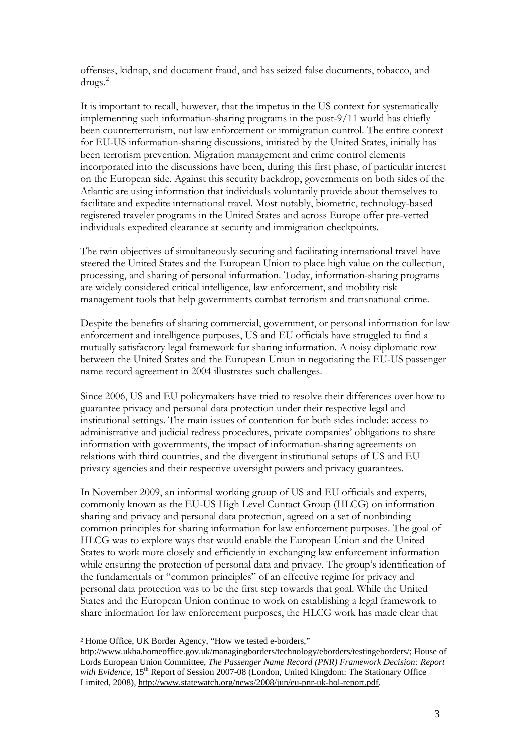offenses, kidnap, and document fraud, and has seized false documents, tobacco, and drugs.[2]

It is important to recall, however, that the impetus in the US context for systematically implementing such information-sharing programs in the post-9/11 world has chiefly been counterterrorism, not law enforcement or immigration control. The entire context for EU-US information-sharing discussions, initiated by the United States, initially has been terrorism prevention. Migration management and crime control elements incorporated into the discussions have been, during this first phase, of particular interest on the European side. Against this security backdrop, governments on both sides of the Atlantic are using information that individuals voluntarily provide about themselves to facilitate and expedite international travel. Most notably, biometric, technology-based registered traveler programs in the United States and across Europe offer pre-vetted individuals expedited clearance at security and immigration checkpoints.

The twin objectives of simultaneously securing and facilitating international travel have steered the United States and the European Union to place high value on the collection, processing, and sharing of personal information. Today, information-sharing programs are widely considered critical intelligence, law enforcement, and mobility risk management tools that help governments combat terrorism and transnational crime.

Despite the benefits of sharing commercial, government, or personal information for law enforcement and intelligence purposes, US and EU officials have struggled to find a mutually satisfactory legal framework for sharing information. A noisy diplomatic row between the United States and the European Union in negotiating the EU-US passenger name record agreement in 2004 illustrates such challenges.

Since 2006, US and EU policymakers have tried to resolve their differences over how to guarantee privacy and personal data protection under their respective legal and institutional settings. The main issues of contention for both sides include: access to administrative and judicial redress procedures, private companies' obligations to share information with governments, the impact of information-sharing agreements on relations with third countries, and the divergent institutional setups of US and EU privacy agencies and their respective oversight powers and privacy guarantees.

In November 2009, an informal working group of US and EU officials and experts, commonly known as the EU-US High Level Contact Group (HLCG) on information sharing and privacy and personal data protection, agreed on a set of nonbinding common principles for sharing information for law enforcement purposes. The goal of HLCG was to explore ways that would enable the European Union and the United States to work more closely and efficiently in exchanging law enforcement information while ensuring the protection of personal data and privacy. The group's identification of the fundamentals or "common principles" of an effective regime for privacy and personal data protection was to be the first step towards that goal. While the United States and the European Union continue to work on establishing a legal framework to share information for law enforcement purposes, the HLCG work has made clear that

---

[2] Home Office, UK Border Agency, "How we tested e-borders," http://www.ukba.homeoffice.gov.uk/managingborders/technology/eborders/testingeborders/; House of Lords European Union Committee, *The Passenger Name Record (PNR) Framework Decision: Report with Evidence*, 15th Report of Session 2007-08 (London, United Kingdom: The Stationary Office Limited, 2008), http://www.statewatch.org/news/2008/jun/eu-pnr-uk-hol-report.pdf.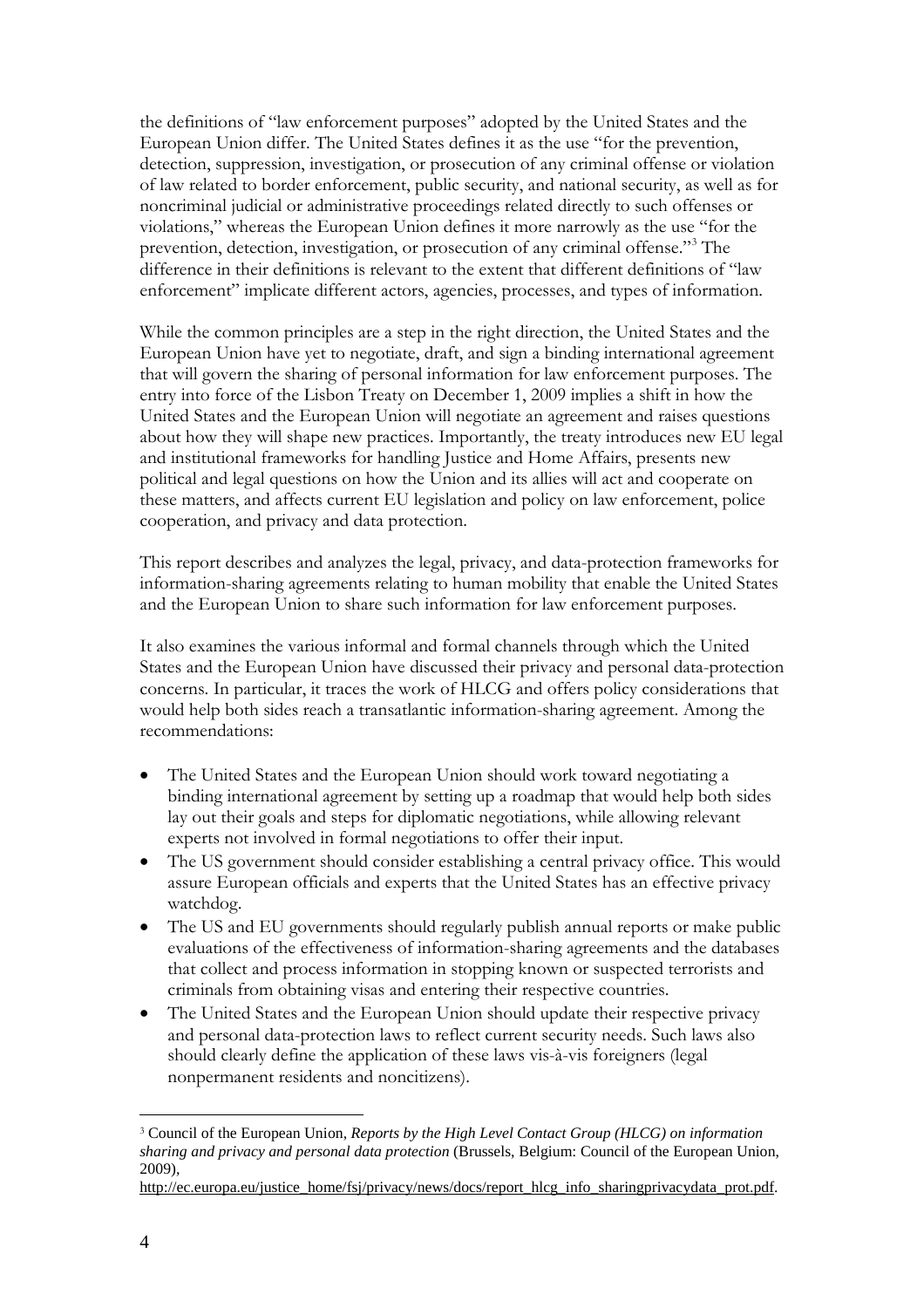the definitions of "law enforcement purposes" adopted by the United States and the European Union differ. The United States defines it as the use "for the prevention, detection, suppression, investigation, or prosecution of any criminal offense or violation of law related to border enforcement, public security, and national security, as well as for noncriminal judicial or administrative proceedings related directly to such offenses or violations," whereas the European Union defines it more narrowly as the use "for the prevention, detection, investigation, or prosecution of any criminal offense."[3] The difference in their definitions is relevant to the extent that different definitions of "law enforcement" implicate different actors, agencies, processes, and types of information.

While the common principles are a step in the right direction, the United States and the European Union have yet to negotiate, draft, and sign a binding international agreement that will govern the sharing of personal information for law enforcement purposes. The entry into force of the Lisbon Treaty on December 1, 2009 implies a shift in how the United States and the European Union will negotiate an agreement and raises questions about how they will shape new practices. Importantly, the treaty introduces new EU legal and institutional frameworks for handling Justice and Home Affairs, presents new political and legal questions on how the Union and its allies will act and cooperate on these matters, and affects current EU legislation and policy on law enforcement, police cooperation, and privacy and data protection.

This report describes and analyzes the legal, privacy, and data-protection frameworks for information-sharing agreements relating to human mobility that enable the United States and the European Union to share such information for law enforcement purposes.

It also examines the various informal and formal channels through which the United States and the European Union have discussed their privacy and personal data-protection concerns. In particular, it traces the work of HLCG and offers policy considerations that would help both sides reach a transatlantic information-sharing agreement. Among the recommendations:

- The United States and the European Union should work toward negotiating a binding international agreement by setting up a roadmap that would help both sides lay out their goals and steps for diplomatic negotiations, while allowing relevant experts not involved in formal negotiations to offer their input.
- The US government should consider establishing a central privacy office. This would assure European officials and experts that the United States has an effective privacy watchdog.
- The US and EU governments should regularly publish annual reports or make public evaluations of the effectiveness of information-sharing agreements and the databases that collect and process information in stopping known or suspected terrorists and criminals from obtaining visas and entering their respective countries.
- The United States and the European Union should update their respective privacy and personal data-protection laws to reflect current security needs. Such laws also should clearly define the application of these laws vis-à-vis foreigners (legal nonpermanent residents and noncitizens).

---

[3] Council of the European Union, *Reports by the High Level Contact Group (HLCG) on information sharing and privacy and personal data protection* (Brussels, Belgium: Council of the European Union, 2009), http://ec.europa.eu/justice_home/fsj/privacy/news/docs/report_hlcg_info_sharingprivacydata_prot.pdf.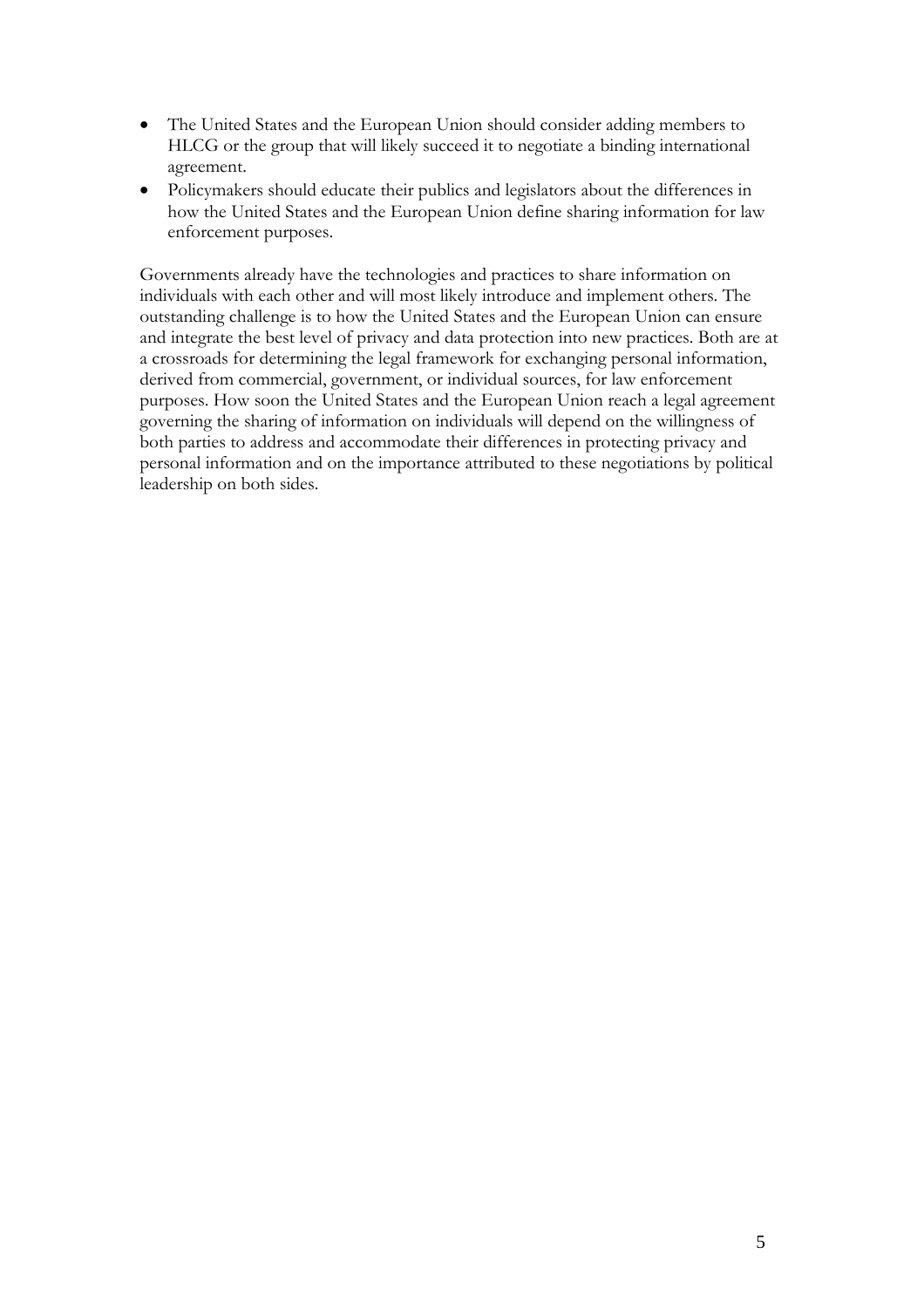- The United States and the European Union should consider adding members to HLCG or the group that will likely succeed it to negotiate a binding international agreement.
- Policymakers should educate their publics and legislators about the differences in how the United States and the European Union define sharing information for law enforcement purposes.

Governments already have the technologies and practices to share information on individuals with each other and will most likely introduce and implement others. The outstanding challenge is to how the United States and the European Union can ensure and integrate the best level of privacy and data protection into new practices. Both are at a crossroads for determining the legal framework for exchanging personal information, derived from commercial, government, or individual sources, for law enforcement purposes. How soon the United States and the European Union reach a legal agreement governing the sharing of information on individuals will depend on the willingness of both parties to address and accommodate their differences in protecting privacy and personal information and on the importance attributed to these negotiations by political leadership on both sides.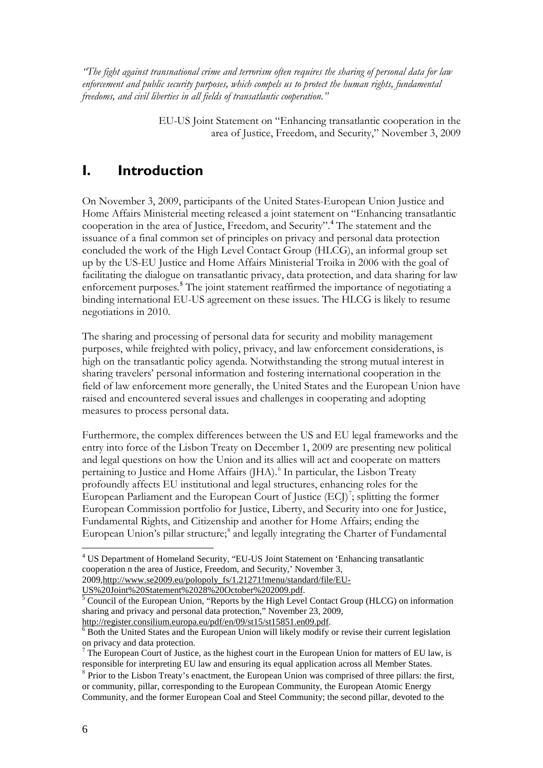*"The fight against transnational crime and terrorism often requires the sharing of personal data for law enforcement and public security purposes, which compels us to protect the human rights, fundamental freedoms, and civil liberties in all fields of transatlantic cooperation."*

EU-US Joint Statement on "Enhancing transatlantic cooperation in the area of Justice, Freedom, and Security," November 3, 2009

# I. Introduction

On November 3, 2009, participants of the United States-European Union Justice and Home Affairs Ministerial meeting released a joint statement on "Enhancing transatlantic cooperation in the area of Justice, Freedom, and Security".[4] The statement and the issuance of a final common set of principles on privacy and personal data protection concluded the work of the High Level Contact Group (HLCG), an informal group set up by the US-EU Justice and Home Affairs Ministerial Troika in 2006 with the goal of facilitating the dialogue on transatlantic privacy, data protection, and data sharing for law enforcement purposes.[5] The joint statement reaffirmed the importance of negotiating a binding international EU-US agreement on these issues. The HLCG is likely to resume negotiations in 2010.

The sharing and processing of personal data for security and mobility management purposes, while freighted with policy, privacy, and law enforcement considerations, is high on the transatlantic policy agenda. Notwithstanding the strong mutual interest in sharing travelers' personal information and fostering international cooperation in the field of law enforcement more generally, the United States and the European Union have raised and encountered several issues and challenges in cooperating and adopting measures to process personal data.

Furthermore, the complex differences between the US and EU legal frameworks and the entry into force of the Lisbon Treaty on December 1, 2009 are presenting new political and legal questions on how the Union and its allies will act and cooperate on matters pertaining to Justice and Home Affairs (JHA).[6] In particular, the Lisbon Treaty profoundly affects EU institutional and legal structures, enhancing roles for the European Parliament and the European Court of Justice (ECJ)[7]; splitting the former European Commission portfolio for Justice, Liberty, and Security into one for Justice, Fundamental Rights, and Citizenship and another for Home Affairs; ending the European Union's pillar structure;[8] and legally integrating the Charter of Fundamental

---

[4] US Department of Homeland Security, "EU-US Joint Statement on 'Enhancing transatlantic cooperation n the area of Justice, Freedom, and Security,' November 3, 2009,http://www.se2009.eu/polopoly_fs/1.21271!menu/standard/file/EU-US%20Joint%20Statement%2028%20October%202009.pdf.

[5] Council of the European Union, "Reports by the High Level Contact Group (HLCG) on information sharing and privacy and personal data protection," November 23, 2009, http://register.consilium.europa.eu/pdf/en/09/st15/st15851.en09.pdf.

[6] Both the United States and the European Union will likely modify or revise their current legislation on privacy and data protection.

[7] The European Court of Justice, as the highest court in the European Union for matters of EU law, is responsible for interpreting EU law and ensuring its equal application across all Member States.

[8] Prior to the Lisbon Treaty's enactment, the European Union was comprised of three pillars: the first, or community, pillar, corresponding to the European Community, the European Atomic Energy Community, and the former European Coal and Steel Community; the second pillar, devoted to the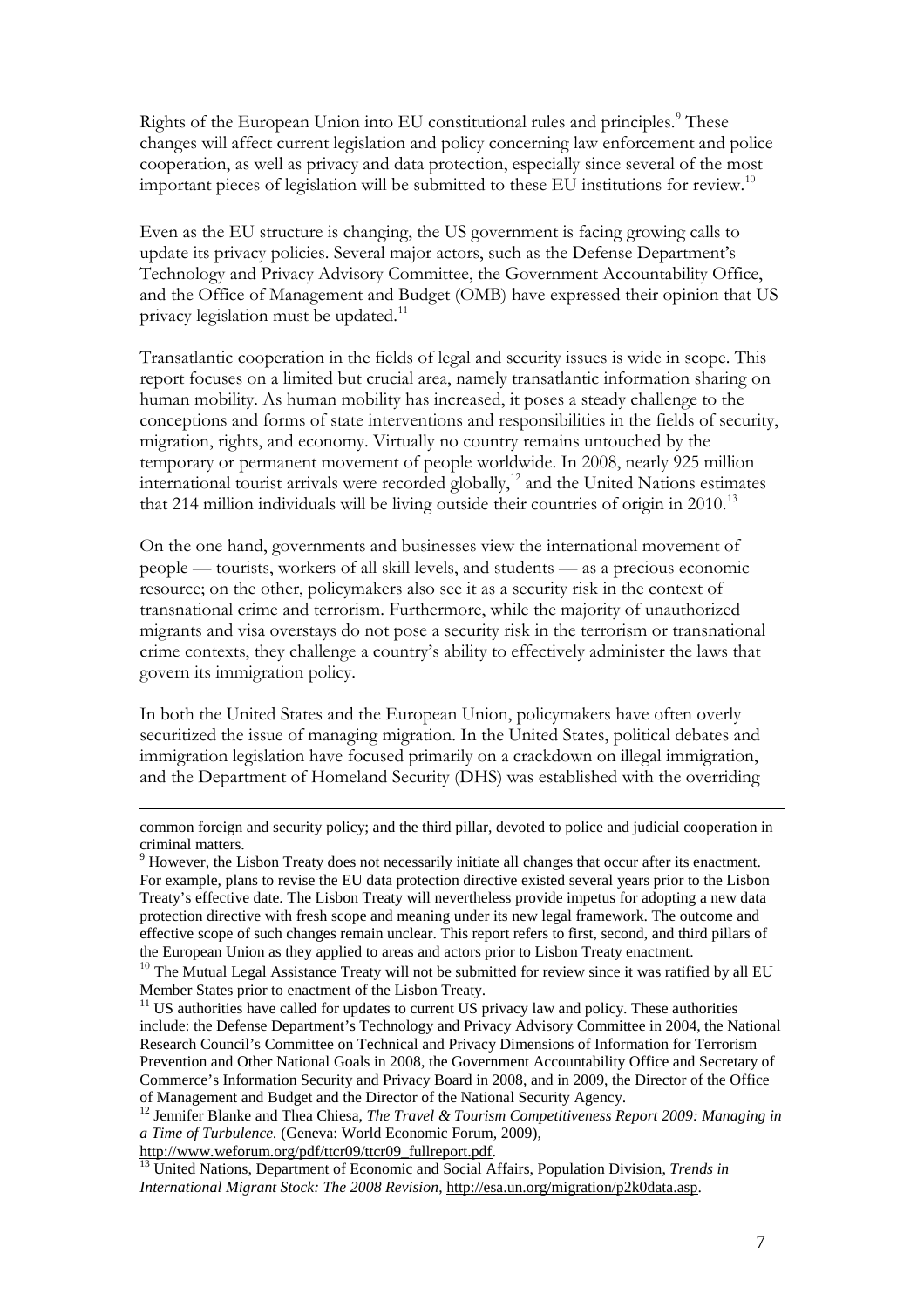Rights of the European Union into EU constitutional rules and principles.[9] These changes will affect current legislation and policy concerning law enforcement and police cooperation, as well as privacy and data protection, especially since several of the most important pieces of legislation will be submitted to these EU institutions for review.[10]

Even as the EU structure is changing, the US government is facing growing calls to update its privacy policies. Several major actors, such as the Defense Department's Technology and Privacy Advisory Committee, the Government Accountability Office, and the Office of Management and Budget (OMB) have expressed their opinion that US privacy legislation must be updated.[11]

Transatlantic cooperation in the fields of legal and security issues is wide in scope. This report focuses on a limited but crucial area, namely transatlantic information sharing on human mobility. As human mobility has increased, it poses a steady challenge to the conceptions and forms of state interventions and responsibilities in the fields of security, migration, rights, and economy. Virtually no country remains untouched by the temporary or permanent movement of people worldwide. In 2008, nearly 925 million international tourist arrivals were recorded globally,[12] and the United Nations estimates that 214 million individuals will be living outside their countries of origin in 2010.[13]

On the one hand, governments and businesses view the international movement of people — tourists, workers of all skill levels, and students — as a precious economic resource; on the other, policymakers also see it as a security risk in the context of transnational crime and terrorism. Furthermore, while the majority of unauthorized migrants and visa overstays do not pose a security risk in the terrorism or transnational crime contexts, they challenge a country's ability to effectively administer the laws that govern its immigration policy.

In both the United States and the European Union, policymakers have often overly securitized the issue of managing migration. In the United States, political debates and immigration legislation have focused primarily on a crackdown on illegal immigration, and the Department of Homeland Security (DHS) was established with the overriding

---

common foreign and security policy; and the third pillar, devoted to police and judicial cooperation in criminal matters.

[9] However, the Lisbon Treaty does not necessarily initiate all changes that occur after its enactment. For example, plans to revise the EU data protection directive existed several years prior to the Lisbon Treaty's effective date. The Lisbon Treaty will nevertheless provide impetus for adopting a new data protection directive with fresh scope and meaning under its new legal framework. The outcome and effective scope of such changes remain unclear. This report refers to first, second, and third pillars of the European Union as they applied to areas and actors prior to Lisbon Treaty enactment.

[10] The Mutual Legal Assistance Treaty will not be submitted for review since it was ratified by all EU Member States prior to enactment of the Lisbon Treaty.

[11] US authorities have called for updates to current US privacy law and policy. These authorities include: the Defense Department's Technology and Privacy Advisory Committee in 2004, the National Research Council's Committee on Technical and Privacy Dimensions of Information for Terrorism Prevention and Other National Goals in 2008, the Government Accountability Office and Secretary of Commerce's Information Security and Privacy Board in 2008, and in 2009, the Director of the Office of Management and Budget and the Director of the National Security Agency.

[12] Jennifer Blanke and Thea Chiesa, *The Travel & Tourism Competitiveness Report 2009: Managing in a Time of Turbulence.* (Geneva: World Economic Forum, 2009), http://www.weforum.org/pdf/ttcr09/ttcr09_fullreport.pdf.

[13] United Nations, Department of Economic and Social Affairs, Population Division, *Trends in International Migrant Stock: The 2008 Revision*, http://esa.un.org/migration/p2k0data.asp.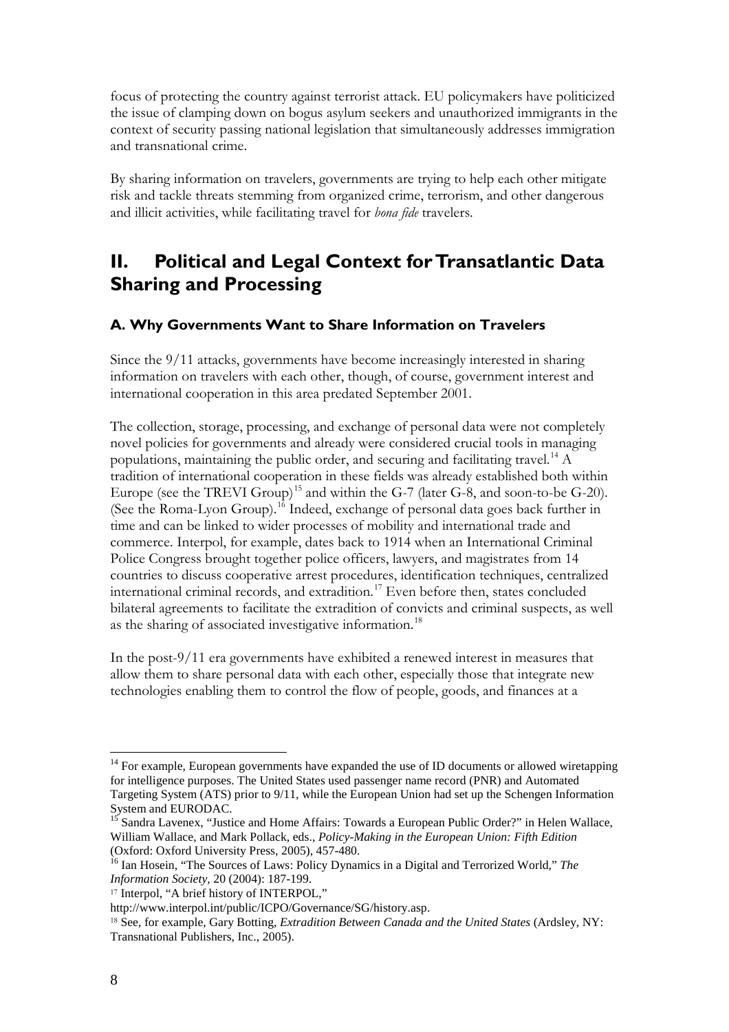focus of protecting the country against terrorist attack. EU policymakers have politicized the issue of clamping down on bogus asylum seekers and unauthorized immigrants in the context of security passing national legislation that simultaneously addresses immigration and transnational crime.

By sharing information on travelers, governments are trying to help each other mitigate risk and tackle threats stemming from organized crime, terrorism, and other dangerous and illicit activities, while facilitating travel for *bona fide* travelers.

## II. Political and Legal Context for Transatlantic Data Sharing and Processing

### A. Why Governments Want to Share Information on Travelers

Since the 9/11 attacks, governments have become increasingly interested in sharing information on travelers with each other, though, of course, government interest and international cooperation in this area predated September 2001.

The collection, storage, processing, and exchange of personal data were not completely novel policies for governments and already were considered crucial tools in managing populations, maintaining the public order, and securing and facilitating travel.[14] A tradition of international cooperation in these fields was already established both within Europe (see the TREVI Group)[15] and within the G-7 (later G-8, and soon-to-be G-20). (See the Roma-Lyon Group).[16] Indeed, exchange of personal data goes back further in time and can be linked to wider processes of mobility and international trade and commerce. Interpol, for example, dates back to 1914 when an International Criminal Police Congress brought together police officers, lawyers, and magistrates from 14 countries to discuss cooperative arrest procedures, identification techniques, centralized international criminal records, and extradition.[17] Even before then, states concluded bilateral agreements to facilitate the extradition of convicts and criminal suspects, as well as the sharing of associated investigative information.[18]

In the post-9/11 era governments have exhibited a renewed interest in measures that allow them to share personal data with each other, especially those that integrate new technologies enabling them to control the flow of people, goods, and finances at a

---

[14] For example, European governments have expanded the use of ID documents or allowed wiretapping for intelligence purposes. The United States used passenger name record (PNR) and Automated Targeting System (ATS) prior to 9/11, while the European Union had set up the Schengen Information System and EURODAC.

[15] Sandra Lavenex, "Justice and Home Affairs: Towards a European Public Order?" in Helen Wallace, William Wallace, and Mark Pollack, eds., *Policy-Making in the European Union: Fifth Edition* (Oxford: Oxford University Press, 2005), 457-480.

[16] Ian Hosein, "The Sources of Laws: Policy Dynamics in a Digital and Terrorized World," *The Information Society,* 20 (2004): 187-199.

[17] Interpol, "A brief history of INTERPOL," http://www.interpol.int/public/ICPO/Governance/SG/history.asp.

[18] See, for example, Gary Botting, *Extradition Between Canada and the United States* (Ardsley, NY: Transnational Publishers, Inc., 2005).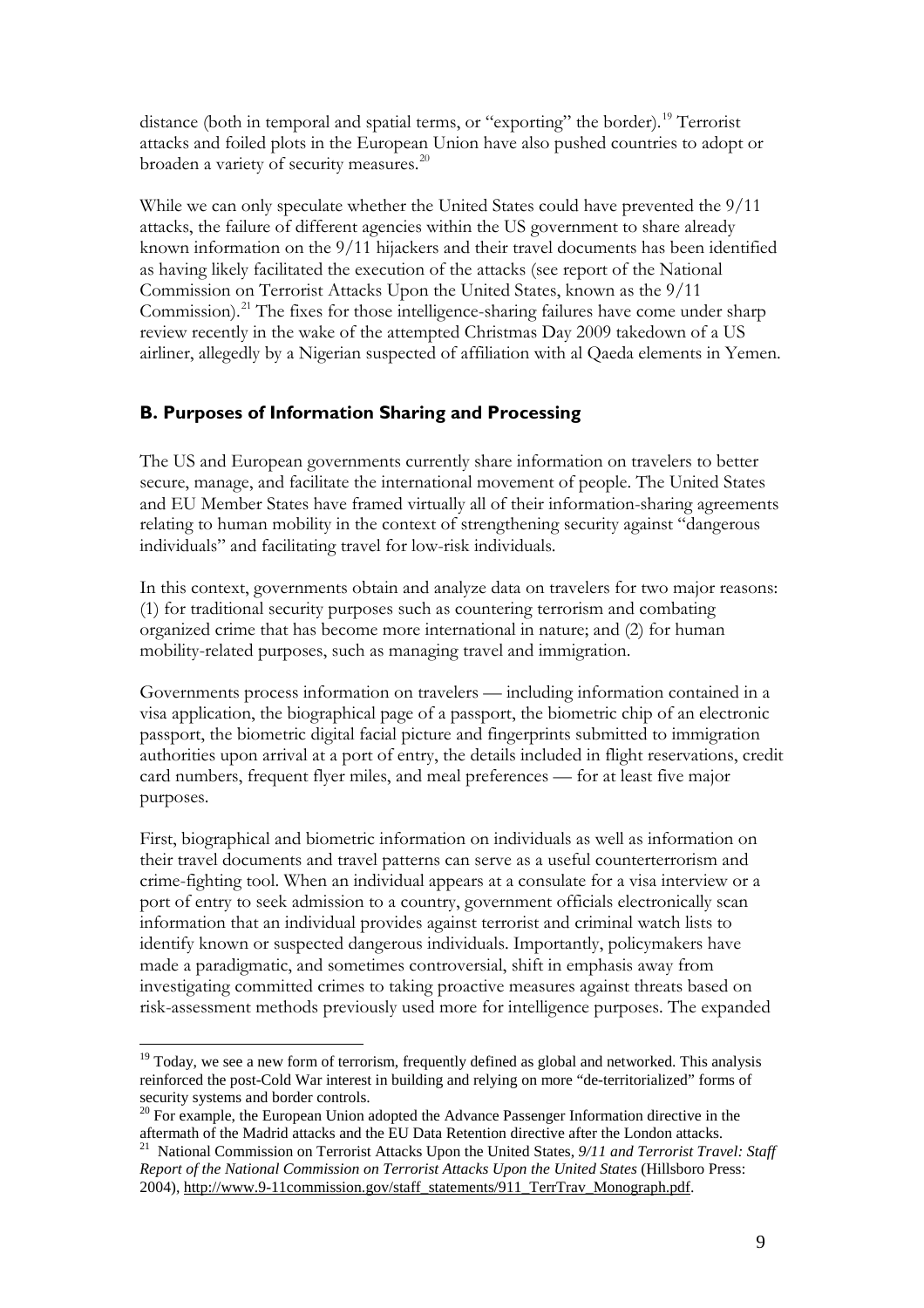distance (both in temporal and spatial terms, or "exporting" the border).[19] Terrorist attacks and foiled plots in the European Union have also pushed countries to adopt or broaden a variety of security measures.[20]

While we can only speculate whether the United States could have prevented the 9/11 attacks, the failure of different agencies within the US government to share already known information on the 9/11 hijackers and their travel documents has been identified as having likely facilitated the execution of the attacks (see report of the National Commission on Terrorist Attacks Upon the United States, known as the 9/11 Commission).[21] The fixes for those intelligence-sharing failures have come under sharp review recently in the wake of the attempted Christmas Day 2009 takedown of a US airliner, allegedly by a Nigerian suspected of affiliation with al Qaeda elements in Yemen.

## B. Purposes of Information Sharing and Processing

The US and European governments currently share information on travelers to better secure, manage, and facilitate the international movement of people. The United States and EU Member States have framed virtually all of their information-sharing agreements relating to human mobility in the context of strengthening security against "dangerous individuals" and facilitating travel for low-risk individuals.

In this context, governments obtain and analyze data on travelers for two major reasons: (1) for traditional security purposes such as countering terrorism and combating organized crime that has become more international in nature; and (2) for human mobility-related purposes, such as managing travel and immigration.

Governments process information on travelers — including information contained in a visa application, the biographical page of a passport, the biometric chip of an electronic passport, the biometric digital facial picture and fingerprints submitted to immigration authorities upon arrival at a port of entry, the details included in flight reservations, credit card numbers, frequent flyer miles, and meal preferences — for at least five major purposes.

First, biographical and biometric information on individuals as well as information on their travel documents and travel patterns can serve as a useful counterterrorism and crime-fighting tool. When an individual appears at a consulate for a visa interview or a port of entry to seek admission to a country, government officials electronically scan information that an individual provides against terrorist and criminal watch lists to identify known or suspected dangerous individuals. Importantly, policymakers have made a paradigmatic, and sometimes controversial, shift in emphasis away from investigating committed crimes to taking proactive measures against threats based on risk-assessment methods previously used more for intelligence purposes. The expanded

---

[19] Today, we see a new form of terrorism, frequently defined as global and networked. This analysis reinforced the post-Cold War interest in building and relying on more "de-territorialized" forms of security systems and border controls.

[20] For example, the European Union adopted the Advance Passenger Information directive in the aftermath of the Madrid attacks and the EU Data Retention directive after the London attacks.

[21] National Commission on Terrorist Attacks Upon the United States, *9/11 and Terrorist Travel: Staff Report of the National Commission on Terrorist Attacks Upon the United States* (Hillsboro Press: 2004), http://www.9-11commission.gov/staff_statements/911_TerrTrav_Monograph.pdf.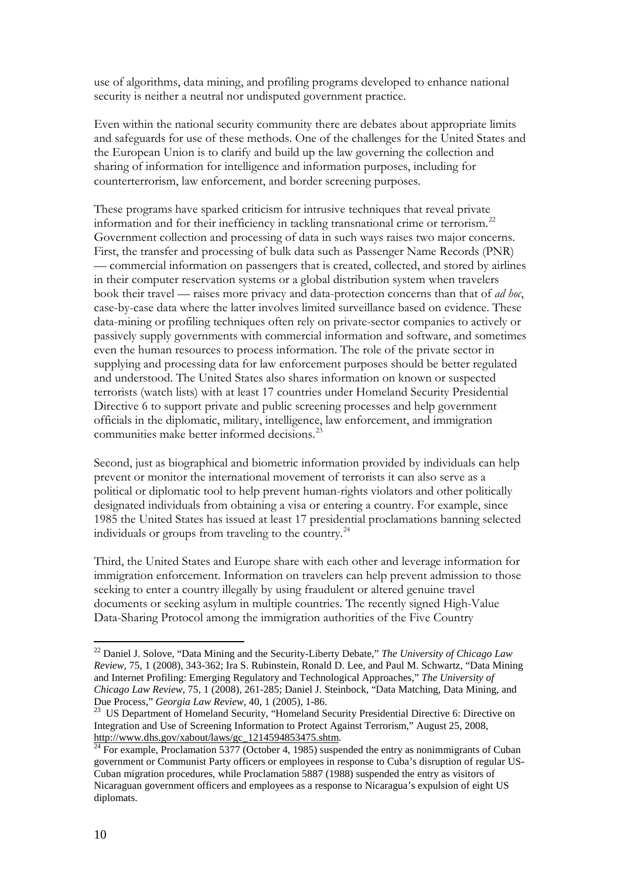use of algorithms, data mining, and profiling programs developed to enhance national security is neither a neutral nor undisputed government practice.

Even within the national security community there are debates about appropriate limits and safeguards for use of these methods. One of the challenges for the United States and the European Union is to clarify and build up the law governing the collection and sharing of information for intelligence and information purposes, including for counterterrorism, law enforcement, and border screening purposes.

These programs have sparked criticism for intrusive techniques that reveal private information and for their inefficiency in tackling transnational crime or terrorism.[22] Government collection and processing of data in such ways raises two major concerns. First, the transfer and processing of bulk data such as Passenger Name Records (PNR) — commercial information on passengers that is created, collected, and stored by airlines in their computer reservation systems or a global distribution system when travelers book their travel — raises more privacy and data-protection concerns than that of *ad hoc*, case-by-case data where the latter involves limited surveillance based on evidence. These data-mining or profiling techniques often rely on private-sector companies to actively or passively supply governments with commercial information and software, and sometimes even the human resources to process information. The role of the private sector in supplying and processing data for law enforcement purposes should be better regulated and understood. The United States also shares information on known or suspected terrorists (watch lists) with at least 17 countries under Homeland Security Presidential Directive 6 to support private and public screening processes and help government officials in the diplomatic, military, intelligence, law enforcement, and immigration communities make better informed decisions.[23]

Second, just as biographical and biometric information provided by individuals can help prevent or monitor the international movement of terrorists it can also serve as a political or diplomatic tool to help prevent human-rights violators and other politically designated individuals from obtaining a visa or entering a country. For example, since 1985 the United States has issued at least 17 presidential proclamations banning selected individuals or groups from traveling to the country.[24]

Third, the United States and Europe share with each other and leverage information for immigration enforcement. Information on travelers can help prevent admission to those seeking to enter a country illegally by using fraudulent or altered genuine travel documents or seeking asylum in multiple countries. The recently signed High-Value Data-Sharing Protocol among the immigration authorities of the Five Country

---

[22] Daniel J. Solove, "Data Mining and the Security-Liberty Debate," *The University of Chicago Law Review*, 75, 1 (2008), 343-362; Ira S. Rubinstein, Ronald D. Lee, and Paul M. Schwartz, "Data Mining and Internet Profiling: Emerging Regulatory and Technological Approaches," *The University of Chicago Law Review*, 75, 1 (2008), 261-285; Daniel J. Steinbock, "Data Matching, Data Mining, and Due Process," *Georgia Law Review*, 40, 1 (2005), 1-86.

[23] US Department of Homeland Security, "Homeland Security Presidential Directive 6: Directive on Integration and Use of Screening Information to Protect Against Terrorism," August 25, 2008, http://www.dhs.gov/xabout/laws/gc_1214594853475.shtm.

[24] For example, Proclamation 5377 (October 4, 1985) suspended the entry as nonimmigrants of Cuban government or Communist Party officers or employees in response to Cuba's disruption of regular US-Cuban migration procedures, while Proclamation 5887 (1988) suspended the entry as visitors of Nicaraguan government officers and employees as a response to Nicaragua's expulsion of eight US diplomats.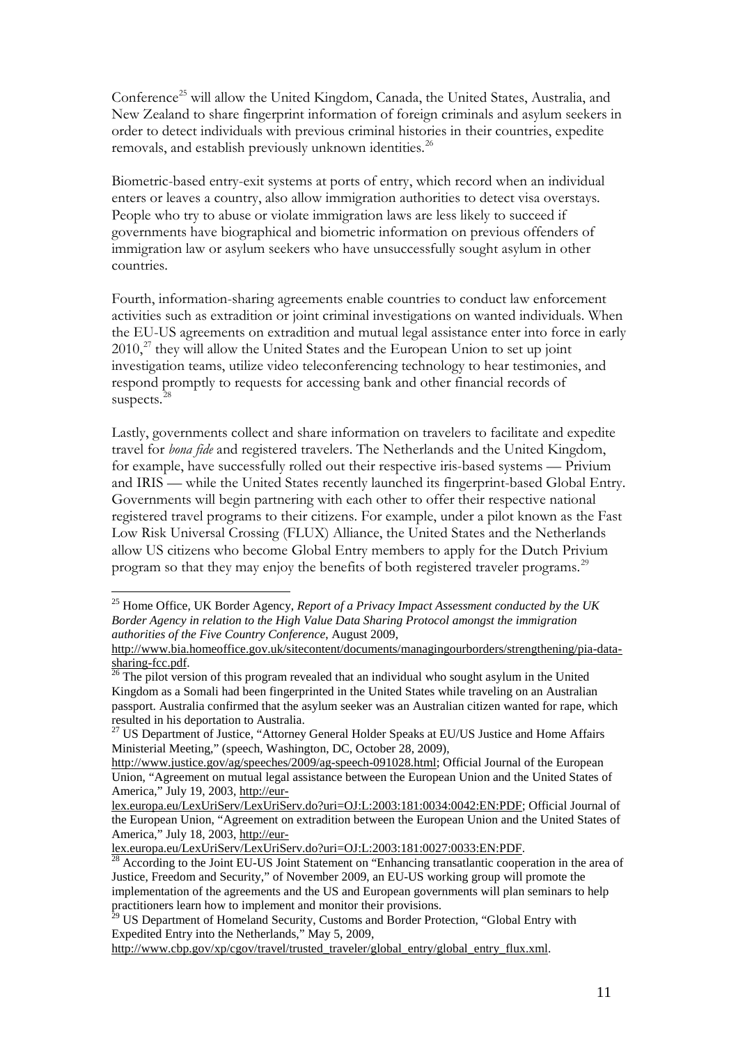Conference[25] will allow the United Kingdom, Canada, the United States, Australia, and New Zealand to share fingerprint information of foreign criminals and asylum seekers in order to detect individuals with previous criminal histories in their countries, expedite removals, and establish previously unknown identities.[26]

Biometric-based entry-exit systems at ports of entry, which record when an individual enters or leaves a country, also allow immigration authorities to detect visa overstays. People who try to abuse or violate immigration laws are less likely to succeed if governments have biographical and biometric information on previous offenders of immigration law or asylum seekers who have unsuccessfully sought asylum in other countries.

Fourth, information-sharing agreements enable countries to conduct law enforcement activities such as extradition or joint criminal investigations on wanted individuals. When the EU-US agreements on extradition and mutual legal assistance enter into force in early 2010,[27] they will allow the United States and the European Union to set up joint investigation teams, utilize video teleconferencing technology to hear testimonies, and respond promptly to requests for accessing bank and other financial records of suspects.[28]

Lastly, governments collect and share information on travelers to facilitate and expedite travel for *bona fide* and registered travelers. The Netherlands and the United Kingdom, for example, have successfully rolled out their respective iris-based systems — Privium and IRIS — while the United States recently launched its fingerprint-based Global Entry. Governments will begin partnering with each other to offer their respective national registered travel programs to their citizens. For example, under a pilot known as the Fast Low Risk Universal Crossing (FLUX) Alliance, the United States and the Netherlands allow US citizens who become Global Entry members to apply for the Dutch Privium program so that they may enjoy the benefits of both registered traveler programs.[29]

---

[25] Home Office, UK Border Agency, *Report of a Privacy Impact Assessment conducted by the UK Border Agency in relation to the High Value Data Sharing Protocol amongst the immigration authorities of the Five Country Conference*, August 2009, http://www.bia.homeoffice.gov.uk/sitecontent/documents/managingourborders/strengthening/pia-data-sharing-fcc.pdf.

[26] The pilot version of this program revealed that an individual who sought asylum in the United Kingdom as a Somali had been fingerprinted in the United States while traveling on an Australian passport. Australia confirmed that the asylum seeker was an Australian citizen wanted for rape, which resulted in his deportation to Australia.

[27] US Department of Justice, "Attorney General Holder Speaks at EU/US Justice and Home Affairs Ministerial Meeting," (speech, Washington, DC, October 28, 2009), http://www.justice.gov/ag/speeches/2009/ag-speech-091028.html; Official Journal of the European Union, "Agreement on mutual legal assistance between the European Union and the United States of America," July 19, 2003, http://eur-lex.europa.eu/LexUriServ/LexUriServ.do?uri=OJ:L:2003:181:0034:0042:EN:PDF; Official Journal of the European Union, "Agreement on extradition between the European Union and the United States of America," July 18, 2003, http://eur-lex.europa.eu/LexUriServ/LexUriServ.do?uri=OJ:L:2003:181:0027:0033:EN:PDF.

[28] According to the Joint EU-US Joint Statement on "Enhancing transatlantic cooperation in the area of Justice, Freedom and Security," of November 2009, an EU-US working group will promote the implementation of the agreements and the US and European governments will plan seminars to help practitioners learn how to implement and monitor their provisions.

[29] US Department of Homeland Security, Customs and Border Protection, "Global Entry with Expedited Entry into the Netherlands," May 5, 2009, http://www.cbp.gov/xp/cgov/travel/trusted_traveler/global_entry/global_entry_flux.xml.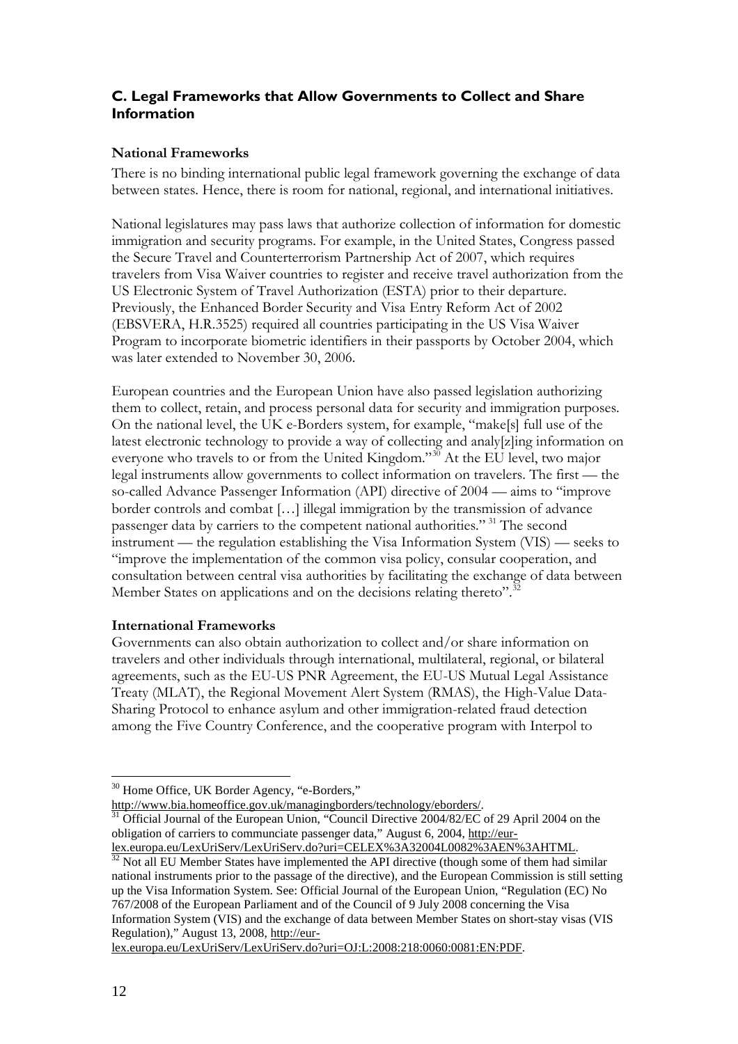### C. Legal Frameworks that Allow Governments to Collect and Share Information

**National Frameworks**

There is no binding international public legal framework governing the exchange of data between states. Hence, there is room for national, regional, and international initiatives.

National legislatures may pass laws that authorize collection of information for domestic immigration and security programs. For example, in the United States, Congress passed the Secure Travel and Counterterrorism Partnership Act of 2007, which requires travelers from Visa Waiver countries to register and receive travel authorization from the US Electronic System of Travel Authorization (ESTA) prior to their departure. Previously, the Enhanced Border Security and Visa Entry Reform Act of 2002 (EBSVERA, H.R.3525) required all countries participating in the US Visa Waiver Program to incorporate biometric identifiers in their passports by October 2004, which was later extended to November 30, 2006.

European countries and the European Union have also passed legislation authorizing them to collect, retain, and process personal data for security and immigration purposes. On the national level, the UK e-Borders system, for example, "make[s] full use of the latest electronic technology to provide a way of collecting and analy[z]ing information on everyone who travels to or from the United Kingdom."[30] At the EU level, two major legal instruments allow governments to collect information on travelers. The first — the so-called Advance Passenger Information (API) directive of 2004 — aims to "improve border controls and combat […] illegal immigration by the transmission of advance passenger data by carriers to the competent national authorities." [31] The second instrument — the regulation establishing the Visa Information System (VIS) — seeks to "improve the implementation of the common visa policy, consular cooperation, and consultation between central visa authorities by facilitating the exchange of data between Member States on applications and on the decisions relating thereto".[32]

**International Frameworks**

Governments can also obtain authorization to collect and/or share information on travelers and other individuals through international, multilateral, regional, or bilateral agreements, such as the EU-US PNR Agreement, the EU-US Mutual Legal Assistance Treaty (MLAT), the Regional Movement Alert System (RMAS), the High-Value Data-Sharing Protocol to enhance asylum and other immigration-related fraud detection among the Five Country Conference, and the cooperative program with Interpol to

---

[30] Home Office, UK Border Agency, "e-Borders," http://www.bia.homeoffice.gov.uk/managingborders/technology/eborders/.

[31] Official Journal of the European Union, "Council Directive 2004/82/EC of 29 April 2004 on the obligation of carriers to communciate passenger data," August 6, 2004, http://eur-lex.europa.eu/LexUriServ/LexUriServ.do?uri=CELEX%3A32004L0082%3AEN%3AHTML.

[32] Not all EU Member States have implemented the API directive (though some of them had similar national instruments prior to the passage of the directive), and the European Commission is still setting up the Visa Information System. See: Official Journal of the European Union, "Regulation (EC) No 767/2008 of the European Parliament and of the Council of 9 July 2008 concerning the Visa Information System (VIS) and the exchange of data between Member States on short-stay visas (VIS Regulation)," August 13, 2008, http://eur-lex.europa.eu/LexUriServ/LexUriServ.do?uri=OJ:L:2008:218:0060:0081:EN:PDF.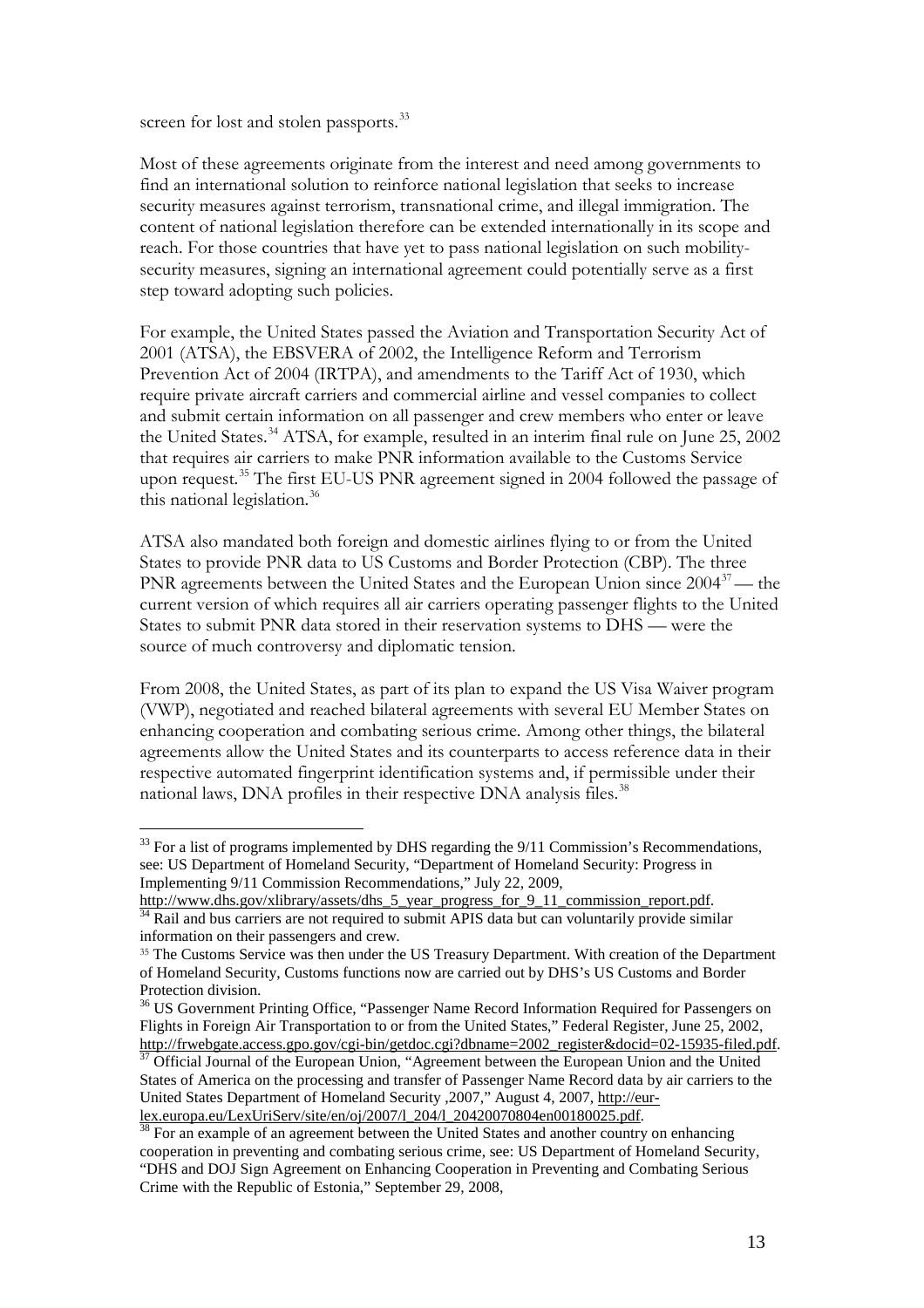screen for lost and stolen passports.[33]

Most of these agreements originate from the interest and need among governments to find an international solution to reinforce national legislation that seeks to increase security measures against terrorism, transnational crime, and illegal immigration. The content of national legislation therefore can be extended internationally in its scope and reach. For those countries that have yet to pass national legislation on such mobility-security measures, signing an international agreement could potentially serve as a first step toward adopting such policies.

For example, the United States passed the Aviation and Transportation Security Act of 2001 (ATSA), the EBSVERA of 2002, the Intelligence Reform and Terrorism Prevention Act of 2004 (IRTPA), and amendments to the Tariff Act of 1930, which require private aircraft carriers and commercial airline and vessel companies to collect and submit certain information on all passenger and crew members who enter or leave the United States.[34] ATSA, for example, resulted in an interim final rule on June 25, 2002 that requires air carriers to make PNR information available to the Customs Service upon request.[35] The first EU-US PNR agreement signed in 2004 followed the passage of this national legislation.[36]

ATSA also mandated both foreign and domestic airlines flying to or from the United States to provide PNR data to US Customs and Border Protection (CBP). The three PNR agreements between the United States and the European Union since 2004[37] — the current version of which requires all air carriers operating passenger flights to the United States to submit PNR data stored in their reservation systems to DHS — were the source of much controversy and diplomatic tension.

From 2008, the United States, as part of its plan to expand the US Visa Waiver program (VWP), negotiated and reached bilateral agreements with several EU Member States on enhancing cooperation and combating serious crime. Among other things, the bilateral agreements allow the United States and its counterparts to access reference data in their respective automated fingerprint identification systems and, if permissible under their national laws, DNA profiles in their respective DNA analysis files.[38]

---

[33] For a list of programs implemented by DHS regarding the 9/11 Commission's Recommendations, see: US Department of Homeland Security, "Department of Homeland Security: Progress in Implementing 9/11 Commission Recommendations," July 22, 2009, http://www.dhs.gov/xlibrary/assets/dhs_5_year_progress_for_9_11_commission_report.pdf.

[34] Rail and bus carriers are not required to submit APIS data but can voluntarily provide similar information on their passengers and crew.

[35] The Customs Service was then under the US Treasury Department. With creation of the Department of Homeland Security, Customs functions now are carried out by DHS's US Customs and Border Protection division.

[36] US Government Printing Office, "Passenger Name Record Information Required for Passengers on Flights in Foreign Air Transportation to or from the United States," Federal Register, June 25, 2002, http://frwebgate.access.gpo.gov/cgi-bin/getdoc.cgi?dbname=2002_register&docid=02-15935-filed.pdf.

[37] Official Journal of the European Union, "Agreement between the European Union and the United States of America on the processing and transfer of Passenger Name Record data by air carriers to the United States Department of Homeland Security ,2007," August 4, 2007, http://eur-lex.europa.eu/LexUriServ/site/en/oj/2007/l_204/l_20420070804en00180025.pdf.

[38] For an example of an agreement between the United States and another country on enhancing cooperation in preventing and combating serious crime, see: US Department of Homeland Security, "DHS and DOJ Sign Agreement on Enhancing Cooperation in Preventing and Combating Serious Crime with the Republic of Estonia," September 29, 2008,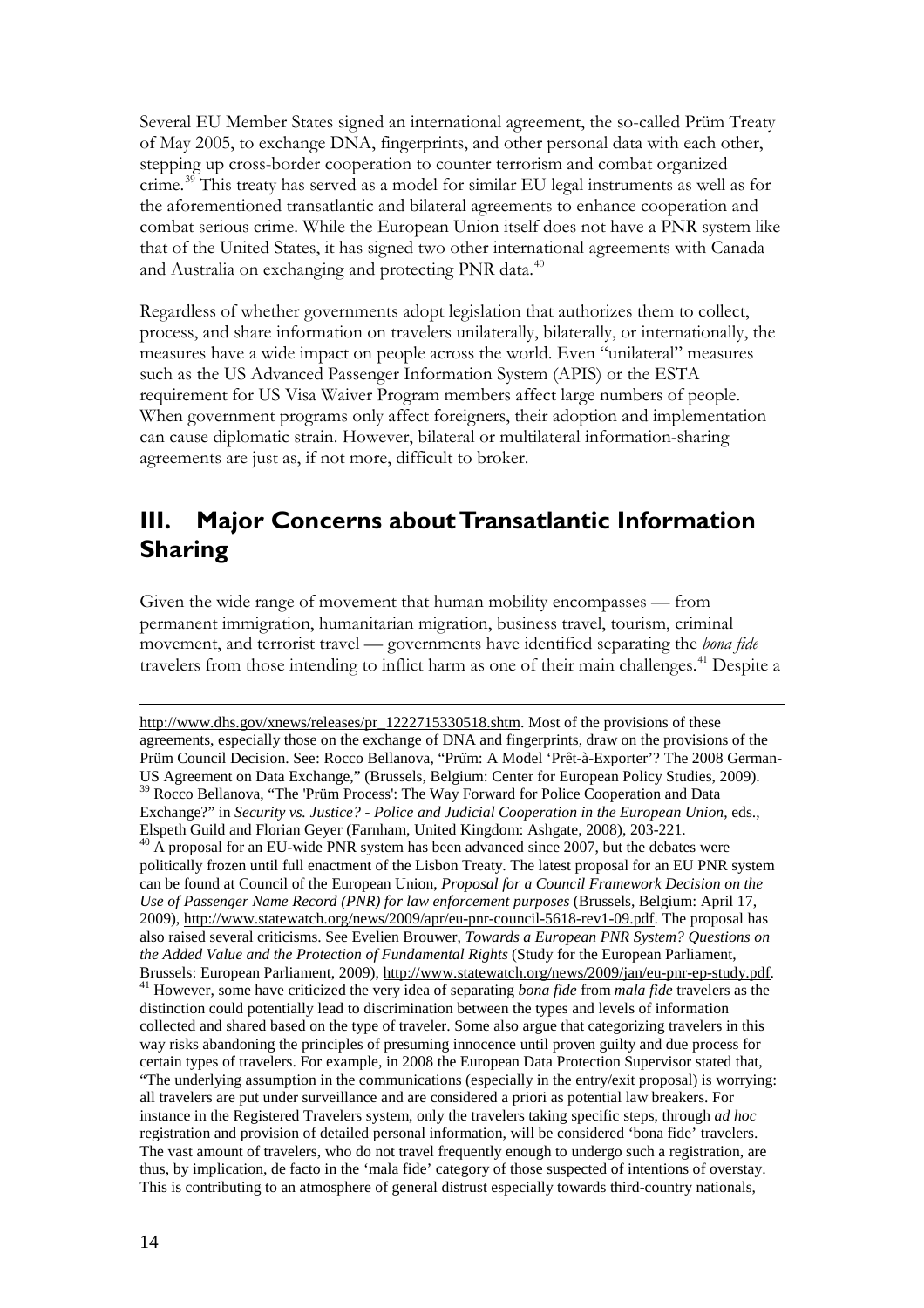Several EU Member States signed an international agreement, the so-called Prüm Treaty of May 2005, to exchange DNA, fingerprints, and other personal data with each other, stepping up cross-border cooperation to counter terrorism and combat organized crime.[39] This treaty has served as a model for similar EU legal instruments as well as for the aforementioned transatlantic and bilateral agreements to enhance cooperation and combat serious crime. While the European Union itself does not have a PNR system like that of the United States, it has signed two other international agreements with Canada and Australia on exchanging and protecting PNR data.[40]

Regardless of whether governments adopt legislation that authorizes them to collect, process, and share information on travelers unilaterally, bilaterally, or internationally, the measures have a wide impact on people across the world. Even "unilateral" measures such as the US Advanced Passenger Information System (APIS) or the ESTA requirement for US Visa Waiver Program members affect large numbers of people. When government programs only affect foreigners, their adoption and implementation can cause diplomatic strain. However, bilateral or multilateral information-sharing agreements are just as, if not more, difficult to broker.

## III. Major Concerns about Transatlantic Information Sharing

Given the wide range of movement that human mobility encompasses — from permanent immigration, humanitarian migration, business travel, tourism, criminal movement, and terrorist travel — governments have identified separating the *bona fide* travelers from those intending to inflict harm as one of their main challenges.[41] Despite a

---

http://www.dhs.gov/xnews/releases/pr_1222715330518.shtm. Most of the provisions of these agreements, especially those on the exchange of DNA and fingerprints, draw on the provisions of the Prüm Council Decision. See: Rocco Bellanova, "Prüm: A Model 'Prêt-à-Exporter'? The 2008 German-US Agreement on Data Exchange," (Brussels, Belgium: Center for European Policy Studies, 2009).

[39] Rocco Bellanova, "The 'Prüm Process': The Way Forward for Police Cooperation and Data Exchange?" in *Security vs. Justice? - Police and Judicial Cooperation in the European Union*, eds., Elspeth Guild and Florian Geyer (Farnham, United Kingdom: Ashgate, 2008), 203-221.

[40] A proposal for an EU-wide PNR system has been advanced since 2007, but the debates were politically frozen until full enactment of the Lisbon Treaty. The latest proposal for an EU PNR system can be found at Council of the European Union, *Proposal for a Council Framework Decision on the Use of Passenger Name Record (PNR) for law enforcement purposes* (Brussels, Belgium: April 17, 2009), http://www.statewatch.org/news/2009/apr/eu-pnr-council-5618-rev1-09.pdf. The proposal has also raised several criticisms. See Evelien Brouwer, *Towards a European PNR System? Questions on the Added Value and the Protection of Fundamental Rights* (Study for the European Parliament, Brussels: European Parliament, 2009), http://www.statewatch.org/news/2009/jan/eu-pnr-ep-study.pdf.

[41] However, some have criticized the very idea of separating *bona fide* from *mala fide* travelers as the distinction could potentially lead to discrimination between the types and levels of information collected and shared based on the type of traveler. Some also argue that categorizing travelers in this way risks abandoning the principles of presuming innocence until proven guilty and due process for certain types of travelers. For example, in 2008 the European Data Protection Supervisor stated that, "The underlying assumption in the communications (especially in the entry/exit proposal) is worrying: all travelers are put under surveillance and are considered a priori as potential law breakers. For instance in the Registered Travelers system, only the travelers taking specific steps, through *ad hoc* registration and provision of detailed personal information, will be considered 'bona fide' travelers. The vast amount of travelers, who do not travel frequently enough to undergo such a registration, are thus, by implication, de facto in the 'mala fide' category of those suspected of intentions of overstay. This is contributing to an atmosphere of general distrust especially towards third-country nationals,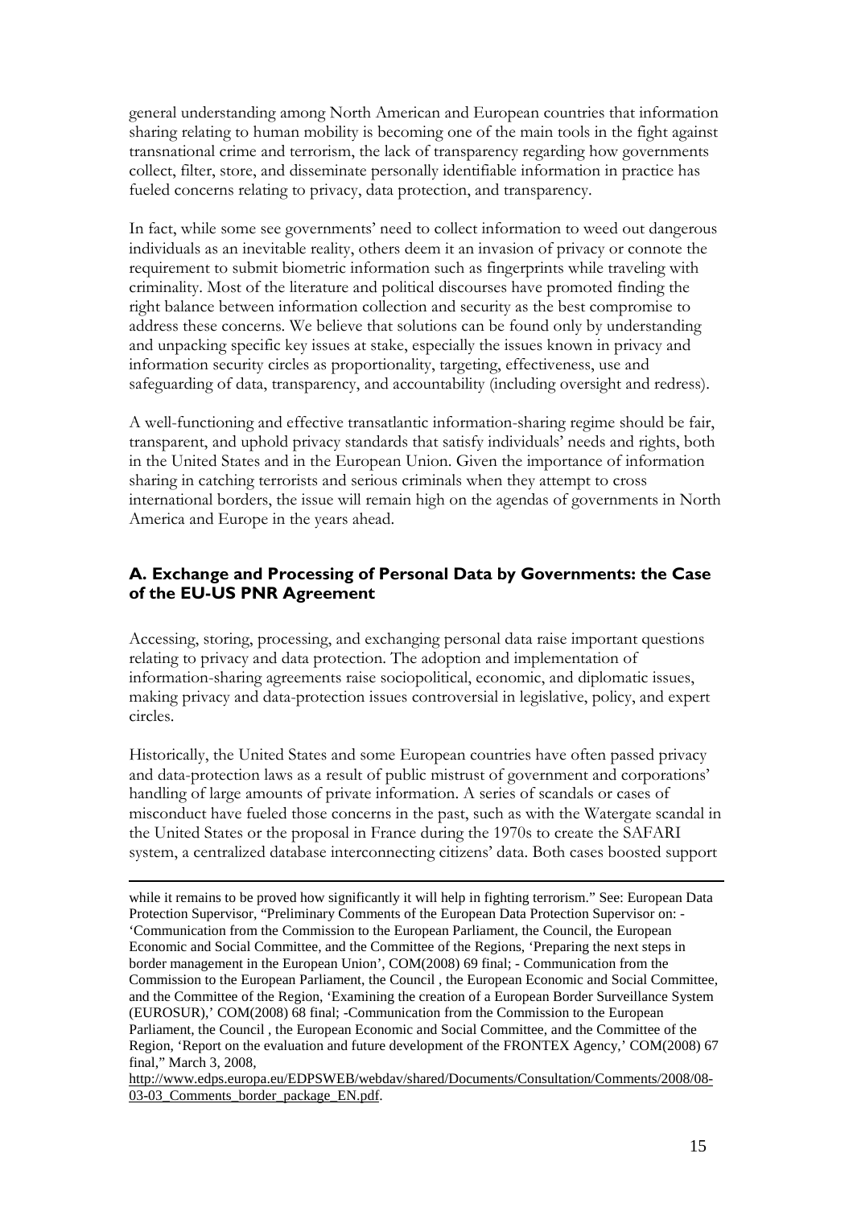general understanding among North American and European countries that information sharing relating to human mobility is becoming one of the main tools in the fight against transnational crime and terrorism, the lack of transparency regarding how governments collect, filter, store, and disseminate personally identifiable information in practice has fueled concerns relating to privacy, data protection, and transparency.

In fact, while some see governments' need to collect information to weed out dangerous individuals as an inevitable reality, others deem it an invasion of privacy or connote the requirement to submit biometric information such as fingerprints while traveling with criminality. Most of the literature and political discourses have promoted finding the right balance between information collection and security as the best compromise to address these concerns. We believe that solutions can be found only by understanding and unpacking specific key issues at stake, especially the issues known in privacy and information security circles as proportionality, targeting, effectiveness, use and safeguarding of data, transparency, and accountability (including oversight and redress).

A well-functioning and effective transatlantic information-sharing regime should be fair, transparent, and uphold privacy standards that satisfy individuals' needs and rights, both in the United States and in the European Union. Given the importance of information sharing in catching terrorists and serious criminals when they attempt to cross international borders, the issue will remain high on the agendas of governments in North America and Europe in the years ahead.

### A. Exchange and Processing of Personal Data by Governments: the Case of the EU-US PNR Agreement

Accessing, storing, processing, and exchanging personal data raise important questions relating to privacy and data protection. The adoption and implementation of information-sharing agreements raise sociopolitical, economic, and diplomatic issues, making privacy and data-protection issues controversial in legislative, policy, and expert circles.

Historically, the United States and some European countries have often passed privacy and data-protection laws as a result of public mistrust of government and corporations' handling of large amounts of private information. A series of scandals or cases of misconduct have fueled those concerns in the past, such as with the Watergate scandal in the United States or the proposal in France during the 1970s to create the SAFARI system, a centralized database interconnecting citizens' data. Both cases boosted support

---

while it remains to be proved how significantly it will help in fighting terrorism." See: European Data Protection Supervisor, "Preliminary Comments of the European Data Protection Supervisor on: - 'Communication from the Commission to the European Parliament, the Council, the European Economic and Social Committee, and the Committee of the Regions, 'Preparing the next steps in border management in the European Union', COM(2008) 69 final; - Communication from the Commission to the European Parliament, the Council , the European Economic and Social Committee, and the Committee of the Region, 'Examining the creation of a European Border Surveillance System (EUROSUR),' COM(2008) 68 final; -Communication from the Commission to the European Parliament, the Council , the European Economic and Social Committee, and the Committee of the Region, 'Report on the evaluation and future development of the FRONTEX Agency,' COM(2008) 67 final," March 3, 2008, http://www.edps.europa.eu/EDPSWEB/webdav/shared/Documents/Consultation/Comments/2008/08-03-03_Comments_border_package_EN.pdf.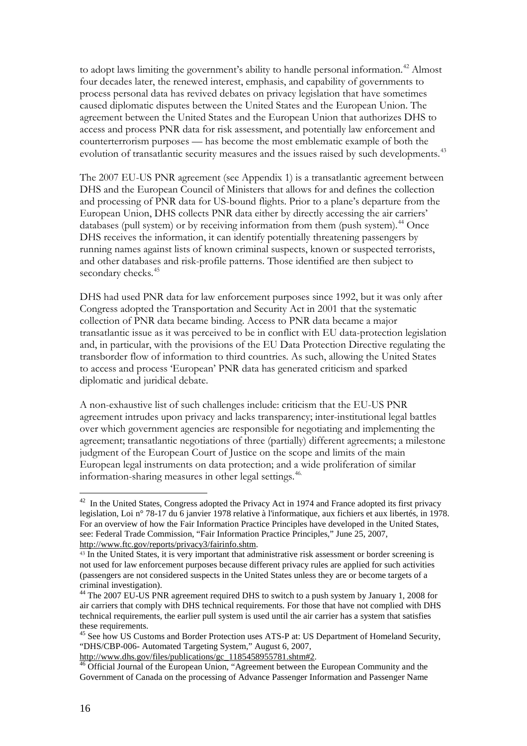to adopt laws limiting the government's ability to handle personal information.[42] Almost four decades later, the renewed interest, emphasis, and capability of governments to process personal data has revived debates on privacy legislation that have sometimes caused diplomatic disputes between the United States and the European Union. The agreement between the United States and the European Union that authorizes DHS to access and process PNR data for risk assessment, and potentially law enforcement and counterterrorism purposes — has become the most emblematic example of both the evolution of transatlantic security measures and the issues raised by such developments.[43]

The 2007 EU-US PNR agreement (see Appendix 1) is a transatlantic agreement between DHS and the European Council of Ministers that allows for and defines the collection and processing of PNR data for US-bound flights. Prior to a plane's departure from the European Union, DHS collects PNR data either by directly accessing the air carriers' databases (pull system) or by receiving information from them (push system).[44] Once DHS receives the information, it can identify potentially threatening passengers by running names against lists of known criminal suspects, known or suspected terrorists, and other databases and risk-profile patterns. Those identified are then subject to secondary checks.[45]

DHS had used PNR data for law enforcement purposes since 1992, but it was only after Congress adopted the Transportation and Security Act in 2001 that the systematic collection of PNR data became binding. Access to PNR data became a major transatlantic issue as it was perceived to be in conflict with EU data-protection legislation and, in particular, with the provisions of the EU Data Protection Directive regulating the transborder flow of information to third countries. As such, allowing the United States to access and process 'European' PNR data has generated criticism and sparked diplomatic and juridical debate.

A non-exhaustive list of such challenges include: criticism that the EU-US PNR agreement intrudes upon privacy and lacks transparency; inter-institutional legal battles over which government agencies are responsible for negotiating and implementing the agreement; transatlantic negotiations of three (partially) different agreements; a milestone judgment of the European Court of Justice on the scope and limits of the main European legal instruments on data protection; and a wide proliferation of similar information-sharing measures in other legal settings.[46]

---

[42] In the United States, Congress adopted the Privacy Act in 1974 and France adopted its first privacy legislation, Loi n° 78-17 du 6 janvier 1978 relative à l'informatique, aux fichiers et aux libertés, in 1978. For an overview of how the Fair Information Practice Principles have developed in the United States, see: Federal Trade Commission, "Fair Information Practice Principles," June 25, 2007, http://www.ftc.gov/reports/privacy3/fairinfo.shtm.

[43] In the United States, it is very important that administrative risk assessment or border screening is not used for law enforcement purposes because different privacy rules are applied for such activities (passengers are not considered suspects in the United States unless they are or become targets of a criminal investigation).

[44] The 2007 EU-US PNR agreement required DHS to switch to a push system by January 1, 2008 for air carriers that comply with DHS technical requirements. For those that have not complied with DHS technical requirements, the earlier pull system is used until the air carrier has a system that satisfies these requirements.

[45] See how US Customs and Border Protection uses ATS-P at: US Department of Homeland Security, "DHS/CBP-006- Automated Targeting System," August 6, 2007, http://www.dhs.gov/files/publications/gc_1185458955781.shtm#2.

[46] Official Journal of the European Union, "Agreement between the European Community and the Government of Canada on the processing of Advance Passenger Information and Passenger Name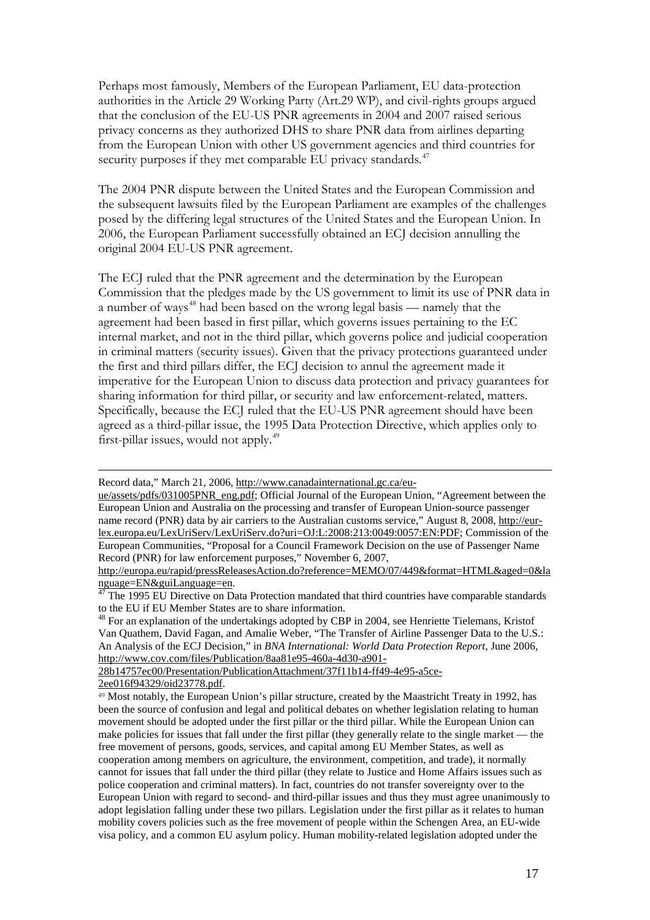Perhaps most famously, Members of the European Parliament, EU data-protection authorities in the Article 29 Working Party (Art.29 WP), and civil-rights groups argued that the conclusion of the EU-US PNR agreements in 2004 and 2007 raised serious privacy concerns as they authorized DHS to share PNR data from airlines departing from the European Union with other US government agencies and third countries for security purposes if they met comparable EU privacy standards.[47]

The 2004 PNR dispute between the United States and the European Commission and the subsequent lawsuits filed by the European Parliament are examples of the challenges posed by the differing legal structures of the United States and the European Union. In 2006, the European Parliament successfully obtained an ECJ decision annulling the original 2004 EU-US PNR agreement.

The ECJ ruled that the PNR agreement and the determination by the European Commission that the pledges made by the US government to limit its use of PNR data in a number of ways[48] had been based on the wrong legal basis — namely that the agreement had been based in first pillar, which governs issues pertaining to the EC internal market, and not in the third pillar, which governs police and judicial cooperation in criminal matters (security issues). Given that the privacy protections guaranteed under the first and third pillars differ, the ECJ decision to annul the agreement made it imperative for the European Union to discuss data protection and privacy guarantees for sharing information for third pillar, or security and law enforcement-related, matters. Specifically, because the ECJ ruled that the EU-US PNR agreement should have been agreed as a third-pillar issue, the 1995 Data Protection Directive, which applies only to first-pillar issues, would not apply.[49]

---

Record data," March 21, 2006, http://www.canadainternational.gc.ca/eu-ue/assets/pdfs/031005PNR_eng.pdf; Official Journal of the European Union, "Agreement between the European Union and Australia on the processing and transfer of European Union-source passenger name record (PNR) data by air carriers to the Australian customs service," August 8, 2008, http://eur-lex.europa.eu/LexUriServ/LexUriServ.do?uri=OJ:L:2008:213:0049:0057:EN:PDF; Commission of the European Communities, "Proposal for a Council Framework Decision on the use of Passenger Name Record (PNR) for law enforcement purposes," November 6, 2007, http://europa.eu/rapid/pressReleasesAction.do?reference=MEMO/07/449&format=HTML&aged=0&language=EN&guiLanguage=en.

[47] The 1995 EU Directive on Data Protection mandated that third countries have comparable standards to the EU if EU Member States are to share information.

[48] For an explanation of the undertakings adopted by CBP in 2004, see Henriette Tielemans, Kristof Van Quathem, David Fagan, and Amalie Weber, "The Transfer of Airline Passenger Data to the U.S.: An Analysis of the ECJ Decision," in *BNA International: World Data Protection Report*, June 2006, http://www.cov.com/files/Publication/8aa81e95-460a-4d30-a901-28b14757ec00/Presentation/PublicationAttachment/37f11b14-ff49-4e95-a5ce-2ee016f94329/oid23778.pdf.

[49] Most notably, the European Union's pillar structure, created by the Maastricht Treaty in 1992, has been the source of confusion and legal and political debates on whether legislation relating to human movement should be adopted under the first pillar or the third pillar. While the European Union can make policies for issues that fall under the first pillar (they generally relate to the single market — the free movement of persons, goods, services, and capital among EU Member States, as well as cooperation among members on agriculture, the environment, competition, and trade), it normally cannot for issues that fall under the third pillar (they relate to Justice and Home Affairs issues such as police cooperation and criminal matters). In fact, countries do not transfer sovereignty over to the European Union with regard to second- and third-pillar issues and thus they must agree unanimously to adopt legislation falling under these two pillars. Legislation under the first pillar as it relates to human mobility covers policies such as the free movement of people within the Schengen Area, an EU-wide visa policy, and a common EU asylum policy. Human mobility-related legislation adopted under the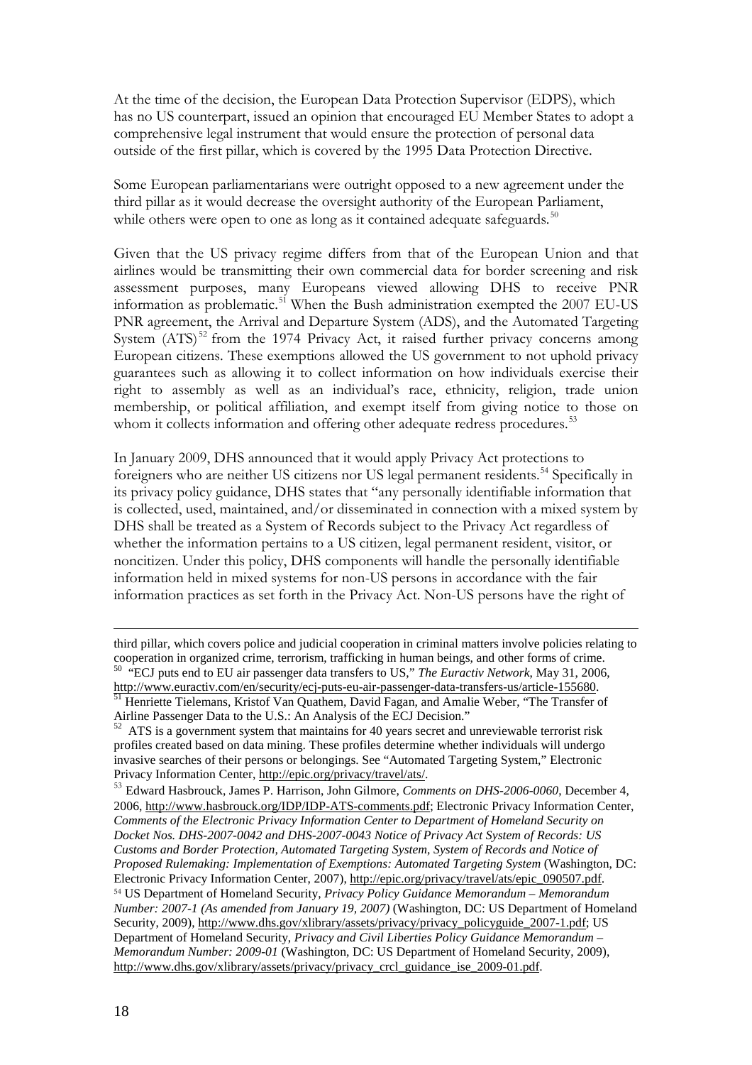At the time of the decision, the European Data Protection Supervisor (EDPS), which has no US counterpart, issued an opinion that encouraged EU Member States to adopt a comprehensive legal instrument that would ensure the protection of personal data outside of the first pillar, which is covered by the 1995 Data Protection Directive.

Some European parliamentarians were outright opposed to a new agreement under the third pillar as it would decrease the oversight authority of the European Parliament, while others were open to one as long as it contained adequate safeguards.[50]

Given that the US privacy regime differs from that of the European Union and that airlines would be transmitting their own commercial data for border screening and risk assessment purposes, many Europeans viewed allowing DHS to receive PNR information as problematic.[51] When the Bush administration exempted the 2007 EU-US PNR agreement, the Arrival and Departure System (ADS), and the Automated Targeting System (ATS)[52] from the 1974 Privacy Act, it raised further privacy concerns among European citizens. These exemptions allowed the US government to not uphold privacy guarantees such as allowing it to collect information on how individuals exercise their right to assembly as well as an individual's race, ethnicity, religion, trade union membership, or political affiliation, and exempt itself from giving notice to those on whom it collects information and offering other adequate redress procedures.[53]

In January 2009, DHS announced that it would apply Privacy Act protections to foreigners who are neither US citizens nor US legal permanent residents.[54] Specifically in its privacy policy guidance, DHS states that "any personally identifiable information that is collected, used, maintained, and/or disseminated in connection with a mixed system by DHS shall be treated as a System of Records subject to the Privacy Act regardless of whether the information pertains to a US citizen, legal permanent resident, visitor, or noncitizen. Under this policy, DHS components will handle the personally identifiable information held in mixed systems for non-US persons in accordance with the fair information practices as set forth in the Privacy Act. Non-US persons have the right of

---

third pillar, which covers police and judicial cooperation in criminal matters involve policies relating to cooperation in organized crime, terrorism, trafficking in human beings, and other forms of crime.

[50] "ECJ puts end to EU air passenger data transfers to US," *The Euractiv Network*, May 31, 2006, http://www.euractiv.com/en/security/ecj-puts-eu-air-passenger-data-transfers-us/article-155680.

[51] Henriette Tielemans, Kristof Van Quathem, David Fagan, and Amalie Weber, "The Transfer of Airline Passenger Data to the U.S.: An Analysis of the ECJ Decision."

[52] ATS is a government system that maintains for 40 years secret and unreviewable terrorist risk profiles created based on data mining. These profiles determine whether individuals will undergo invasive searches of their persons or belongings. See "Automated Targeting System," Electronic Privacy Information Center, http://epic.org/privacy/travel/ats/.

[53] Edward Hasbrouck, James P. Harrison, John Gilmore, *Comments on DHS-2006-0060*, December 4, 2006, http://www.hasbrouck.org/IDP/IDP-ATS-comments.pdf; Electronic Privacy Information Center, *Comments of the Electronic Privacy Information Center to Department of Homeland Security on Docket Nos. DHS-2007-0042 and DHS-2007-0043 Notice of Privacy Act System of Records: US Customs and Border Protection, Automated Targeting System, System of Records and Notice of Proposed Rulemaking: Implementation of Exemptions: Automated Targeting System* (Washington, DC: Electronic Privacy Information Center, 2007), http://epic.org/privacy/travel/ats/epic_090507.pdf.

[54] US Department of Homeland Security, *Privacy Policy Guidance Memorandum – Memorandum Number: 2007-1 (As amended from January 19, 2007)* (Washington, DC: US Department of Homeland Security, 2009), http://www.dhs.gov/xlibrary/assets/privacy/privacy_policyguide_2007-1.pdf; US Department of Homeland Security, *Privacy and Civil Liberties Policy Guidance Memorandum – Memorandum Number: 2009-01* (Washington, DC: US Department of Homeland Security, 2009), http://www.dhs.gov/xlibrary/assets/privacy/privacy_crcl_guidance_ise_2009-01.pdf.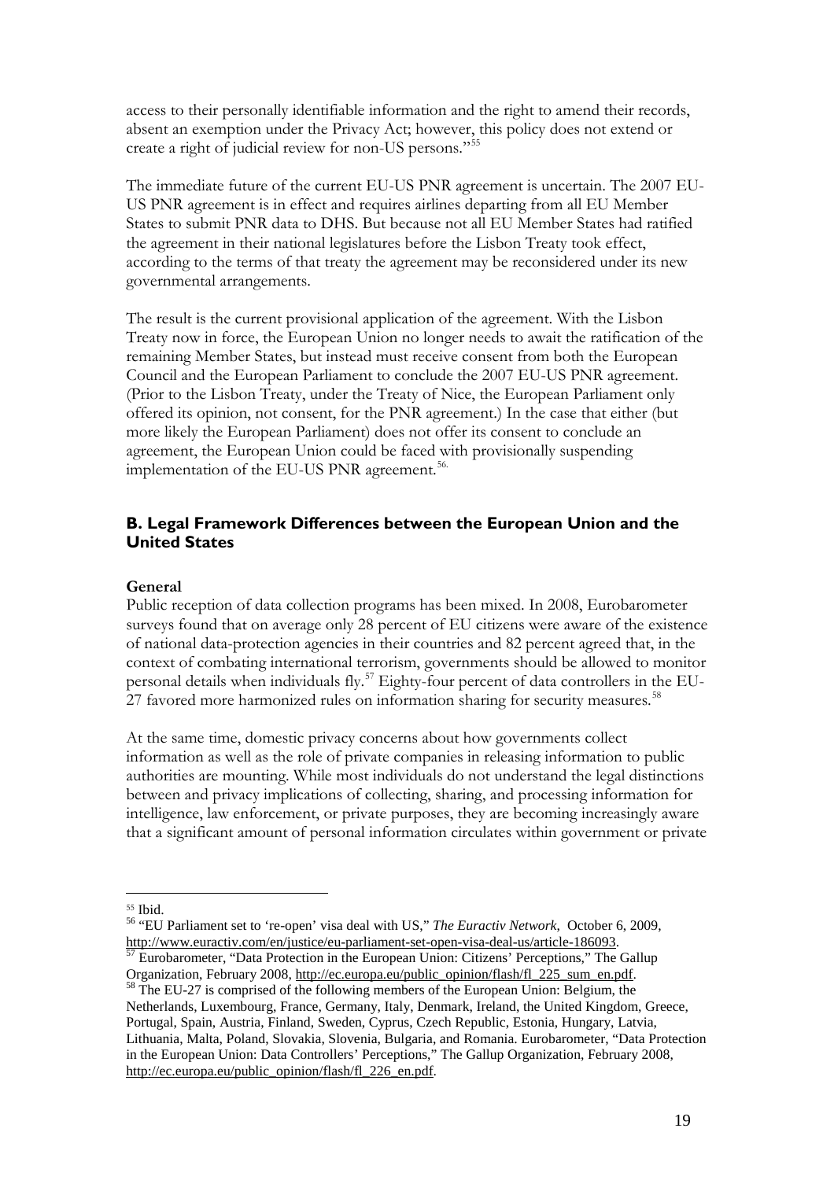access to their personally identifiable information and the right to amend their records, absent an exemption under the Privacy Act; however, this policy does not extend or create a right of judicial review for non-US persons."[55]

The immediate future of the current EU-US PNR agreement is uncertain. The 2007 EU-US PNR agreement is in effect and requires airlines departing from all EU Member States to submit PNR data to DHS. But because not all EU Member States had ratified the agreement in their national legislatures before the Lisbon Treaty took effect, according to the terms of that treaty the agreement may be reconsidered under its new governmental arrangements.

The result is the current provisional application of the agreement. With the Lisbon Treaty now in force, the European Union no longer needs to await the ratification of the remaining Member States, but instead must receive consent from both the European Council and the European Parliament to conclude the 2007 EU-US PNR agreement. (Prior to the Lisbon Treaty, under the Treaty of Nice, the European Parliament only offered its opinion, not consent, for the PNR agreement.) In the case that either (but more likely the European Parliament) does not offer its consent to conclude an agreement, the European Union could be faced with provisionally suspending implementation of the EU-US PNR agreement.[56]

### B. Legal Framework Differences between the European Union and the United States

**General**

Public reception of data collection programs has been mixed. In 2008, Eurobarometer surveys found that on average only 28 percent of EU citizens were aware of the existence of national data-protection agencies in their countries and 82 percent agreed that, in the context of combating international terrorism, governments should be allowed to monitor personal details when individuals fly.[57] Eighty-four percent of data controllers in the EU-27 favored more harmonized rules on information sharing for security measures.[58]

At the same time, domestic privacy concerns about how governments collect information as well as the role of private companies in releasing information to public authorities are mounting. While most individuals do not understand the legal distinctions between and privacy implications of collecting, sharing, and processing information for intelligence, law enforcement, or private purposes, they are becoming increasingly aware that a significant amount of personal information circulates within government or private

---

[55] Ibid.

[56] "EU Parliament set to 're-open' visa deal with US," *The Euractiv Network*, October 6, 2009, http://www.euractiv.com/en/justice/eu-parliament-set-open-visa-deal-us/article-186093.

[57] Eurobarometer, "Data Protection in the European Union: Citizens' Perceptions," The Gallup Organization, February 2008, http://ec.europa.eu/public_opinion/flash/fl_225_sum_en.pdf.

[58] The EU-27 is comprised of the following members of the European Union: Belgium, the Netherlands, Luxembourg, France, Germany, Italy, Denmark, Ireland, the United Kingdom, Greece, Portugal, Spain, Austria, Finland, Sweden, Cyprus, Czech Republic, Estonia, Hungary, Latvia, Lithuania, Malta, Poland, Slovakia, Slovenia, Bulgaria, and Romania. Eurobarometer, "Data Protection in the European Union: Data Controllers' Perceptions," The Gallup Organization, February 2008, http://ec.europa.eu/public_opinion/flash/fl_226_en.pdf.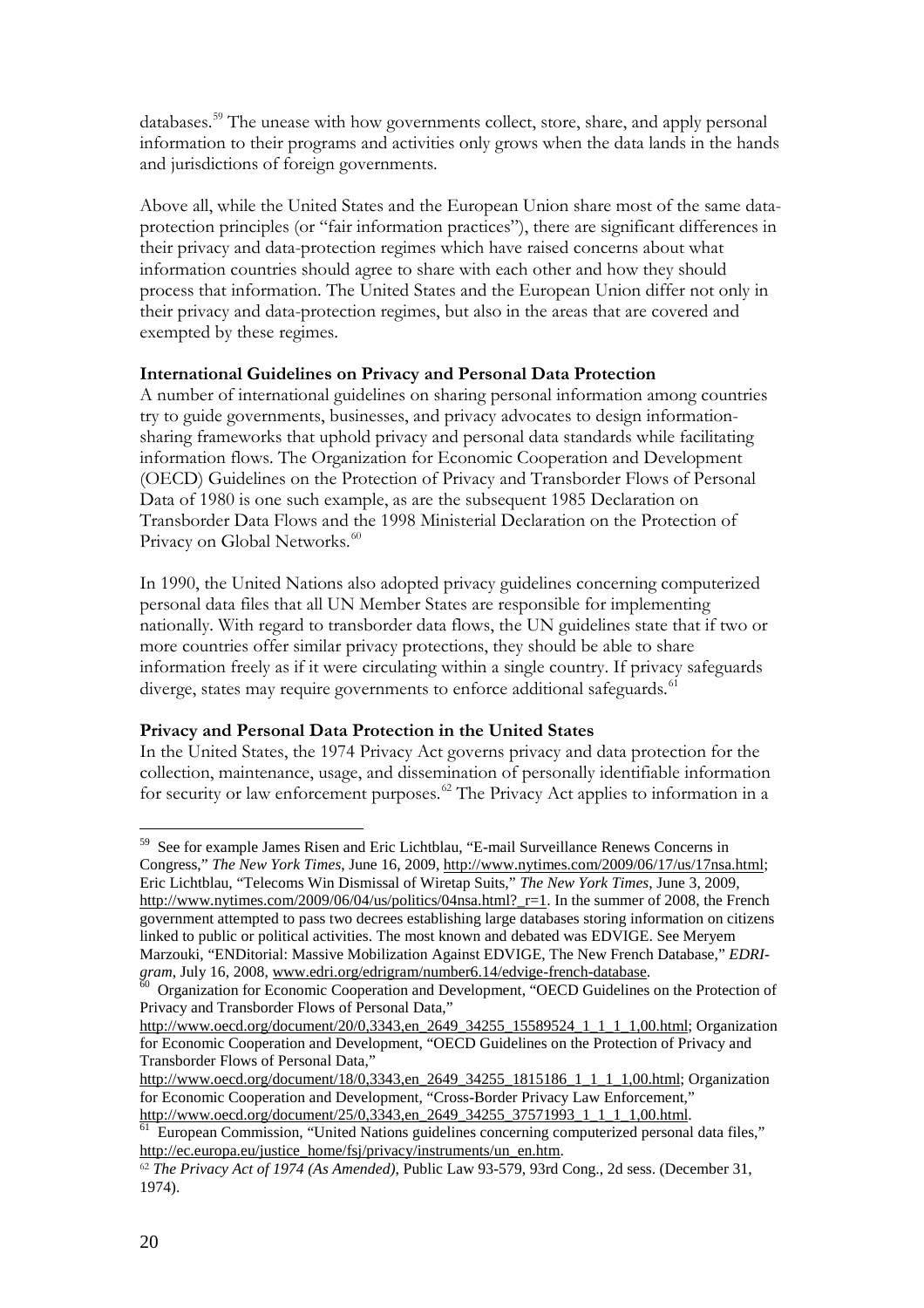databases.[59] The unease with how governments collect, store, share, and apply personal information to their programs and activities only grows when the data lands in the hands and jurisdictions of foreign governments.

Above all, while the United States and the European Union share most of the same data-protection principles (or "fair information practices"), there are significant differences in their privacy and data-protection regimes which have raised concerns about what information countries should agree to share with each other and how they should process that information. The United States and the European Union differ not only in their privacy and data-protection regimes, but also in the areas that are covered and exempted by these regimes.

**International Guidelines on Privacy and Personal Data Protection**

A number of international guidelines on sharing personal information among countries try to guide governments, businesses, and privacy advocates to design information-sharing frameworks that uphold privacy and personal data standards while facilitating information flows. The Organization for Economic Cooperation and Development (OECD) Guidelines on the Protection of Privacy and Transborder Flows of Personal Data of 1980 is one such example, as are the subsequent 1985 Declaration on Transborder Data Flows and the 1998 Ministerial Declaration on the Protection of Privacy on Global Networks.[60]

In 1990, the United Nations also adopted privacy guidelines concerning computerized personal data files that all UN Member States are responsible for implementing nationally. With regard to transborder data flows, the UN guidelines state that if two or more countries offer similar privacy protections, they should be able to share information freely as if it were circulating within a single country. If privacy safeguards diverge, states may require governments to enforce additional safeguards.[61]

**Privacy and Personal Data Protection in the United States**

In the United States, the 1974 Privacy Act governs privacy and data protection for the collection, maintenance, usage, and dissemination of personally identifiable information for security or law enforcement purposes.[62] The Privacy Act applies to information in a

---

[59] See for example James Risen and Eric Lichtblau, "E-mail Surveillance Renews Concerns in Congress," *The New York Times*, June 16, 2009, http://www.nytimes.com/2009/06/17/us/17nsa.html; Eric Lichtblau, "Telecoms Win Dismissal of Wiretap Suits," *The New York Times*, June 3, 2009, http://www.nytimes.com/2009/06/04/us/politics/04nsa.html?_r=1. In the summer of 2008, the French government attempted to pass two decrees establishing large databases storing information on citizens linked to public or political activities. The most known and debated was EDVIGE. See Meryem Marzouki, "ENDitorial: Massive Mobilization Against EDVIGE, The New French Database," *EDRI-gram*, July 16, 2008, www.edri.org/edrigram/number6.14/edvige-french-database.

[60] Organization for Economic Cooperation and Development, "OECD Guidelines on the Protection of Privacy and Transborder Flows of Personal Data," http://www.oecd.org/document/20/0,3343,en_2649_34255_15589524_1_1_1_1,00.html; Organization for Economic Cooperation and Development, "OECD Guidelines on the Protection of Privacy and Transborder Flows of Personal Data," http://www.oecd.org/document/18/0,3343,en_2649_34255_1815186_1_1_1_1,00.html; Organization for Economic Cooperation and Development, "Cross-Border Privacy Law Enforcement," http://www.oecd.org/document/25/0,3343,en_2649_34255_37571993_1_1_1_1,00.html.

[61] European Commission, "United Nations guidelines concerning computerized personal data files," http://ec.europa.eu/justice_home/fsj/privacy/instruments/un_en.htm.

[62] *The Privacy Act of 1974 (As Amended)*, Public Law 93-579, 93rd Cong., 2d sess. (December 31, 1974).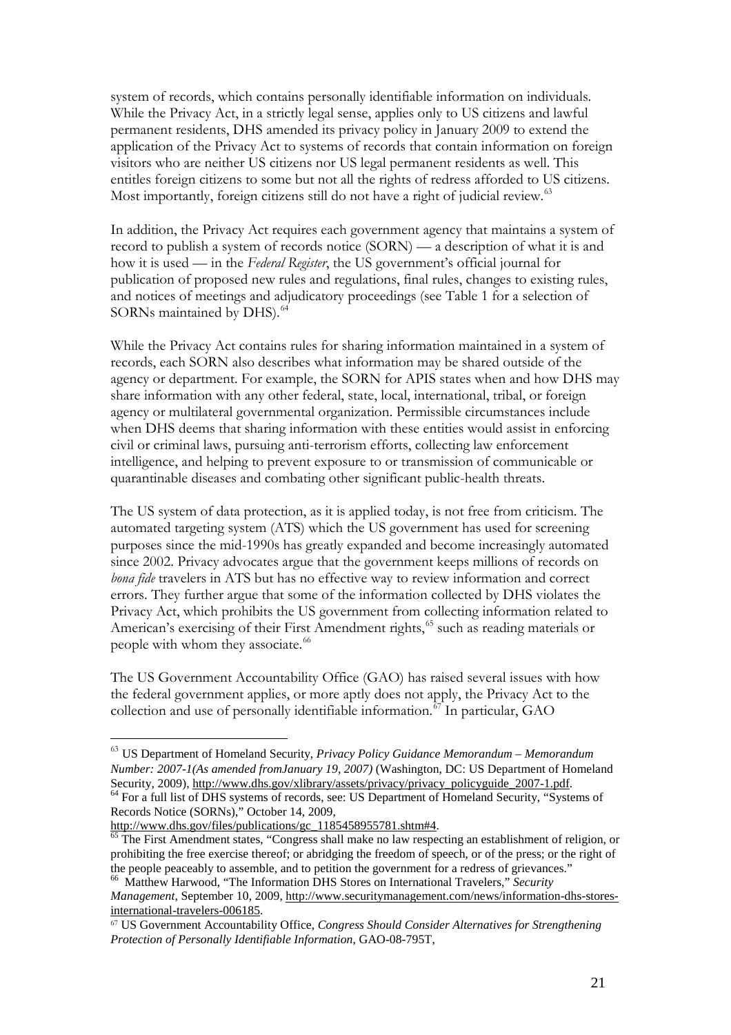system of records, which contains personally identifiable information on individuals. While the Privacy Act, in a strictly legal sense, applies only to US citizens and lawful permanent residents, DHS amended its privacy policy in January 2009 to extend the application of the Privacy Act to systems of records that contain information on foreign visitors who are neither US citizens nor US legal permanent residents as well. This entitles foreign citizens to some but not all the rights of redress afforded to US citizens. Most importantly, foreign citizens still do not have a right of judicial review.[63]

In addition, the Privacy Act requires each government agency that maintains a system of record to publish a system of records notice (SORN) — a description of what it is and how it is used — in the *Federal Register*, the US government's official journal for publication of proposed new rules and regulations, final rules, changes to existing rules, and notices of meetings and adjudicatory proceedings (see Table 1 for a selection of SORNs maintained by DHS).[64]

While the Privacy Act contains rules for sharing information maintained in a system of records, each SORN also describes what information may be shared outside of the agency or department. For example, the SORN for APIS states when and how DHS may share information with any other federal, state, local, international, tribal, or foreign agency or multilateral governmental organization. Permissible circumstances include when DHS deems that sharing information with these entities would assist in enforcing civil or criminal laws, pursuing anti-terrorism efforts, collecting law enforcement intelligence, and helping to prevent exposure to or transmission of communicable or quarantinable diseases and combating other significant public-health threats.

The US system of data protection, as it is applied today, is not free from criticism. The automated targeting system (ATS) which the US government has used for screening purposes since the mid-1990s has greatly expanded and become increasingly automated since 2002. Privacy advocates argue that the government keeps millions of records on *bona fide* travelers in ATS but has no effective way to review information and correct errors. They further argue that some of the information collected by DHS violates the Privacy Act, which prohibits the US government from collecting information related to American's exercising of their First Amendment rights,[65] such as reading materials or people with whom they associate.[66]

The US Government Accountability Office (GAO) has raised several issues with how the federal government applies, or more aptly does not apply, the Privacy Act to the collection and use of personally identifiable information.[67] In particular, GAO

---

[63] US Department of Homeland Security, *Privacy Policy Guidance Memorandum – Memorandum Number: 2007-1(As amended fromJanuary 19, 2007)* (Washington, DC: US Department of Homeland Security, 2009), http://www.dhs.gov/xlibrary/assets/privacy/privacy_policyguide_2007-1.pdf.

[64] For a full list of DHS systems of records, see: US Department of Homeland Security, "Systems of Records Notice (SORNs)," October 14, 2009, http://www.dhs.gov/files/publications/gc_1185458955781.shtm#4.

[65] The First Amendment states, "Congress shall make no law respecting an establishment of religion, or prohibiting the free exercise thereof; or abridging the freedom of speech, or of the press; or the right of the people peaceably to assemble, and to petition the government for a redress of grievances."

[66] Matthew Harwood, "The Information DHS Stores on International Travelers," *Security Management*, September 10, 2009, http://www.securitymanagement.com/news/information-dhs-stores-international-travelers-006185.

[67] US Government Accountability Office, *Congress Should Consider Alternatives for Strengthening Protection of Personally Identifiable Information*, GAO-08-795T,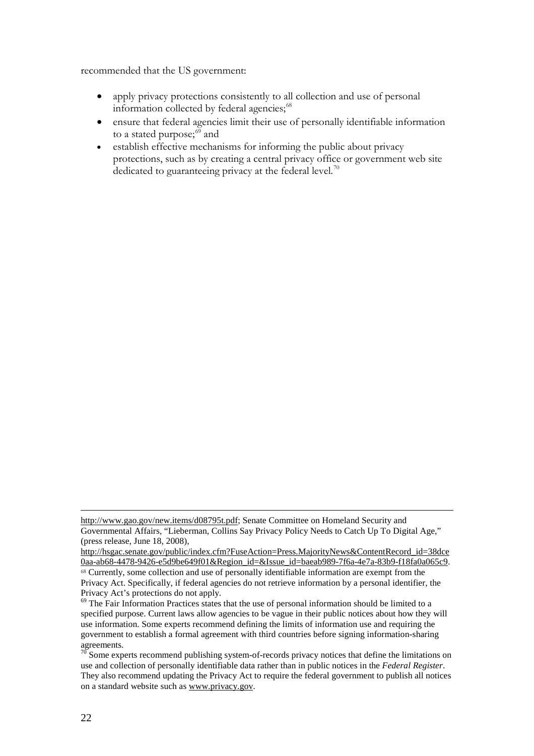recommended that the US government:

- apply privacy protections consistently to all collection and use of personal information collected by federal agencies;[68]
- ensure that federal agencies limit their use of personally identifiable information to a stated purpose;[69] and
- establish effective mechanisms for informing the public about privacy protections, such as by creating a central privacy office or government web site dedicated to guaranteeing privacy at the federal level.[70]

---

http://www.gao.gov/new.items/d08795t.pdf; Senate Committee on Homeland Security and Governmental Affairs, "Lieberman, Collins Say Privacy Policy Needs to Catch Up To Digital Age," (press release, June 18, 2008), http://hsgac.senate.gov/public/index.cfm?FuseAction=Press.MajorityNews&ContentRecord_id=38dce0aa-ab68-4478-9426-e5d9be649f01&Region_id=&Issue_id=baeab989-7f6a-4e7a-83b9-f18fa0a065c9.

[68] Currently, some collection and use of personally identifiable information are exempt from the Privacy Act. Specifically, if federal agencies do not retrieve information by a personal identifier, the Privacy Act's protections do not apply.

[69] The Fair Information Practices states that the use of personal information should be limited to a specified purpose. Current laws allow agencies to be vague in their public notices about how they will use information. Some experts recommend defining the limits of information use and requiring the government to establish a formal agreement with third countries before signing information-sharing agreements.

[70] Some experts recommend publishing system-of-records privacy notices that define the limitations on use and collection of personally identifiable data rather than in public notices in the *Federal Register*. They also recommend updating the Privacy Act to require the federal government to publish all notices on a standard website such as www.privacy.gov.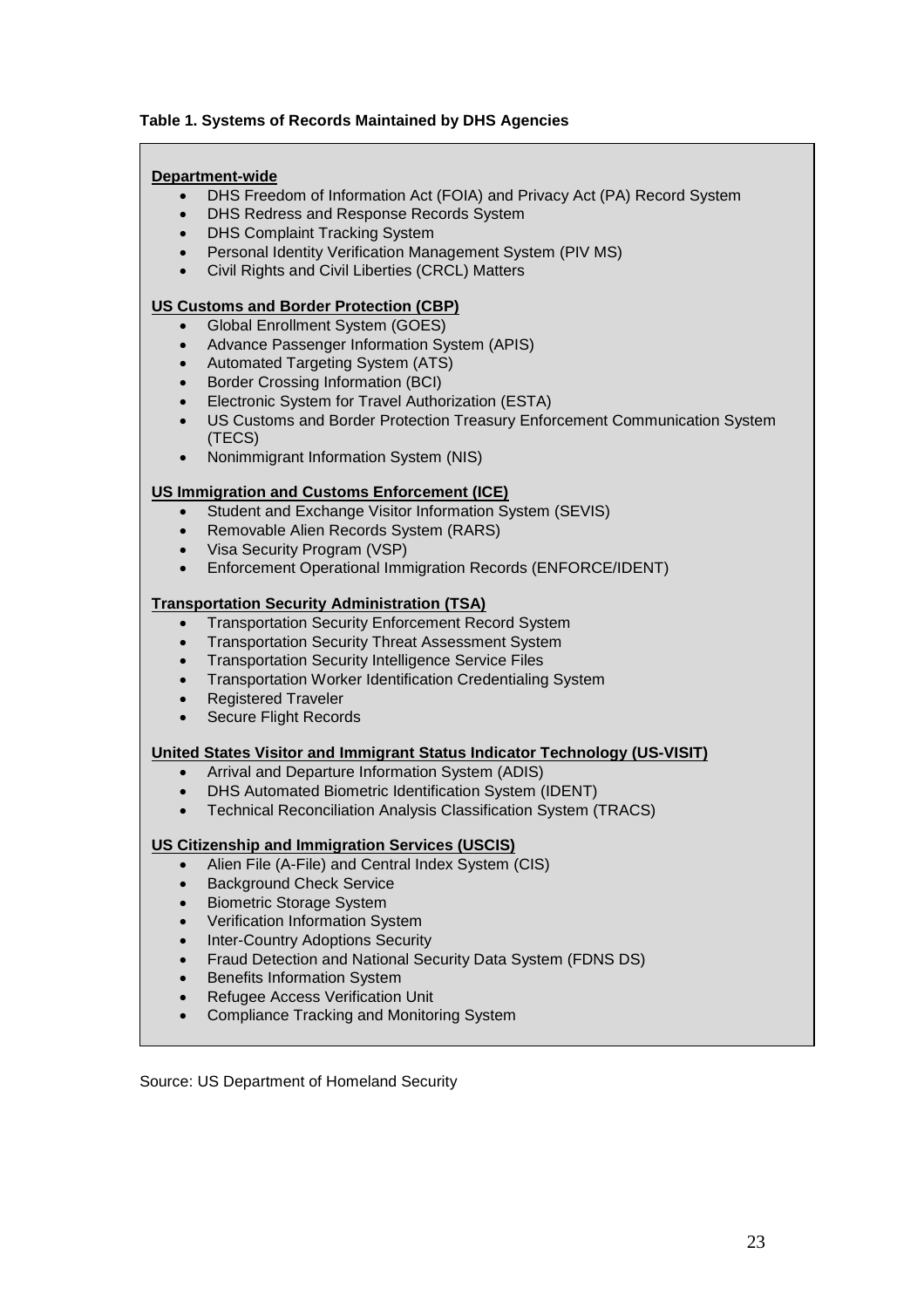**Table 1. Systems of Records Maintained by DHS Agencies**

**Department-wide**

- DHS Freedom of Information Act (FOIA) and Privacy Act (PA) Record System
- DHS Redress and Response Records System
- DHS Complaint Tracking System
- Personal Identity Verification Management System (PIV MS)
- Civil Rights and Civil Liberties (CRCL) Matters

**US Customs and Border Protection (CBP)**

- Global Enrollment System (GOES)
- Advance Passenger Information System (APIS)
- Automated Targeting System (ATS)
- Border Crossing Information (BCI)
- Electronic System for Travel Authorization (ESTA)
- US Customs and Border Protection Treasury Enforcement Communication System (TECS)
- Nonimmigrant Information System (NIS)

**US Immigration and Customs Enforcement (ICE)**

- Student and Exchange Visitor Information System (SEVIS)
- Removable Alien Records System (RARS)
- Visa Security Program (VSP)
- Enforcement Operational Immigration Records (ENFORCE/IDENT)

**Transportation Security Administration (TSA)**

- Transportation Security Enforcement Record System
- Transportation Security Threat Assessment System
- Transportation Security Intelligence Service Files
- Transportation Worker Identification Credentialing System
- Registered Traveler
- Secure Flight Records

**United States Visitor and Immigrant Status Indicator Technology (US-VISIT)**

- Arrival and Departure Information System (ADIS)
- DHS Automated Biometric Identification System (IDENT)
- Technical Reconciliation Analysis Classification System (TRACS)

**US Citizenship and Immigration Services (USCIS)**

- Alien File (A-File) and Central Index System (CIS)
- Background Check Service
- Biometric Storage System
- Verification Information System
- Inter-Country Adoptions Security
- Fraud Detection and National Security Data System (FDNS DS)
- Benefits Information System
- Refugee Access Verification Unit
- Compliance Tracking and Monitoring System

Source: US Department of Homeland Security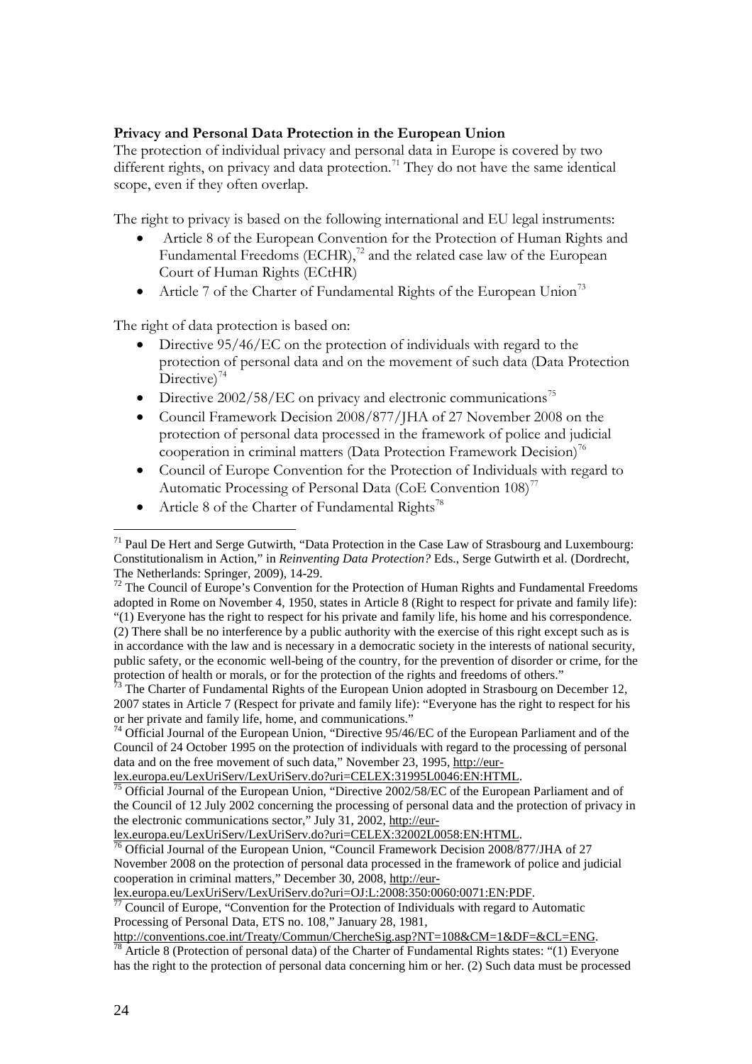**Privacy and Personal Data Protection in the European Union**

The protection of individual privacy and personal data in Europe is covered by two different rights, on privacy and data protection.[71] They do not have the same identical scope, even if they often overlap.

The right to privacy is based on the following international and EU legal instruments:

- Article 8 of the European Convention for the Protection of Human Rights and Fundamental Freedoms (ECHR),[72] and the related case law of the European Court of Human Rights (ECtHR)
- Article 7 of the Charter of Fundamental Rights of the European Union[73]

The right of data protection is based on:

- Directive 95/46/EC on the protection of individuals with regard to the protection of personal data and on the movement of such data (Data Protection Directive)[74]
- Directive 2002/58/EC on privacy and electronic communications[75]
- Council Framework Decision 2008/877/JHA of 27 November 2008 on the protection of personal data processed in the framework of police and judicial cooperation in criminal matters (Data Protection Framework Decision)[76]
- Council of Europe Convention for the Protection of Individuals with regard to Automatic Processing of Personal Data (CoE Convention 108)[77]
- Article 8 of the Charter of Fundamental Rights[78]

---

[71] Paul De Hert and Serge Gutwirth, "Data Protection in the Case Law of Strasbourg and Luxembourg: Constitutionalism in Action," in *Reinventing Data Protection?* Eds., Serge Gutwirth et al. (Dordrecht, The Netherlands: Springer, 2009), 14-29.

[72] The Council of Europe's Convention for the Protection of Human Rights and Fundamental Freedoms adopted in Rome on November 4, 1950, states in Article 8 (Right to respect for private and family life): "(1) Everyone has the right to respect for his private and family life, his home and his correspondence. (2) There shall be no interference by a public authority with the exercise of this right except such as is in accordance with the law and is necessary in a democratic society in the interests of national security, public safety, or the economic well-being of the country, for the prevention of disorder or crime, for the protection of health or morals, or for the protection of the rights and freedoms of others."

[73] The Charter of Fundamental Rights of the European Union adopted in Strasbourg on December 12, 2007 states in Article 7 (Respect for private and family life): "Everyone has the right to respect for his or her private and family life, home, and communications."

[74] Official Journal of the European Union, "Directive 95/46/EC of the European Parliament and of the Council of 24 October 1995 on the protection of individuals with regard to the processing of personal data and on the free movement of such data," November 23, 1995, http://eur-lex.europa.eu/LexUriServ/LexUriServ.do?uri=CELEX:31995L0046:EN:HTML.

[75] Official Journal of the European Union, "Directive 2002/58/EC of the European Parliament and of the Council of 12 July 2002 concerning the processing of personal data and the protection of privacy in the electronic communications sector," July 31, 2002, http://eur-lex.europa.eu/LexUriServ/LexUriServ.do?uri=CELEX:32002L0058:EN:HTML.

[76] Official Journal of the European Union, "Council Framework Decision 2008/877/JHA of 27 November 2008 on the protection of personal data processed in the framework of police and judicial cooperation in criminal matters," December 30, 2008, http://eur-lex.europa.eu/LexUriServ/LexUriServ.do?uri=OJ:L:2008:350:0060:0071:EN:PDF.

[77] Council of Europe, "Convention for the Protection of Individuals with regard to Automatic Processing of Personal Data, ETS no. 108," January 28, 1981, http://conventions.coe.int/Treaty/Commun/ChercheSig.asp?NT=108&CM=1&DF=&CL=ENG.

[78] Article 8 (Protection of personal data) of the Charter of Fundamental Rights states: "(1) Everyone has the right to the protection of personal data concerning him or her. (2) Such data must be processed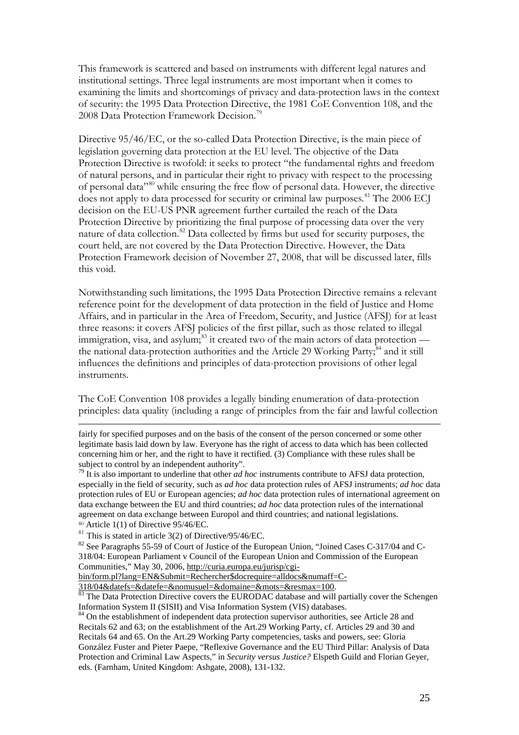This framework is scattered and based on instruments with different legal natures and institutional settings. Three legal instruments are most important when it comes to examining the limits and shortcomings of privacy and data-protection laws in the context of security: the 1995 Data Protection Directive, the 1981 CoE Convention 108, and the 2008 Data Protection Framework Decision.[79]

Directive 95/46/EC, or the so-called Data Protection Directive, is the main piece of legislation governing data protection at the EU level. The objective of the Data Protection Directive is twofold: it seeks to protect "the fundamental rights and freedom of natural persons, and in particular their right to privacy with respect to the processing of personal data"[80] while ensuring the free flow of personal data. However, the directive does not apply to data processed for security or criminal law purposes.[81] The 2006 ECJ decision on the EU-US PNR agreement further curtailed the reach of the Data Protection Directive by prioritizing the final purpose of processing data over the very nature of data collection.[82] Data collected by firms but used for security purposes, the court held, are not covered by the Data Protection Directive. However, the Data Protection Framework decision of November 27, 2008, that will be discussed later, fills this void.

Notwithstanding such limitations, the 1995 Data Protection Directive remains a relevant reference point for the development of data protection in the field of Justice and Home Affairs, and in particular in the Area of Freedom, Security, and Justice (AFSJ) for at least three reasons: it covers AFSJ policies of the first pillar, such as those related to illegal immigration, visa, and asylum;[83] it created two of the main actors of data protection — the national data-protection authorities and the Article 29 Working Party;[84] and it still influences the definitions and principles of data-protection provisions of other legal instruments.

The CoE Convention 108 provides a legally binding enumeration of data-protection principles: data quality (including a range of principles from the fair and lawful collection

---

fairly for specified purposes and on the basis of the consent of the person concerned or some other legitimate basis laid down by law. Everyone has the right of access to data which has been collected concerning him or her, and the right to have it rectified. (3) Compliance with these rules shall be subject to control by an independent authority".

[79] It is also important to underline that other *ad hoc* instruments contribute to AFSJ data protection, especially in the field of security, such as *ad hoc* data protection rules of AFSJ instruments; *ad hoc* data protection rules of EU or European agencies; *ad hoc* data protection rules of international agreement on data exchange between the EU and third countries; *ad hoc* data protection rules of the international agreement on data exchange between Europol and third countries; and national legislations.

[80] Article 1(1) of Directive 95/46/EC.

[81] This is stated in article 3(2) of Directive/95/46/EC.

[82] See Paragraphs 55-59 of Court of Justice of the European Union, "Joined Cases C-317/04 and C-318/04: European Parliament v Council of the European Union and Commission of the European Communities," May 30, 2006, http://curia.europa.eu/jurisp/cgi-bin/form.pl?lang=EN&Submit=Rechercher$docrequire=alldocs&numaff=C-318/04&datefs=&datefe=&nomusuel=&domaine=&mots=&resmax=100.

[83] The Data Protection Directive covers the EURODAC database and will partially cover the Schengen Information System II (SISII) and Visa Information System (VIS) databases.

[84] On the establishment of independent data protection supervisor authorities, see Article 28 and Recitals 62 and 63; on the establishment of the Art.29 Working Party, cf. Articles 29 and 30 and Recitals 64 and 65. On the Art.29 Working Party competencies, tasks and powers, see: Gloria González Fuster and Pieter Paepe, "Reflexive Governance and the EU Third Pillar: Analysis of Data Protection and Criminal Law Aspects," in *Security versus Justice?* Elspeth Guild and Florian Geyer, eds. (Farnham, United Kingdom: Ashgate, 2008), 131-132.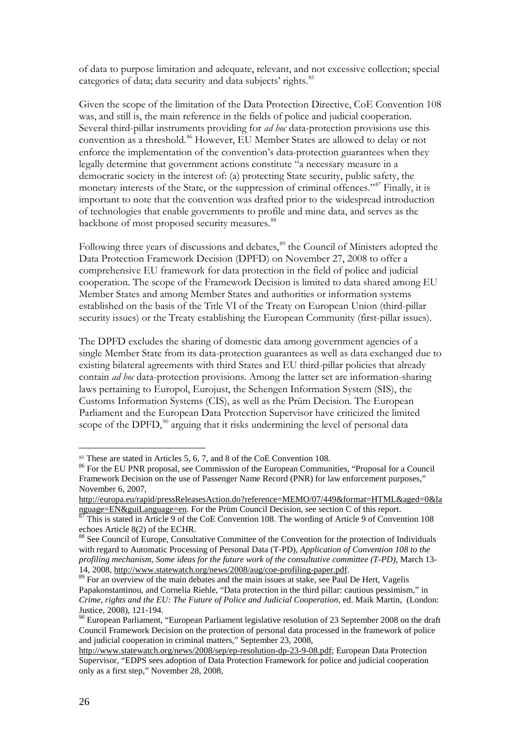of data to purpose limitation and adequate, relevant, and not excessive collection; special categories of data; data security and data subjects' rights.[85]

Given the scope of the limitation of the Data Protection Directive, CoE Convention 108 was, and still is, the main reference in the fields of police and judicial cooperation. Several third-pillar instruments providing for *ad hoc* data-protection provisions use this convention as a threshold.[86] However, EU Member States are allowed to delay or not enforce the implementation of the convention's data-protection guarantees when they legally determine that government actions constitute "a necessary measure in a democratic society in the interest of: (a) protecting State security, public safety, the monetary interests of the State, or the suppression of criminal offences."[87] Finally, it is important to note that the convention was drafted prior to the widespread introduction of technologies that enable governments to profile and mine data, and serves as the backbone of most proposed security measures.[88]

Following three years of discussions and debates,[89] the Council of Ministers adopted the Data Protection Framework Decision (DPFD) on November 27, 2008 to offer a comprehensive EU framework for data protection in the field of police and judicial cooperation. The scope of the Framework Decision is limited to data shared among EU Member States and among Member States and authorities or information systems established on the basis of the Title VI of the Treaty on European Union (third-pillar security issues) or the Treaty establishing the European Community (first-pillar issues).

The DPFD excludes the sharing of domestic data among government agencies of a single Member State from its data-protection guarantees as well as data exchanged due to existing bilateral agreements with third States and EU third-pillar policies that already contain *ad hoc* data-protection provisions. Among the latter set are information-sharing laws pertaining to Europol, Eurojust, the Schengen Information System (SIS), the Customs Information Systems (CIS), as well as the Prüm Decision. The European Parliament and the European Data Protection Supervisor have criticized the limited scope of the DPFD,[90] arguing that it risks undermining the level of personal data

---

[85] These are stated in Articles 5, 6, 7, and 8 of the CoE Convention 108.

[86] For the EU PNR proposal, see Commission of the European Communities, "Proposal for a Council Framework Decision on the use of Passenger Name Record (PNR) for law enforcement purposes," November 6, 2007, http://europa.eu/rapid/pressReleasesAction.do?reference=MEMO/07/449&format=HTML&aged=0&language=EN&guiLanguage=en. For the Prüm Council Decision, see section C of this report.

[87] This is stated in Article 9 of the CoE Convention 108. The wording of Article 9 of Convention 108 echoes Article 8(2) of the ECHR.

[88] See Council of Europe, Consultative Committee of the Convention for the protection of Individuals with regard to Automatic Processing of Personal Data (T-PD), *Application of Convention 108 to the profiling mechanism, Some ideas for the future work of the consultative committee (T-PD)*, March 13-14, 2008, http://www.statewatch.org/news/2008/aug/coe-profiling-paper.pdf.

[89] For an overview of the main debates and the main issues at stake, see Paul De Hert, Vagelis Papakonstantinou, and Cornelia Riehle, "Data protection in the third pillar: cautious pessimism," in *Crime, rights and the EU: The Future of Police and Judicial Cooperation*, ed. Maik Martin, (London: Justice, 2008), 121-194.

[90] European Parliament, "European Parliament legislative resolution of 23 September 2008 on the draft Council Framework Decision on the protection of personal data processed in the framework of police and judicial cooperation in criminal matters," September 23, 2008, http://www.statewatch.org/news/2008/sep/ep-resolution-dp-23-9-08.pdf; European Data Protection Supervisor, "EDPS sees adoption of Data Protection Framework for police and judicial cooperation only as a first step," November 28, 2008,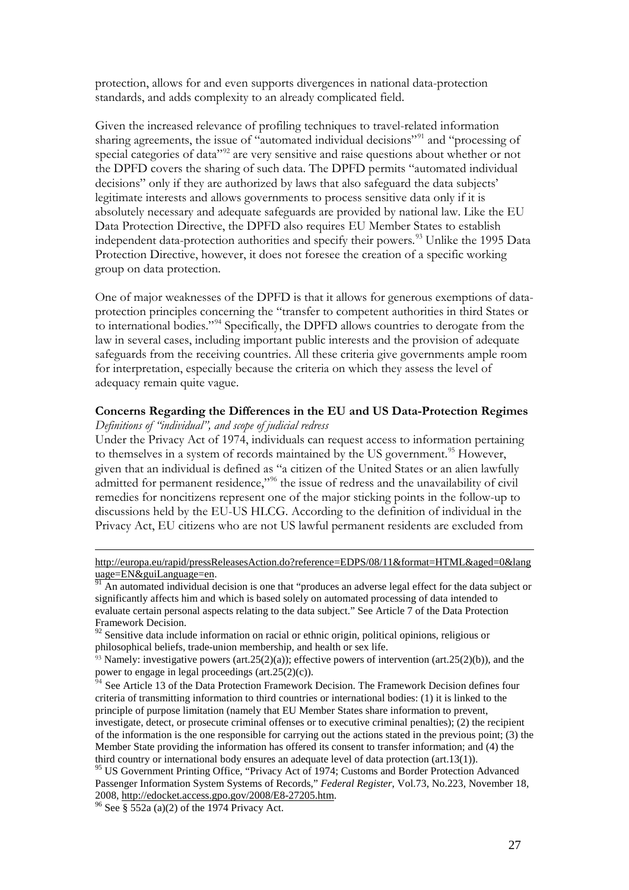protection, allows for and even supports divergences in national data-protection standards, and adds complexity to an already complicated field.

Given the increased relevance of profiling techniques to travel-related information sharing agreements, the issue of "automated individual decisions"[91] and "processing of special categories of data"[92] are very sensitive and raise questions about whether or not the DPFD covers the sharing of such data. The DPFD permits "automated individual decisions" only if they are authorized by laws that also safeguard the data subjects' legitimate interests and allows governments to process sensitive data only if it is absolutely necessary and adequate safeguards are provided by national law. Like the EU Data Protection Directive, the DPFD also requires EU Member States to establish independent data-protection authorities and specify their powers.[93] Unlike the 1995 Data Protection Directive, however, it does not foresee the creation of a specific working group on data protection.

One of major weaknesses of the DPFD is that it allows for generous exemptions of data-protection principles concerning the "transfer to competent authorities in third States or to international bodies."[94] Specifically, the DPFD allows countries to derogate from the law in several cases, including important public interests and the provision of adequate safeguards from the receiving countries. All these criteria give governments ample room for interpretation, especially because the criteria on which they assess the level of adequacy remain quite vague.

**Concerns Regarding the Differences in the EU and US Data-Protection Regimes**

*Definitions of "individual", and scope of judicial redress*

Under the Privacy Act of 1974, individuals can request access to information pertaining to themselves in a system of records maintained by the US government.[95] However, given that an individual is defined as "a citizen of the United States or an alien lawfully admitted for permanent residence,"[96] the issue of redress and the unavailability of civil remedies for noncitizens represent one of the major sticking points in the follow-up to discussions held by the EU-US HLCG. According to the definition of individual in the Privacy Act, EU citizens who are not US lawful permanent residents are excluded from

---

http://europa.eu/rapid/pressReleasesAction.do?reference=EDPS/08/11&format=HTML&aged=0&language=EN&guiLanguage=en.

[91] An automated individual decision is one that "produces an adverse legal effect for the data subject or significantly affects him and which is based solely on automated processing of data intended to evaluate certain personal aspects relating to the data subject." See Article 7 of the Data Protection Framework Decision.

[92] Sensitive data include information on racial or ethnic origin, political opinions, religious or philosophical beliefs, trade-union membership, and health or sex life.

[93] Namely: investigative powers (art.25(2)(a)); effective powers of intervention (art.25(2)(b)), and the power to engage in legal proceedings (art.25(2)(c)).

[94] See Article 13 of the Data Protection Framework Decision. The Framework Decision defines four criteria of transmitting information to third countries or international bodies: (1) it is linked to the principle of purpose limitation (namely that EU Member States share information to prevent, investigate, detect, or prosecute criminal offenses or to executive criminal penalties); (2) the recipient of the information is the one responsible for carrying out the actions stated in the previous point; (3) the Member State providing the information has offered its consent to transfer information; and (4) the third country or international body ensures an adequate level of data protection (art.13(1)).

[95] US Government Printing Office, "Privacy Act of 1974; Customs and Border Protection Advanced Passenger Information System Systems of Records," *Federal Register*, Vol.73, No.223, November 18, 2008, http://edocket.access.gpo.gov/2008/E8-27205.htm.

[96] See § 552a (a)(2) of the 1974 Privacy Act.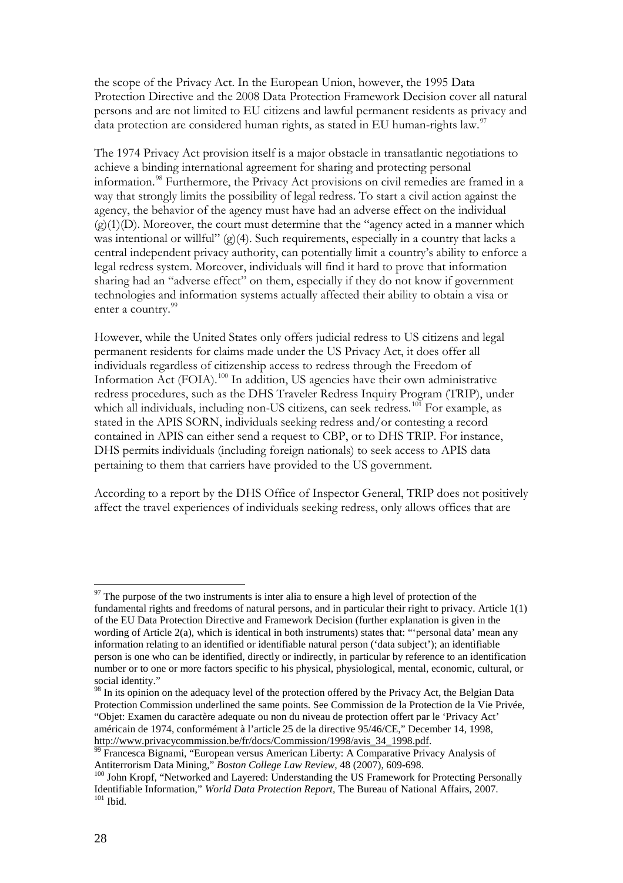the scope of the Privacy Act. In the European Union, however, the 1995 Data Protection Directive and the 2008 Data Protection Framework Decision cover all natural persons and are not limited to EU citizens and lawful permanent residents as privacy and data protection are considered human rights, as stated in EU human-rights law.[97]

The 1974 Privacy Act provision itself is a major obstacle in transatlantic negotiations to achieve a binding international agreement for sharing and protecting personal information.[98] Furthermore, the Privacy Act provisions on civil remedies are framed in a way that strongly limits the possibility of legal redress. To start a civil action against the agency, the behavior of the agency must have had an adverse effect on the individual (g)(1)(D). Moreover, the court must determine that the "agency acted in a manner which was intentional or willful" (g)(4). Such requirements, especially in a country that lacks a central independent privacy authority, can potentially limit a country's ability to enforce a legal redress system. Moreover, individuals will find it hard to prove that information sharing had an "adverse effect" on them, especially if they do not know if government technologies and information systems actually affected their ability to obtain a visa or enter a country.[99]

However, while the United States only offers judicial redress to US citizens and legal permanent residents for claims made under the US Privacy Act, it does offer all individuals regardless of citizenship access to redress through the Freedom of Information Act (FOIA).[100] In addition, US agencies have their own administrative redress procedures, such as the DHS Traveler Redress Inquiry Program (TRIP), under which all individuals, including non-US citizens, can seek redress.[101] For example, as stated in the APIS SORN, individuals seeking redress and/or contesting a record contained in APIS can either send a request to CBP, or to DHS TRIP. For instance, DHS permits individuals (including foreign nationals) to seek access to APIS data pertaining to them that carriers have provided to the US government.

According to a report by the DHS Office of Inspector General, TRIP does not positively affect the travel experiences of individuals seeking redress, only allows offices that are

---

[97] The purpose of the two instruments is inter alia to ensure a high level of protection of the fundamental rights and freedoms of natural persons, and in particular their right to privacy. Article 1(1) of the EU Data Protection Directive and Framework Decision (further explanation is given in the wording of Article 2(a), which is identical in both instruments) states that: "'personal data' mean any information relating to an identified or identifiable natural person ('data subject'); an identifiable person is one who can be identified, directly or indirectly, in particular by reference to an identification number or to one or more factors specific to his physical, physiological, mental, economic, cultural, or social identity."

[98] In its opinion on the adequacy level of the protection offered by the Privacy Act, the Belgian Data Protection Commission underlined the same points. See Commission de la Protection de la Vie Privée, "Objet: Examen du caractère adequate ou non du niveau de protection offert par le 'Privacy Act' américain de 1974, conformément à l'article 25 de la directive 95/46/CE," December 14, 1998, http://www.privacycommission.be/fr/docs/Commission/1998/avis_34_1998.pdf.

[99] Francesca Bignami, "European versus American Liberty: A Comparative Privacy Analysis of Antiterrorism Data Mining," *Boston College Law Review*, 48 (2007), 609-698.

[100] John Kropf, "Networked and Layered: Understanding the US Framework for Protecting Personally Identifiable Information," *World Data Protection Report*, The Bureau of National Affairs, 2007.

[101] Ibid.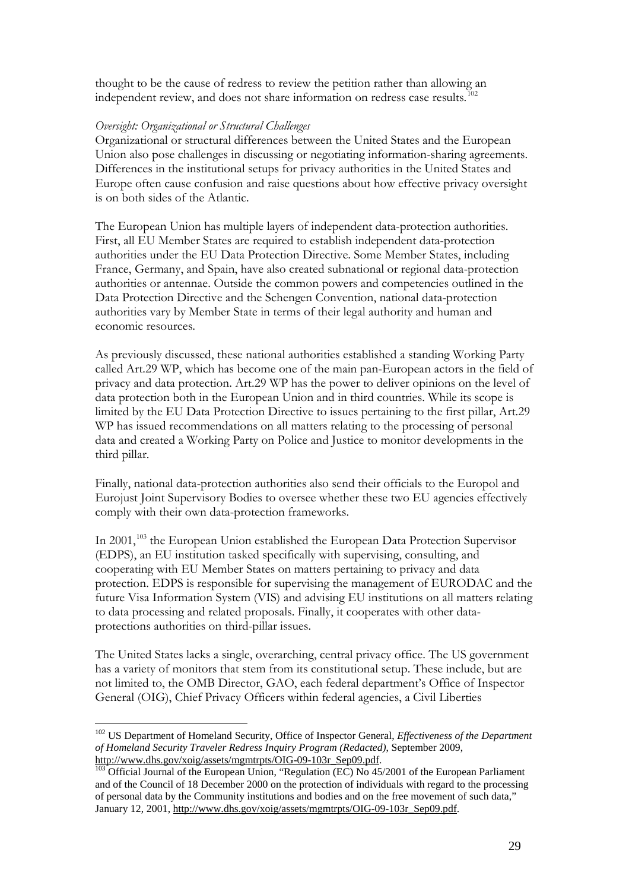thought to be the cause of redress to review the petition rather than allowing an independent review, and does not share information on redress case results.[102]

*Oversight: Organizational or Structural Challenges*

Organizational or structural differences between the United States and the European Union also pose challenges in discussing or negotiating information-sharing agreements. Differences in the institutional setups for privacy authorities in the United States and Europe often cause confusion and raise questions about how effective privacy oversight is on both sides of the Atlantic.

The European Union has multiple layers of independent data-protection authorities. First, all EU Member States are required to establish independent data-protection authorities under the EU Data Protection Directive. Some Member States, including France, Germany, and Spain, have also created subnational or regional data-protection authorities or antennae. Outside the common powers and competencies outlined in the Data Protection Directive and the Schengen Convention, national data-protection authorities vary by Member State in terms of their legal authority and human and economic resources.

As previously discussed, these national authorities established a standing Working Party called Art.29 WP, which has become one of the main pan-European actors in the field of privacy and data protection. Art.29 WP has the power to deliver opinions on the level of data protection both in the European Union and in third countries. While its scope is limited by the EU Data Protection Directive to issues pertaining to the first pillar, Art.29 WP has issued recommendations on all matters relating to the processing of personal data and created a Working Party on Police and Justice to monitor developments in the third pillar.

Finally, national data-protection authorities also send their officials to the Europol and Eurojust Joint Supervisory Bodies to oversee whether these two EU agencies effectively comply with their own data-protection frameworks.

In 2001,[103] the European Union established the European Data Protection Supervisor (EDPS), an EU institution tasked specifically with supervising, consulting, and cooperating with EU Member States on matters pertaining to privacy and data protection. EDPS is responsible for supervising the management of EURODAC and the future Visa Information System (VIS) and advising EU institutions on all matters relating to data processing and related proposals. Finally, it cooperates with other data-protections authorities on third-pillar issues.

The United States lacks a single, overarching, central privacy office. The US government has a variety of monitors that stem from its constitutional setup. These include, but are not limited to, the OMB Director, GAO, each federal department's Office of Inspector General (OIG), Chief Privacy Officers within federal agencies, a Civil Liberties

---

[102] US Department of Homeland Security, Office of Inspector General, *Effectiveness of the Department of Homeland Security Traveler Redress Inquiry Program (Redacted)*, September 2009, http://www.dhs.gov/xoig/assets/mgmtrpts/OIG-09-103r_Sep09.pdf.

[103] Official Journal of the European Union, "Regulation (EC) No 45/2001 of the European Parliament and of the Council of 18 December 2000 on the protection of individuals with regard to the processing of personal data by the Community institutions and bodies and on the free movement of such data," January 12, 2001, http://www.dhs.gov/xoig/assets/mgmtrpts/OIG-09-103r_Sep09.pdf.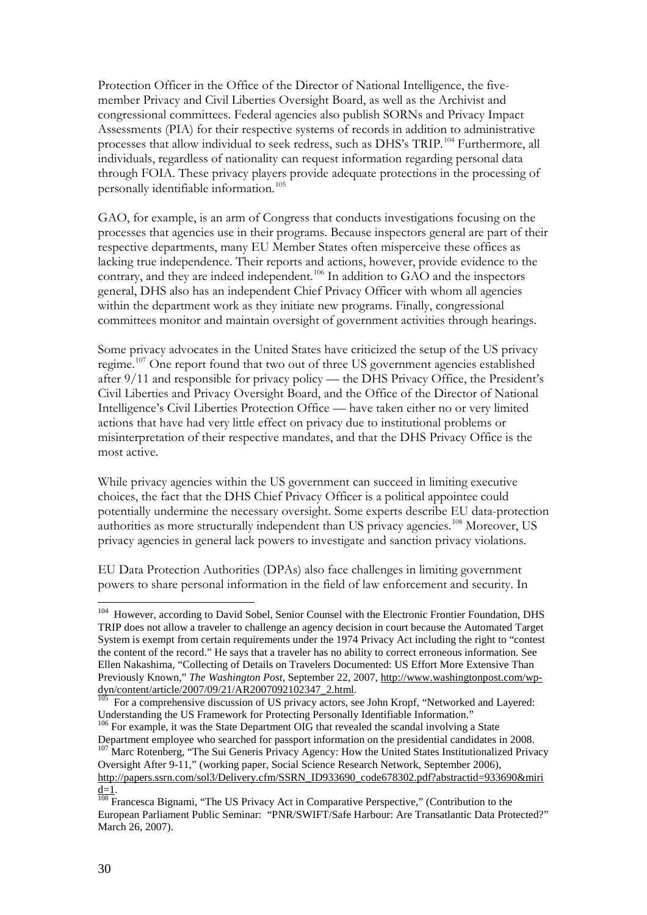Protection Officer in the Office of the Director of National Intelligence, the five-member Privacy and Civil Liberties Oversight Board, as well as the Archivist and congressional committees. Federal agencies also publish SORNs and Privacy Impact Assessments (PIA) for their respective systems of records in addition to administrative processes that allow individual to seek redress, such as DHS's TRIP.[104] Furthermore, all individuals, regardless of nationality can request information regarding personal data through FOIA. These privacy players provide adequate protections in the processing of personally identifiable information.[105]

GAO, for example, is an arm of Congress that conducts investigations focusing on the processes that agencies use in their programs. Because inspectors general are part of their respective departments, many EU Member States often misperceive these offices as lacking true independence. Their reports and actions, however, provide evidence to the contrary, and they are indeed independent.[106] In addition to GAO and the inspectors general, DHS also has an independent Chief Privacy Officer with whom all agencies within the department work as they initiate new programs. Finally, congressional committees monitor and maintain oversight of government activities through hearings.

Some privacy advocates in the United States have criticized the setup of the US privacy regime.[107] One report found that two out of three US government agencies established after 9/11 and responsible for privacy policy — the DHS Privacy Office, the President's Civil Liberties and Privacy Oversight Board, and the Office of the Director of National Intelligence's Civil Liberties Protection Office — have taken either no or very limited actions that have had very little effect on privacy due to institutional problems or misinterpretation of their respective mandates, and that the DHS Privacy Office is the most active.

While privacy agencies within the US government can succeed in limiting executive choices, the fact that the DHS Chief Privacy Officer is a political appointee could potentially undermine the necessary oversight. Some experts describe EU data-protection authorities as more structurally independent than US privacy agencies.[108] Moreover, US privacy agencies in general lack powers to investigate and sanction privacy violations.

EU Data Protection Authorities (DPAs) also face challenges in limiting government powers to share personal information in the field of law enforcement and security. In

---

[104] However, according to David Sobel, Senior Counsel with the Electronic Frontier Foundation, DHS TRIP does not allow a traveler to challenge an agency decision in court because the Automated Target System is exempt from certain requirements under the 1974 Privacy Act including the right to "contest the content of the record." He says that a traveler has no ability to correct erroneous information. See Ellen Nakashima, "Collecting of Details on Travelers Documented: US Effort More Extensive Than Previously Known," *The Washington Post*, September 22, 2007, http://www.washingtonpost.com/wp-dyn/content/article/2007/09/21/AR2007092102347_2.html.

[105] For a comprehensive discussion of US privacy actors, see John Kropf, "Networked and Layered: Understanding the US Framework for Protecting Personally Identifiable Information."

[106] For example, it was the State Department OIG that revealed the scandal involving a State Department employee who searched for passport information on the presidential candidates in 2008.

[107] Marc Rotenberg, "The Sui Generis Privacy Agency: How the United States Institutionalized Privacy Oversight After 9-11," (working paper, Social Science Research Network, September 2006), http://papers.ssrn.com/sol3/Delivery.cfm/SSRN_ID933690_code678302.pdf?abstractid=933690&mirid=1.

[108] Francesca Bignami, "The US Privacy Act in Comparative Perspective," (Contribution to the European Parliament Public Seminar: "PNR/SWIFT/Safe Harbour: Are Transatlantic Data Protected?" March 26, 2007).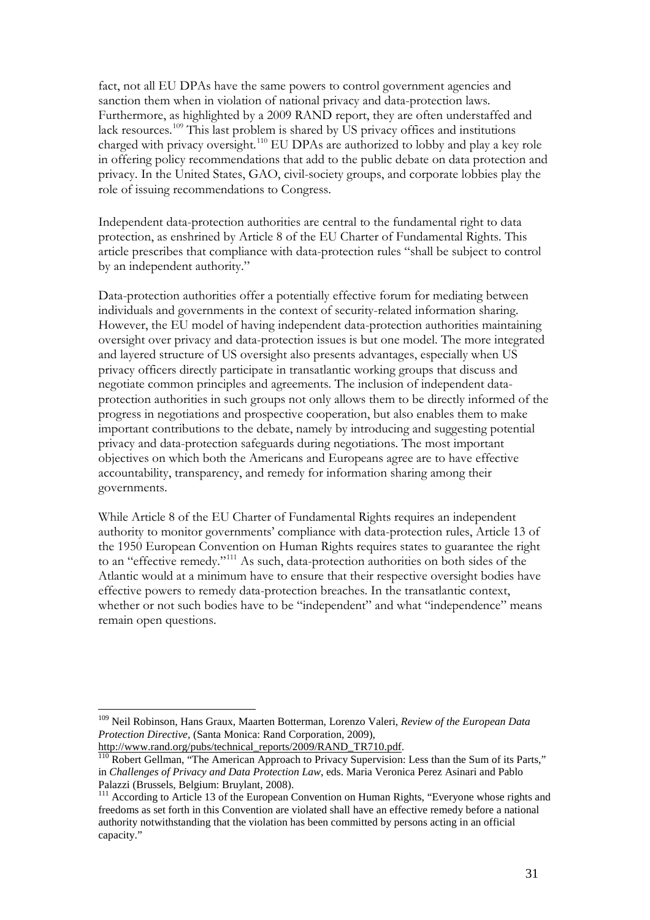fact, not all EU DPAs have the same powers to control government agencies and sanction them when in violation of national privacy and data-protection laws. Furthermore, as highlighted by a 2009 RAND report, they are often understaffed and lack resources.[109] This last problem is shared by US privacy offices and institutions charged with privacy oversight.[110] EU DPAs are authorized to lobby and play a key role in offering policy recommendations that add to the public debate on data protection and privacy. In the United States, GAO, civil-society groups, and corporate lobbies play the role of issuing recommendations to Congress.

Independent data-protection authorities are central to the fundamental right to data protection, as enshrined by Article 8 of the EU Charter of Fundamental Rights. This article prescribes that compliance with data-protection rules "shall be subject to control by an independent authority."

Data-protection authorities offer a potentially effective forum for mediating between individuals and governments in the context of security-related information sharing. However, the EU model of having independent data-protection authorities maintaining oversight over privacy and data-protection issues is but one model. The more integrated and layered structure of US oversight also presents advantages, especially when US privacy officers directly participate in transatlantic working groups that discuss and negotiate common principles and agreements. The inclusion of independent data-protection authorities in such groups not only allows them to be directly informed of the progress in negotiations and prospective cooperation, but also enables them to make important contributions to the debate, namely by introducing and suggesting potential privacy and data-protection safeguards during negotiations. The most important objectives on which both the Americans and Europeans agree are to have effective accountability, transparency, and remedy for information sharing among their governments.

While Article 8 of the EU Charter of Fundamental Rights requires an independent authority to monitor governments' compliance with data-protection rules, Article 13 of the 1950 European Convention on Human Rights requires states to guarantee the right to an "effective remedy."[111] As such, data-protection authorities on both sides of the Atlantic would at a minimum have to ensure that their respective oversight bodies have effective powers to remedy data-protection breaches. In the transatlantic context, whether or not such bodies have to be "independent" and what "independence" means remain open questions.

---

[109] Neil Robinson, Hans Graux, Maarten Botterman, Lorenzo Valeri, *Review of the European Data Protection Directive*, (Santa Monica: Rand Corporation, 2009), http://www.rand.org/pubs/technical_reports/2009/RAND_TR710.pdf.

[110] Robert Gellman, "The American Approach to Privacy Supervision: Less than the Sum of its Parts," in *Challenges of Privacy and Data Protection Law*, eds. Maria Veronica Perez Asinari and Pablo Palazzi (Brussels, Belgium: Bruylant, 2008).

[111] According to Article 13 of the European Convention on Human Rights, "Everyone whose rights and freedoms as set forth in this Convention are violated shall have an effective remedy before a national authority notwithstanding that the violation has been committed by persons acting in an official capacity."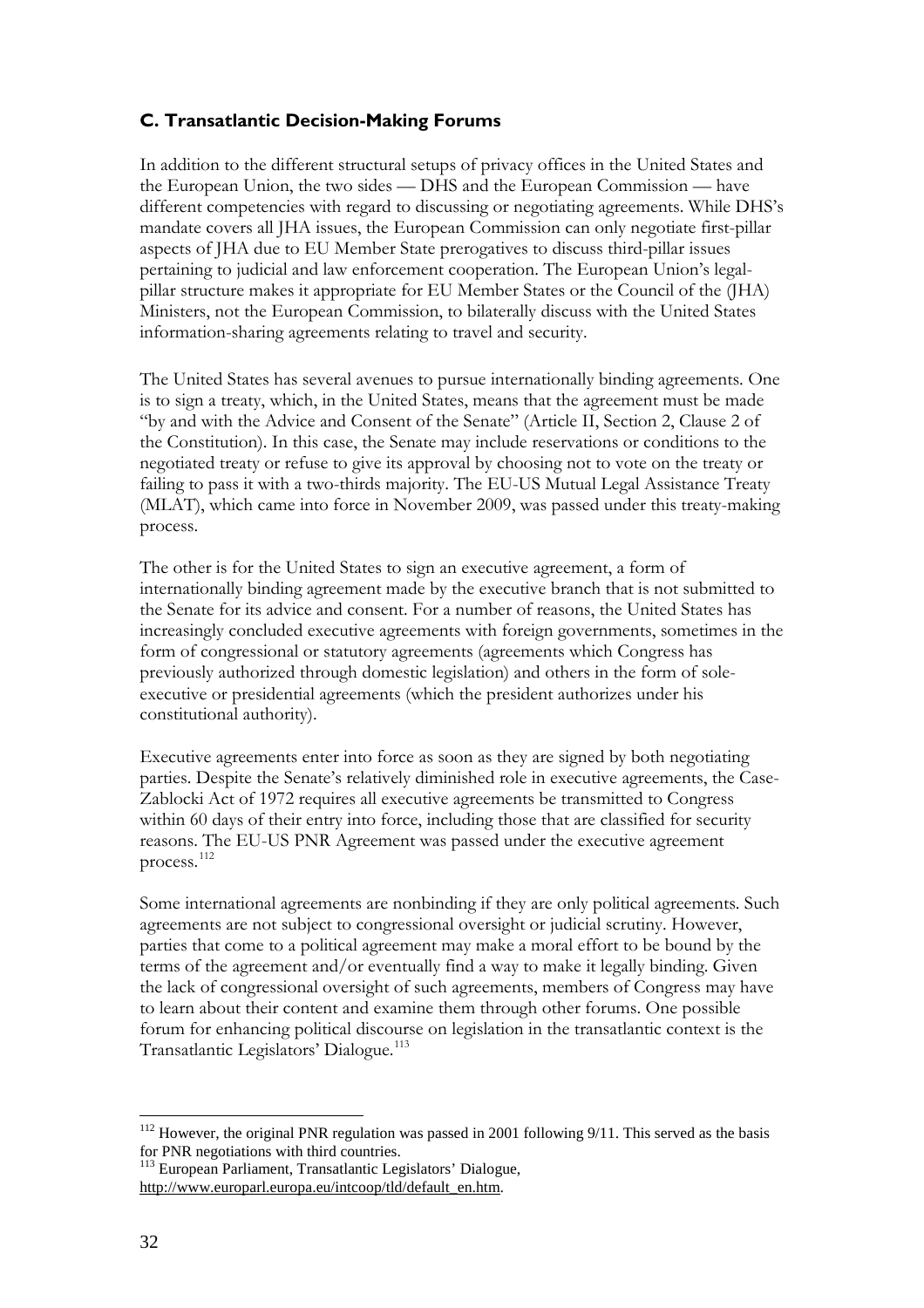### C. Transatlantic Decision-Making Forums

In addition to the different structural setups of privacy offices in the United States and the European Union, the two sides — DHS and the European Commission — have different competencies with regard to discussing or negotiating agreements. While DHS's mandate covers all JHA issues, the European Commission can only negotiate first-pillar aspects of JHA due to EU Member State prerogatives to discuss third-pillar issues pertaining to judicial and law enforcement cooperation. The European Union's legal-pillar structure makes it appropriate for EU Member States or the Council of the (JHA) Ministers, not the European Commission, to bilaterally discuss with the United States information-sharing agreements relating to travel and security.

The United States has several avenues to pursue internationally binding agreements. One is to sign a treaty, which, in the United States, means that the agreement must be made "by and with the Advice and Consent of the Senate" (Article II, Section 2, Clause 2 of the Constitution). In this case, the Senate may include reservations or conditions to the negotiated treaty or refuse to give its approval by choosing not to vote on the treaty or failing to pass it with a two-thirds majority. The EU-US Mutual Legal Assistance Treaty (MLAT), which came into force in November 2009, was passed under this treaty-making process.

The other is for the United States to sign an executive agreement, a form of internationally binding agreement made by the executive branch that is not submitted to the Senate for its advice and consent. For a number of reasons, the United States has increasingly concluded executive agreements with foreign governments, sometimes in the form of congressional or statutory agreements (agreements which Congress has previously authorized through domestic legislation) and others in the form of sole-executive or presidential agreements (which the president authorizes under his constitutional authority).

Executive agreements enter into force as soon as they are signed by both negotiating parties. Despite the Senate's relatively diminished role in executive agreements, the Case-Zablocki Act of 1972 requires all executive agreements be transmitted to Congress within 60 days of their entry into force, including those that are classified for security reasons. The EU-US PNR Agreement was passed under the executive agreement process.[112]

Some international agreements are nonbinding if they are only political agreements. Such agreements are not subject to congressional oversight or judicial scrutiny. However, parties that come to a political agreement may make a moral effort to be bound by the terms of the agreement and/or eventually find a way to make it legally binding. Given the lack of congressional oversight of such agreements, members of Congress may have to learn about their content and examine them through other forums. One possible forum for enhancing political discourse on legislation in the transatlantic context is the Transatlantic Legislators' Dialogue.[113]

---

[112] However, the original PNR regulation was passed in 2001 following 9/11. This served as the basis for PNR negotiations with third countries.

[113] European Parliament, Transatlantic Legislators' Dialogue, http://www.europarl.europa.eu/intcoop/tld/default_en.htm.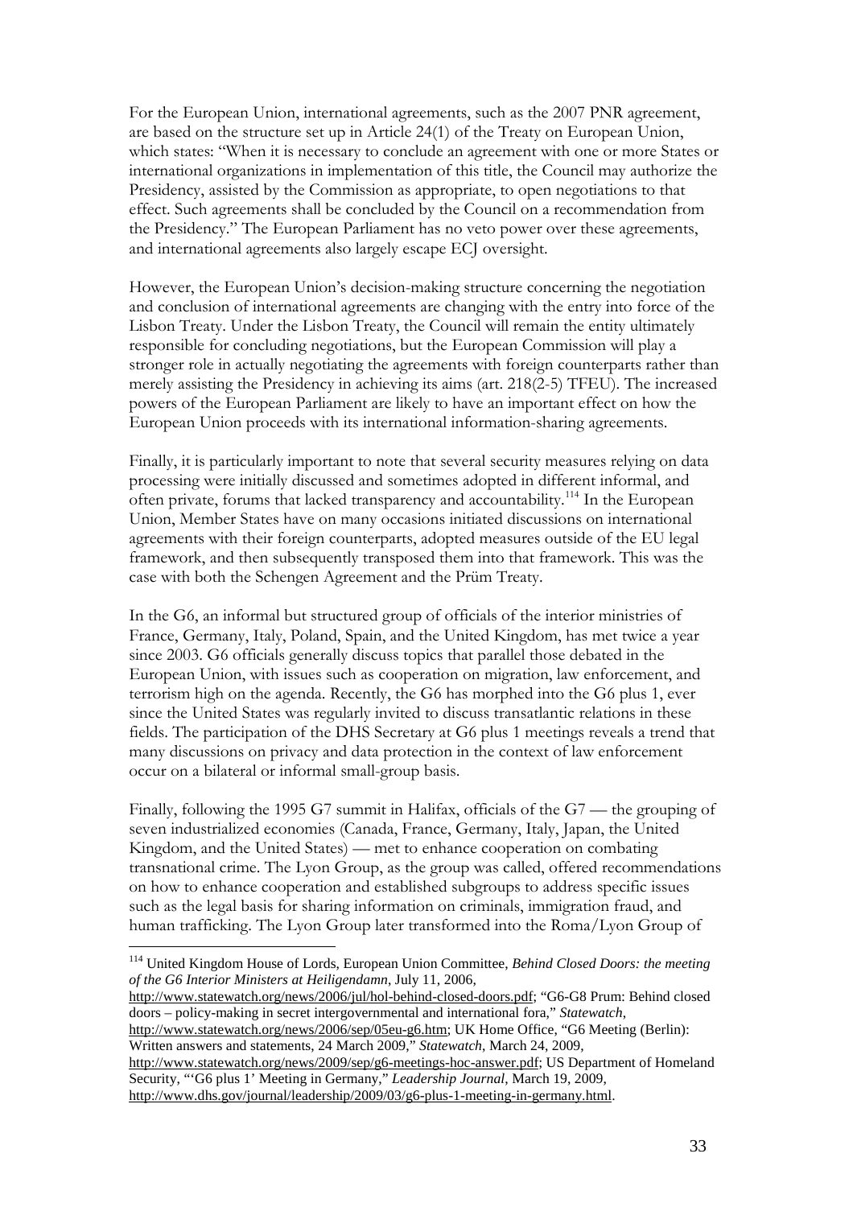For the European Union, international agreements, such as the 2007 PNR agreement, are based on the structure set up in Article 24(1) of the Treaty on European Union, which states: "When it is necessary to conclude an agreement with one or more States or international organizations in implementation of this title, the Council may authorize the Presidency, assisted by the Commission as appropriate, to open negotiations to that effect. Such agreements shall be concluded by the Council on a recommendation from the Presidency." The European Parliament has no veto power over these agreements, and international agreements also largely escape ECJ oversight.

However, the European Union's decision-making structure concerning the negotiation and conclusion of international agreements are changing with the entry into force of the Lisbon Treaty. Under the Lisbon Treaty, the Council will remain the entity ultimately responsible for concluding negotiations, but the European Commission will play a stronger role in actually negotiating the agreements with foreign counterparts rather than merely assisting the Presidency in achieving its aims (art. 218(2-5) TFEU). The increased powers of the European Parliament are likely to have an important effect on how the European Union proceeds with its international information-sharing agreements.

Finally, it is particularly important to note that several security measures relying on data processing were initially discussed and sometimes adopted in different informal, and often private, forums that lacked transparency and accountability.[114] In the European Union, Member States have on many occasions initiated discussions on international agreements with their foreign counterparts, adopted measures outside of the EU legal framework, and then subsequently transposed them into that framework. This was the case with both the Schengen Agreement and the Prüm Treaty.

In the G6, an informal but structured group of officials of the interior ministries of France, Germany, Italy, Poland, Spain, and the United Kingdom, has met twice a year since 2003. G6 officials generally discuss topics that parallel those debated in the European Union, with issues such as cooperation on migration, law enforcement, and terrorism high on the agenda. Recently, the G6 has morphed into the G6 plus 1, ever since the United States was regularly invited to discuss transatlantic relations in these fields. The participation of the DHS Secretary at G6 plus 1 meetings reveals a trend that many discussions on privacy and data protection in the context of law enforcement occur on a bilateral or informal small-group basis.

Finally, following the 1995 G7 summit in Halifax, officials of the G7 — the grouping of seven industrialized economies (Canada, France, Germany, Italy, Japan, the United Kingdom, and the United States) — met to enhance cooperation on combating transnational crime. The Lyon Group, as the group was called, offered recommendations on how to enhance cooperation and established subgroups to address specific issues such as the legal basis for sharing information on criminals, immigration fraud, and human trafficking. The Lyon Group later transformed into the Roma/Lyon Group of

---

[114] United Kingdom House of Lords, European Union Committee, *Behind Closed Doors: the meeting of the G6 Interior Ministers at Heiligendamm*, July 11, 2006, http://www.statewatch.org/news/2006/jul/hol-behind-closed-doors.pdf; "G6-G8 Prum: Behind closed doors – policy-making in secret intergovernmental and international fora," *Statewatch*, http://www.statewatch.org/news/2006/sep/05eu-g6.htm; UK Home Office, "G6 Meeting (Berlin): Written answers and statements, 24 March 2009," *Statewatch*, March 24, 2009, http://www.statewatch.org/news/2009/sep/g6-meetings-hoc-answer.pdf; US Department of Homeland Security, "'G6 plus 1' Meeting in Germany," *Leadership Journal*, March 19, 2009, http://www.dhs.gov/journal/leadership/2009/03/g6-plus-1-meeting-in-germany.html.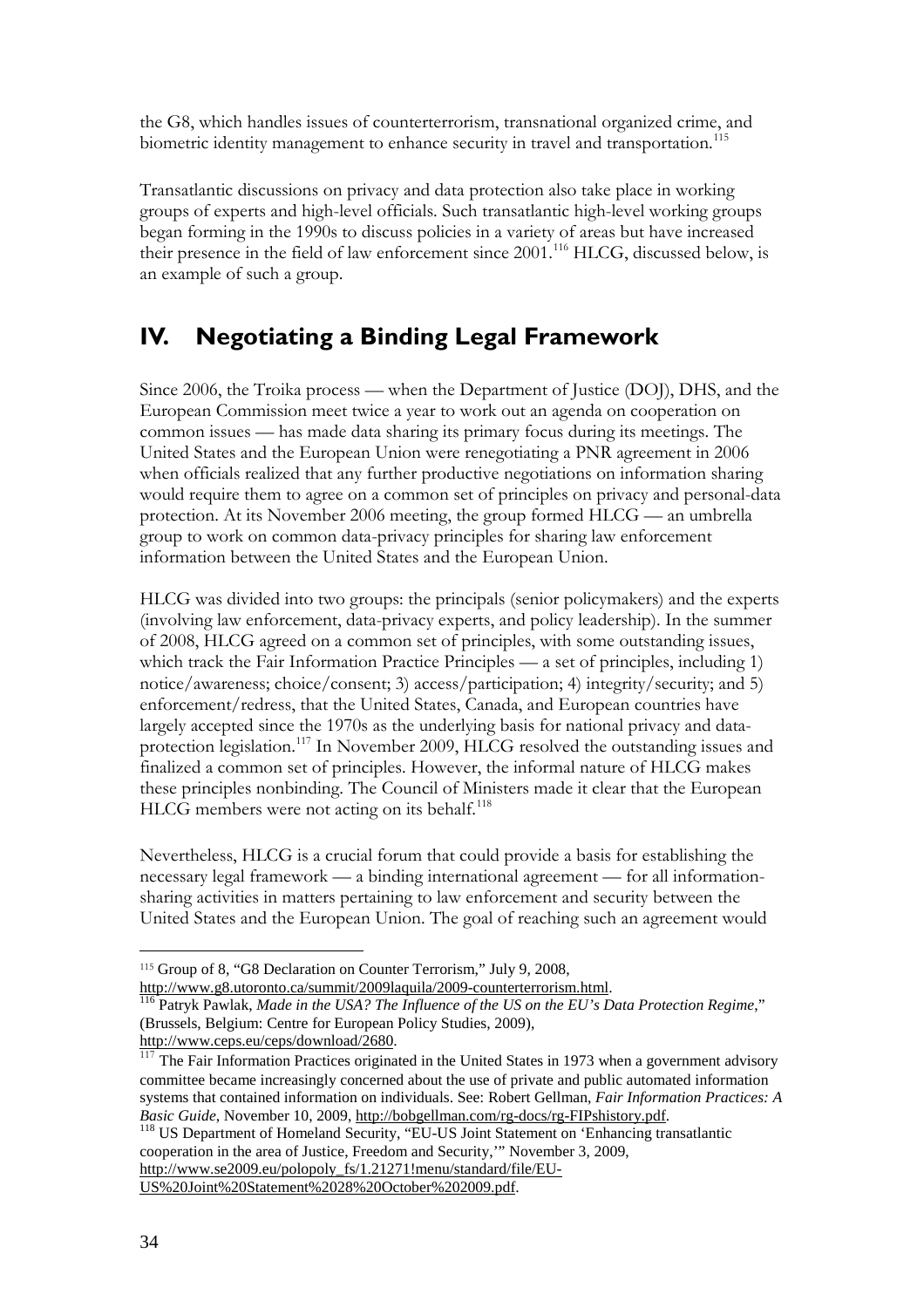the G8, which handles issues of counterterrorism, transnational organized crime, and biometric identity management to enhance security in travel and transportation.[115]

Transatlantic discussions on privacy and data protection also take place in working groups of experts and high-level officials. Such transatlantic high-level working groups began forming in the 1990s to discuss policies in a variety of areas but have increased their presence in the field of law enforcement since 2001.[116] HLCG, discussed below, is an example of such a group.

# IV. Negotiating a Binding Legal Framework

Since 2006, the Troika process — when the Department of Justice (DOJ), DHS, and the European Commission meet twice a year to work out an agenda on cooperation on common issues — has made data sharing its primary focus during its meetings. The United States and the European Union were renegotiating a PNR agreement in 2006 when officials realized that any further productive negotiations on information sharing would require them to agree on a common set of principles on privacy and personal-data protection. At its November 2006 meeting, the group formed HLCG — an umbrella group to work on common data-privacy principles for sharing law enforcement information between the United States and the European Union.

HLCG was divided into two groups: the principals (senior policymakers) and the experts (involving law enforcement, data-privacy experts, and policy leadership). In the summer of 2008, HLCG agreed on a common set of principles, with some outstanding issues, which track the Fair Information Practice Principles — a set of principles, including 1) notice/awareness; choice/consent; 3) access/participation; 4) integrity/security; and 5) enforcement/redress, that the United States, Canada, and European countries have largely accepted since the 1970s as the underlying basis for national privacy and data-protection legislation.[117] In November 2009, HLCG resolved the outstanding issues and finalized a common set of principles. However, the informal nature of HLCG makes these principles nonbinding. The Council of Ministers made it clear that the European HLCG members were not acting on its behalf.[118]

Nevertheless, HLCG is a crucial forum that could provide a basis for establishing the necessary legal framework — a binding international agreement — for all information-sharing activities in matters pertaining to law enforcement and security between the United States and the European Union. The goal of reaching such an agreement would

---

[115] Group of 8, "G8 Declaration on Counter Terrorism," July 9, 2008, http://www.g8.utoronto.ca/summit/2009laquila/2009-counterterrorism.html.

[116] Patryk Pawlak, *Made in the USA? The Influence of the US on the EU's Data Protection Regime*," (Brussels, Belgium: Centre for European Policy Studies, 2009), http://www.ceps.eu/ceps/download/2680.

[117] The Fair Information Practices originated in the United States in 1973 when a government advisory committee became increasingly concerned about the use of private and public automated information systems that contained information on individuals. See: Robert Gellman, *Fair Information Practices: A Basic Guide*, November 10, 2009, http://bobgellman.com/rg-docs/rg-FIPshistory.pdf.

[118] US Department of Homeland Security, "EU-US Joint Statement on 'Enhancing transatlantic cooperation in the area of Justice, Freedom and Security,'" November 3, 2009, http://www.se2009.eu/polopoly_fs/1.21271!menu/standard/file/EU-US%20Joint%20Statement%2028%20October%202009.pdf.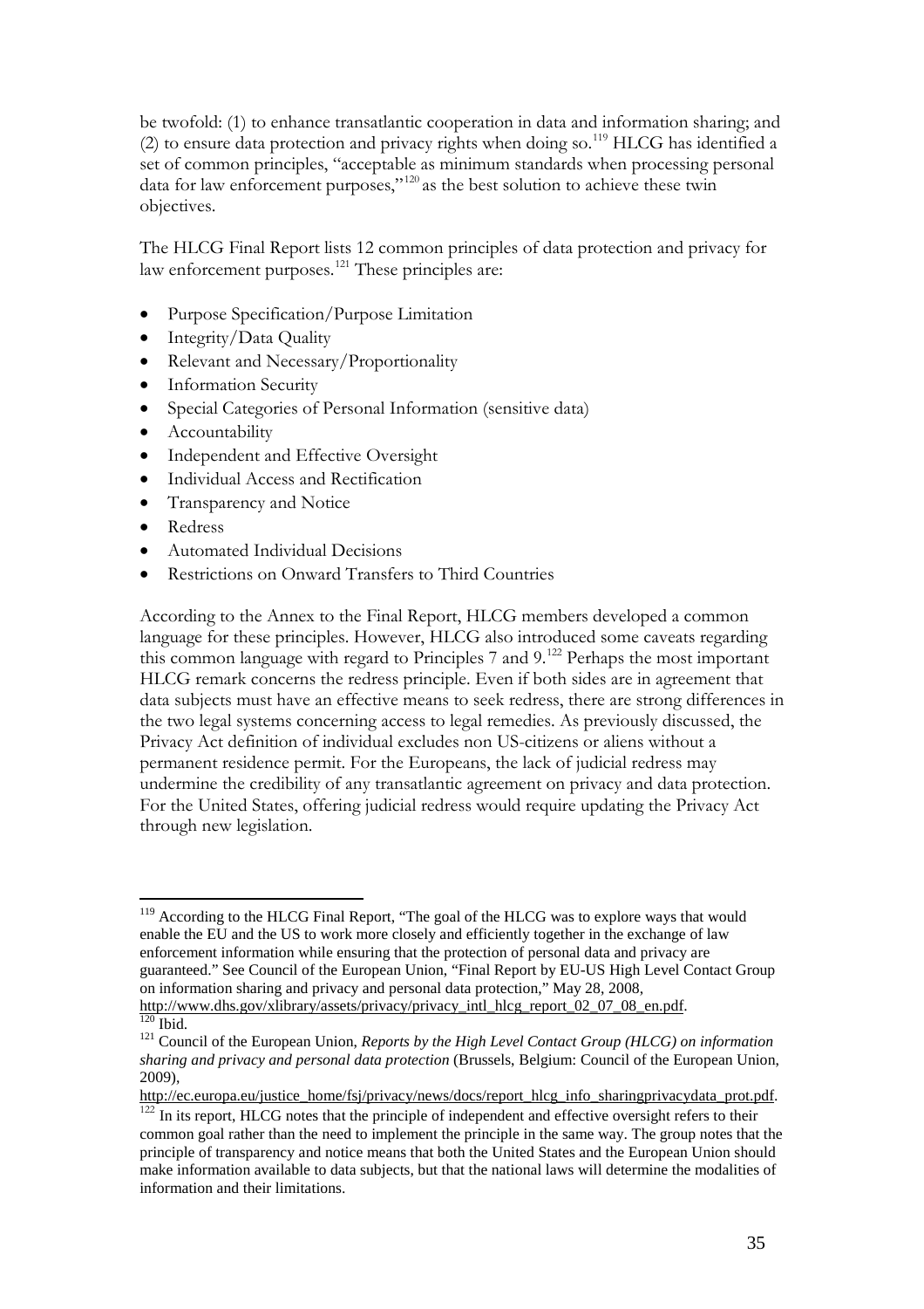be twofold: (1) to enhance transatlantic cooperation in data and information sharing; and (2) to ensure data protection and privacy rights when doing so.[119] HLCG has identified a set of common principles, "acceptable as minimum standards when processing personal data for law enforcement purposes,"[120] as the best solution to achieve these twin objectives.

The HLCG Final Report lists 12 common principles of data protection and privacy for law enforcement purposes.[121] These principles are:

- Purpose Specification/Purpose Limitation
- Integrity/Data Quality
- Relevant and Necessary/Proportionality
- Information Security
- Special Categories of Personal Information (sensitive data)
- Accountability
- Independent and Effective Oversight
- Individual Access and Rectification
- Transparency and Notice
- Redress
- Automated Individual Decisions
- Restrictions on Onward Transfers to Third Countries

According to the Annex to the Final Report, HLCG members developed a common language for these principles. However, HLCG also introduced some caveats regarding this common language with regard to Principles 7 and 9.[122] Perhaps the most important HLCG remark concerns the redress principle. Even if both sides are in agreement that data subjects must have an effective means to seek redress, there are strong differences in the two legal systems concerning access to legal remedies. As previously discussed, the Privacy Act definition of individual excludes non US-citizens or aliens without a permanent residence permit. For the Europeans, the lack of judicial redress may undermine the credibility of any transatlantic agreement on privacy and data protection. For the United States, offering judicial redress would require updating the Privacy Act through new legislation.

---

[119] According to the HLCG Final Report, "The goal of the HLCG was to explore ways that would enable the EU and the US to work more closely and efficiently together in the exchange of law enforcement information while ensuring that the protection of personal data and privacy are guaranteed." See Council of the European Union, "Final Report by EU-US High Level Contact Group on information sharing and privacy and personal data protection," May 28, 2008, http://www.dhs.gov/xlibrary/assets/privacy/privacy_intl_hlcg_report_02_07_08_en.pdf.

[120] Ibid.

[121] Council of the European Union, *Reports by the High Level Contact Group (HLCG) on information sharing and privacy and personal data protection* (Brussels, Belgium: Council of the European Union, 2009), http://ec.europa.eu/justice_home/fsj/privacy/news/docs/report_hlcg_info_sharingprivacydata_prot.pdf.

[122] In its report, HLCG notes that the principle of independent and effective oversight refers to their common goal rather than the need to implement the principle in the same way. The group notes that the principle of transparency and notice means that both the United States and the European Union should make information available to data subjects, but that the national laws will determine the modalities of information and their limitations.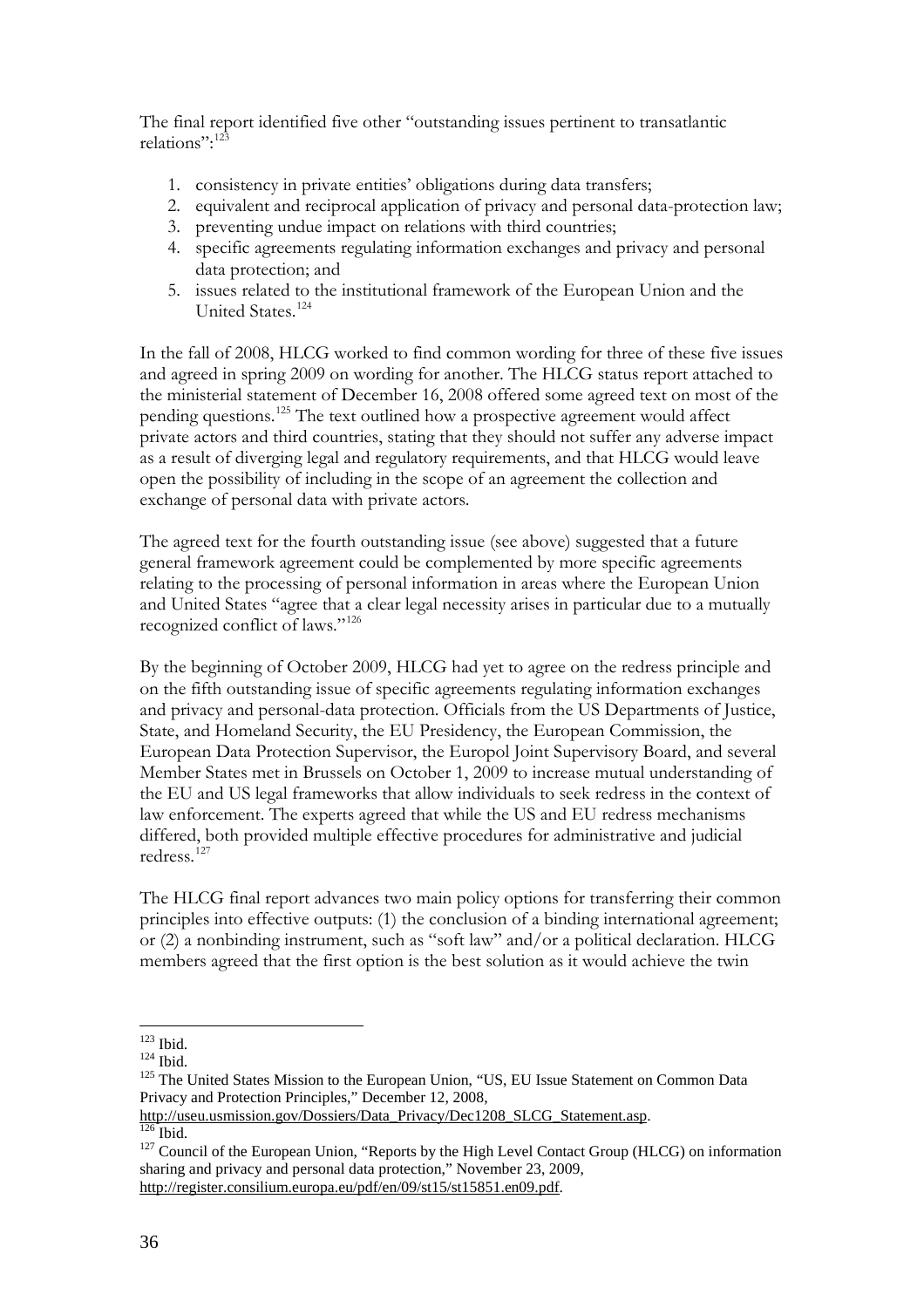The final report identified five other "outstanding issues pertinent to transatlantic relations":[123]

1. consistency in private entities' obligations during data transfers;
2. equivalent and reciprocal application of privacy and personal data-protection law;
3. preventing undue impact on relations with third countries;
4. specific agreements regulating information exchanges and privacy and personal data protection; and
5. issues related to the institutional framework of the European Union and the United States.[124]

In the fall of 2008, HLCG worked to find common wording for three of these five issues and agreed in spring 2009 on wording for another. The HLCG status report attached to the ministerial statement of December 16, 2008 offered some agreed text on most of the pending questions.[125] The text outlined how a prospective agreement would affect private actors and third countries, stating that they should not suffer any adverse impact as a result of diverging legal and regulatory requirements, and that HLCG would leave open the possibility of including in the scope of an agreement the collection and exchange of personal data with private actors.

The agreed text for the fourth outstanding issue (see above) suggested that a future general framework agreement could be complemented by more specific agreements relating to the processing of personal information in areas where the European Union and United States "agree that a clear legal necessity arises in particular due to a mutually recognized conflict of laws."[126]

By the beginning of October 2009, HLCG had yet to agree on the redress principle and on the fifth outstanding issue of specific agreements regulating information exchanges and privacy and personal-data protection. Officials from the US Departments of Justice, State, and Homeland Security, the EU Presidency, the European Commission, the European Data Protection Supervisor, the Europol Joint Supervisory Board, and several Member States met in Brussels on October 1, 2009 to increase mutual understanding of the EU and US legal frameworks that allow individuals to seek redress in the context of law enforcement. The experts agreed that while the US and EU redress mechanisms differed, both provided multiple effective procedures for administrative and judicial redress.[127]

The HLCG final report advances two main policy options for transferring their common principles into effective outputs: (1) the conclusion of a binding international agreement; or (2) a nonbinding instrument, such as "soft law" and/or a political declaration. HLCG members agreed that the first option is the best solution as it would achieve the twin

---

[123] Ibid.

[124] Ibid.

[125] The United States Mission to the European Union, "US, EU Issue Statement on Common Data Privacy and Protection Principles," December 12, 2008, http://useu.usmission.gov/Dossiers/Data_Privacy/Dec1208_SLCG_Statement.asp.

[126] Ibid.

[127] Council of the European Union, "Reports by the High Level Contact Group (HLCG) on information sharing and privacy and personal data protection," November 23, 2009, http://register.consilium.europa.eu/pdf/en/09/st15/st15851.en09.pdf.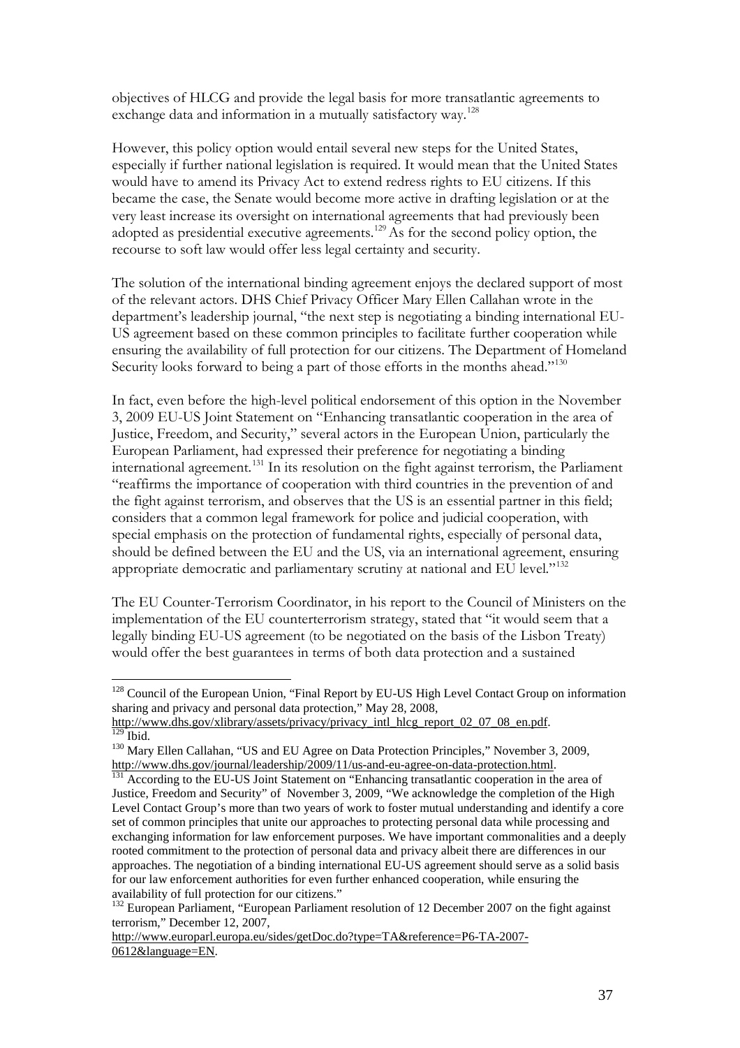objectives of HLCG and provide the legal basis for more transatlantic agreements to exchange data and information in a mutually satisfactory way.[128]

However, this policy option would entail several new steps for the United States, especially if further national legislation is required. It would mean that the United States would have to amend its Privacy Act to extend redress rights to EU citizens. If this became the case, the Senate would become more active in drafting legislation or at the very least increase its oversight on international agreements that had previously been adopted as presidential executive agreements.[129] As for the second policy option, the recourse to soft law would offer less legal certainty and security.

The solution of the international binding agreement enjoys the declared support of most of the relevant actors. DHS Chief Privacy Officer Mary Ellen Callahan wrote in the department's leadership journal, "the next step is negotiating a binding international EU-US agreement based on these common principles to facilitate further cooperation while ensuring the availability of full protection for our citizens. The Department of Homeland Security looks forward to being a part of those efforts in the months ahead."[130]

In fact, even before the high-level political endorsement of this option in the November 3, 2009 EU-US Joint Statement on "Enhancing transatlantic cooperation in the area of Justice, Freedom, and Security," several actors in the European Union, particularly the European Parliament, had expressed their preference for negotiating a binding international agreement.[131] In its resolution on the fight against terrorism, the Parliament "reaffirms the importance of cooperation with third countries in the prevention of and the fight against terrorism, and observes that the US is an essential partner in this field; considers that a common legal framework for police and judicial cooperation, with special emphasis on the protection of fundamental rights, especially of personal data, should be defined between the EU and the US, via an international agreement, ensuring appropriate democratic and parliamentary scrutiny at national and EU level."[132]

The EU Counter-Terrorism Coordinator, in his report to the Council of Ministers on the implementation of the EU counterterrorism strategy, stated that "it would seem that a legally binding EU-US agreement (to be negotiated on the basis of the Lisbon Treaty) would offer the best guarantees in terms of both data protection and a sustained

---

[128] Council of the European Union, "Final Report by EU-US High Level Contact Group on information sharing and privacy and personal data protection," May 28, 2008, http://www.dhs.gov/xlibrary/assets/privacy/privacy_intl_hlcg_report_02_07_08_en.pdf.

[129] Ibid.

[130] Mary Ellen Callahan, "US and EU Agree on Data Protection Principles," November 3, 2009, http://www.dhs.gov/journal/leadership/2009/11/us-and-eu-agree-on-data-protection.html.

[131] According to the EU-US Joint Statement on "Enhancing transatlantic cooperation in the area of Justice, Freedom and Security" of November 3, 2009, "We acknowledge the completion of the High Level Contact Group's more than two years of work to foster mutual understanding and identify a core set of common principles that unite our approaches to protecting personal data while processing and exchanging information for law enforcement purposes. We have important commonalities and a deeply rooted commitment to the protection of personal data and privacy albeit there are differences in our approaches. The negotiation of a binding international EU-US agreement should serve as a solid basis for our law enforcement authorities for even further enhanced cooperation, while ensuring the availability of full protection for our citizens."

[132] European Parliament, "European Parliament resolution of 12 December 2007 on the fight against terrorism," December 12, 2007, http://www.europarl.europa.eu/sides/getDoc.do?type=TA&reference=P6-TA-2007-0612&language=EN.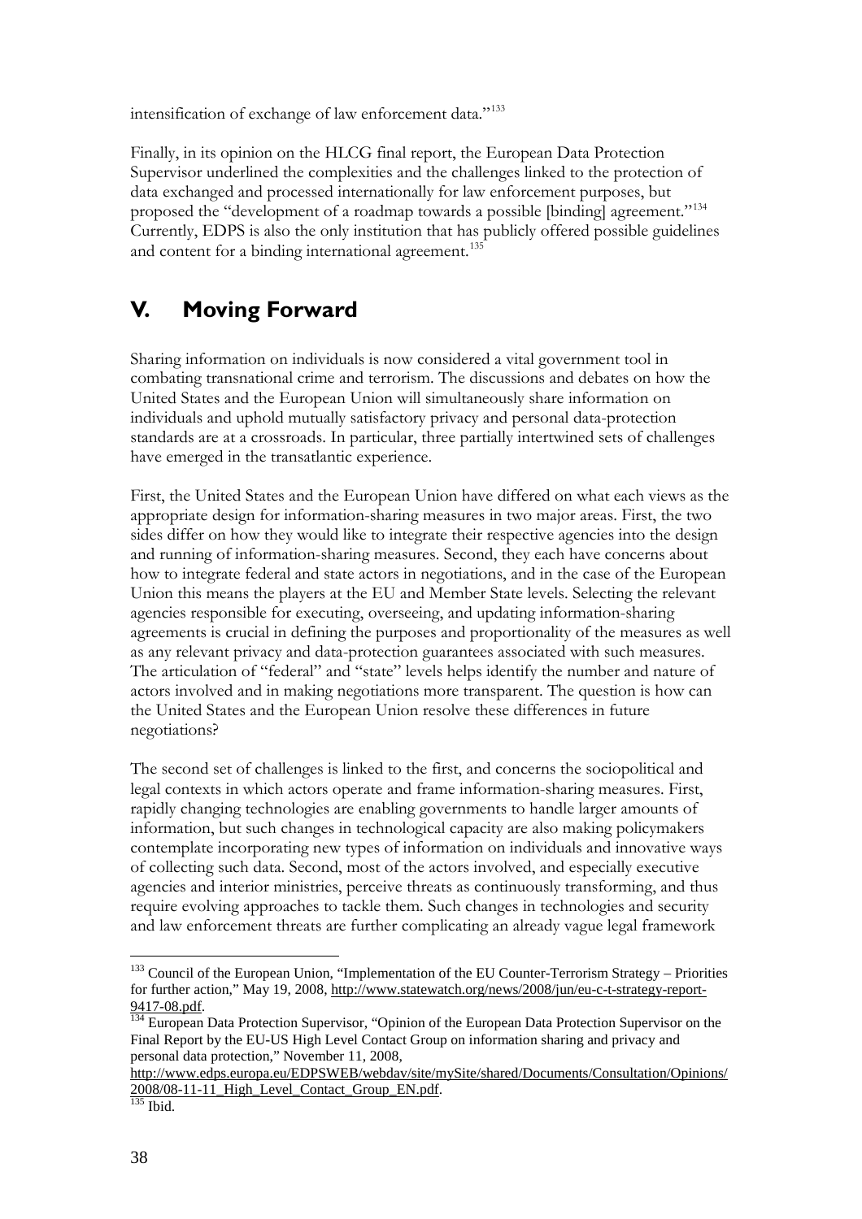intensification of exchange of law enforcement data."[133]

Finally, in its opinion on the HLCG final report, the European Data Protection Supervisor underlined the complexities and the challenges linked to the protection of data exchanged and processed internationally for law enforcement purposes, but proposed the "development of a roadmap towards a possible [binding] agreement."[134] Currently, EDPS is also the only institution that has publicly offered possible guidelines and content for a binding international agreement.[135]

# V. Moving Forward

Sharing information on individuals is now considered a vital government tool in combating transnational crime and terrorism. The discussions and debates on how the United States and the European Union will simultaneously share information on individuals and uphold mutually satisfactory privacy and personal data-protection standards are at a crossroads. In particular, three partially intertwined sets of challenges have emerged in the transatlantic experience.

First, the United States and the European Union have differed on what each views as the appropriate design for information-sharing measures in two major areas. First, the two sides differ on how they would like to integrate their respective agencies into the design and running of information-sharing measures. Second, they each have concerns about how to integrate federal and state actors in negotiations, and in the case of the European Union this means the players at the EU and Member State levels. Selecting the relevant agencies responsible for executing, overseeing, and updating information-sharing agreements is crucial in defining the purposes and proportionality of the measures as well as any relevant privacy and data-protection guarantees associated with such measures. The articulation of "federal" and "state" levels helps identify the number and nature of actors involved and in making negotiations more transparent. The question is how can the United States and the European Union resolve these differences in future negotiations?

The second set of challenges is linked to the first, and concerns the sociopolitical and legal contexts in which actors operate and frame information-sharing measures. First, rapidly changing technologies are enabling governments to handle larger amounts of information, but such changes in technological capacity are also making policymakers contemplate incorporating new types of information on individuals and innovative ways of collecting such data. Second, most of the actors involved, and especially executive agencies and interior ministries, perceive threats as continuously transforming, and thus require evolving approaches to tackle them. Such changes in technologies and security and law enforcement threats are further complicating an already vague legal framework

---

[133] Council of the European Union, "Implementation of the EU Counter-Terrorism Strategy – Priorities for further action," May 19, 2008, http://www.statewatch.org/news/2008/jun/eu-c-t-strategy-report-9417-08.pdf.

[134] European Data Protection Supervisor, "Opinion of the European Data Protection Supervisor on the Final Report by the EU-US High Level Contact Group on information sharing and privacy and personal data protection," November 11, 2008, http://www.edps.europa.eu/EDPSWEB/webdav/site/mySite/shared/Documents/Consultation/Opinions/2008/08-11-11_High_Level_Contact_Group_EN.pdf.

[135] Ibid.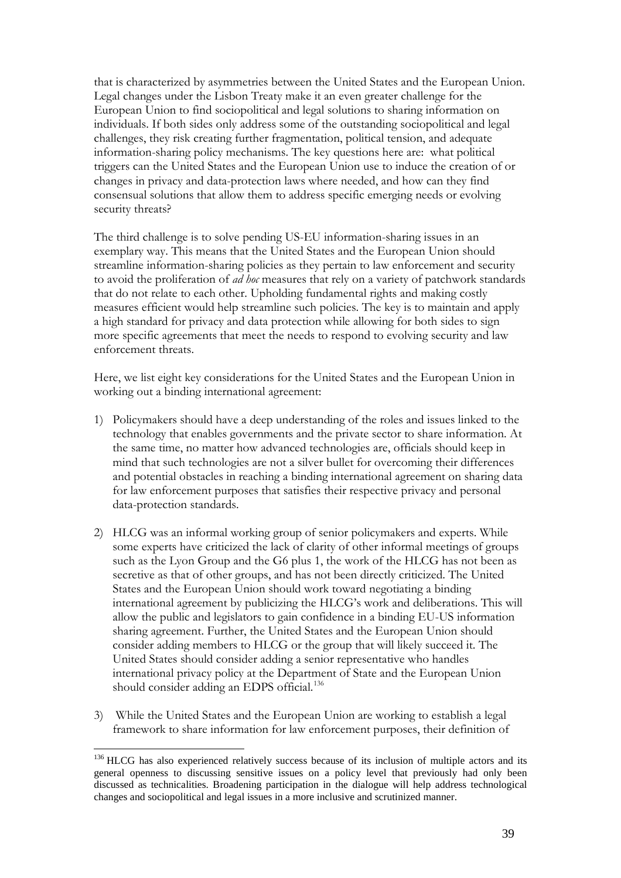that is characterized by asymmetries between the United States and the European Union. Legal changes under the Lisbon Treaty make it an even greater challenge for the European Union to find sociopolitical and legal solutions to sharing information on individuals. If both sides only address some of the outstanding sociopolitical and legal challenges, they risk creating further fragmentation, political tension, and adequate information-sharing policy mechanisms. The key questions here are: what political triggers can the United States and the European Union use to induce the creation of or changes in privacy and data-protection laws where needed, and how can they find consensual solutions that allow them to address specific emerging needs or evolving security threats?

The third challenge is to solve pending US-EU information-sharing issues in an exemplary way. This means that the United States and the European Union should streamline information-sharing policies as they pertain to law enforcement and security to avoid the proliferation of *ad hoc* measures that rely on a variety of patchwork standards that do not relate to each other. Upholding fundamental rights and making costly measures efficient would help streamline such policies. The key is to maintain and apply a high standard for privacy and data protection while allowing for both sides to sign more specific agreements that meet the needs to respond to evolving security and law enforcement threats.

Here, we list eight key considerations for the United States and the European Union in working out a binding international agreement:

1) Policymakers should have a deep understanding of the roles and issues linked to the technology that enables governments and the private sector to share information. At the same time, no matter how advanced technologies are, officials should keep in mind that such technologies are not a silver bullet for overcoming their differences and potential obstacles in reaching a binding international agreement on sharing data for law enforcement purposes that satisfies their respective privacy and personal data-protection standards.

2) HLCG was an informal working group of senior policymakers and experts. While some experts have criticized the lack of clarity of other informal meetings of groups such as the Lyon Group and the G6 plus 1, the work of the HLCG has not been as secretive as that of other groups, and has not been directly criticized. The United States and the European Union should work toward negotiating a binding international agreement by publicizing the HLCG's work and deliberations. This will allow the public and legislators to gain confidence in a binding EU-US information sharing agreement. Further, the United States and the European Union should consider adding members to HLCG or the group that will likely succeed it. The United States should consider adding a senior representative who handles international privacy policy at the Department of State and the European Union should consider adding an EDPS official.[136]

3) While the United States and the European Union are working to establish a legal framework to share information for law enforcement purposes, their definition of

[136] HLCG has also experienced relatively success because of its inclusion of multiple actors and its general openness to discussing sensitive issues on a policy level that previously had only been discussed as technicalities. Broadening participation in the dialogue will help address technological changes and sociopolitical and legal issues in a more inclusive and scrutinized manner.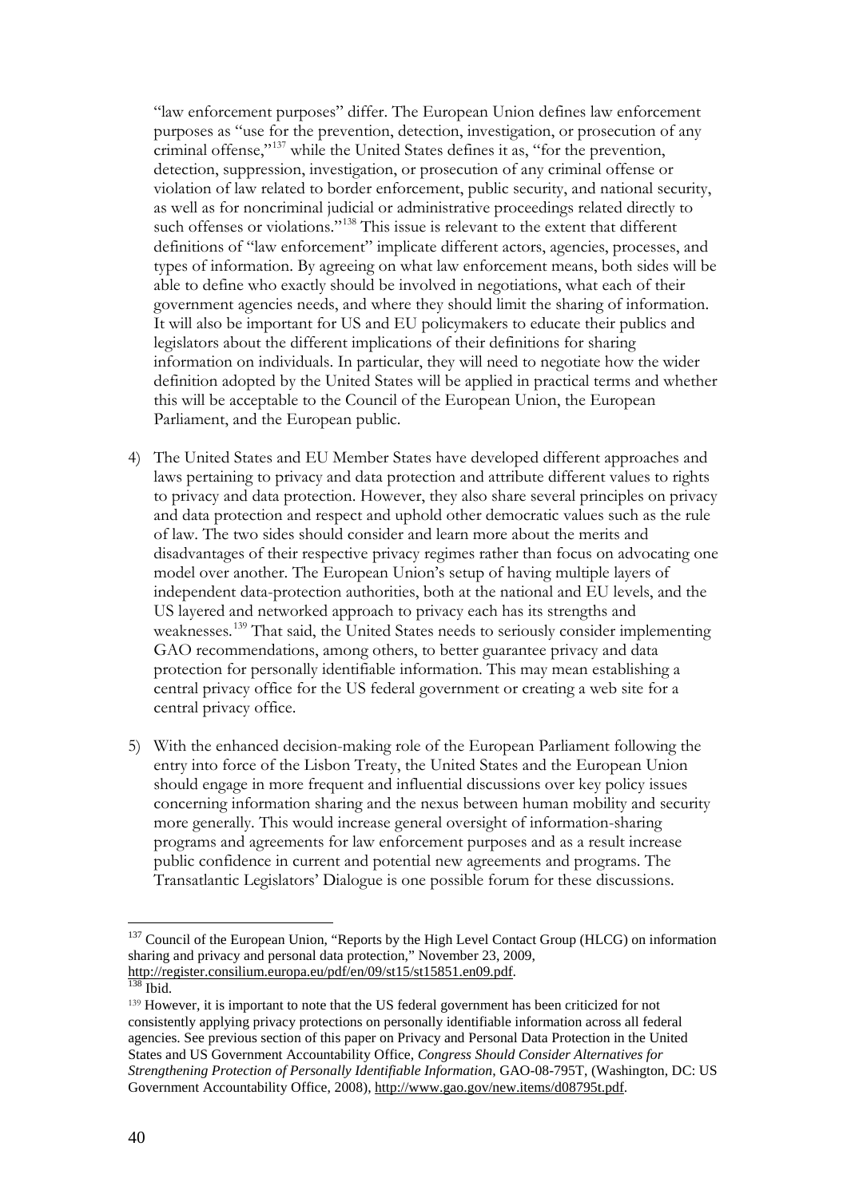"law enforcement purposes" differ. The European Union defines law enforcement purposes as "use for the prevention, detection, investigation, or prosecution of any criminal offense,"[137] while the United States defines it as, "for the prevention, detection, suppression, investigation, or prosecution of any criminal offense or violation of law related to border enforcement, public security, and national security, as well as for noncriminal judicial or administrative proceedings related directly to such offenses or violations."[138] This issue is relevant to the extent that different definitions of "law enforcement" implicate different actors, agencies, processes, and types of information. By agreeing on what law enforcement means, both sides will be able to define who exactly should be involved in negotiations, what each of their government agencies needs, and where they should limit the sharing of information. It will also be important for US and EU policymakers to educate their publics and legislators about the different implications of their definitions for sharing information on individuals. In particular, they will need to negotiate how the wider definition adopted by the United States will be applied in practical terms and whether this will be acceptable to the Council of the European Union, the European Parliament, and the European public.

4) The United States and EU Member States have developed different approaches and laws pertaining to privacy and data protection and attribute different values to rights to privacy and data protection. However, they also share several principles on privacy and data protection and respect and uphold other democratic values such as the rule of law. The two sides should consider and learn more about the merits and disadvantages of their respective privacy regimes rather than focus on advocating one model over another. The European Union's setup of having multiple layers of independent data-protection authorities, both at the national and EU levels, and the US layered and networked approach to privacy each has its strengths and weaknesses.[139] That said, the United States needs to seriously consider implementing GAO recommendations, among others, to better guarantee privacy and data protection for personally identifiable information. This may mean establishing a central privacy office for the US federal government or creating a web site for a central privacy office.

5) With the enhanced decision-making role of the European Parliament following the entry into force of the Lisbon Treaty, the United States and the European Union should engage in more frequent and influential discussions over key policy issues concerning information sharing and the nexus between human mobility and security more generally. This would increase general oversight of information-sharing programs and agreements for law enforcement purposes and as a result increase public confidence in current and potential new agreements and programs. The Transatlantic Legislators' Dialogue is one possible forum for these discussions.

---

[137] Council of the European Union, "Reports by the High Level Contact Group (HLCG) on information sharing and privacy and personal data protection," November 23, 2009, http://register.consilium.europa.eu/pdf/en/09/st15/st15851.en09.pdf.

[138] Ibid.

[139] However, it is important to note that the US federal government has been criticized for not consistently applying privacy protections on personally identifiable information across all federal agencies. See previous section of this paper on Privacy and Personal Data Protection in the United States and US Government Accountability Office, *Congress Should Consider Alternatives for Strengthening Protection of Personally Identifiable Information*, GAO-08-795T, (Washington, DC: US Government Accountability Office, 2008), http://www.gao.gov/new.items/d08795t.pdf.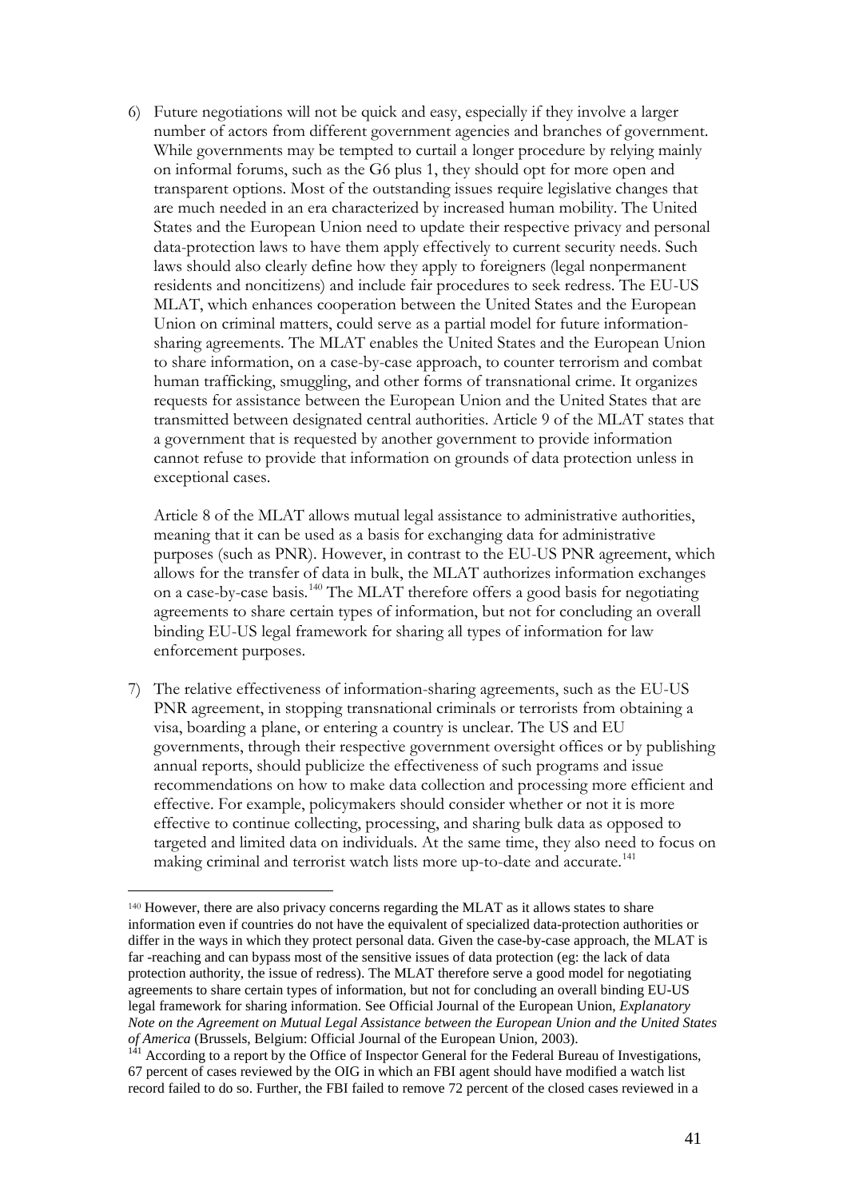6) Future negotiations will not be quick and easy, especially if they involve a larger number of actors from different government agencies and branches of government. While governments may be tempted to curtail a longer procedure by relying mainly on informal forums, such as the G6 plus 1, they should opt for more open and transparent options. Most of the outstanding issues require legislative changes that are much needed in an era characterized by increased human mobility. The United States and the European Union need to update their respective privacy and personal data-protection laws to have them apply effectively to current security needs. Such laws should also clearly define how they apply to foreigners (legal nonpermanent residents and noncitizens) and include fair procedures to seek redress. The EU-US MLAT, which enhances cooperation between the United States and the European Union on criminal matters, could serve as a partial model for future information-sharing agreements. The MLAT enables the United States and the European Union to share information, on a case-by-case approach, to counter terrorism and combat human trafficking, smuggling, and other forms of transnational crime. It organizes requests for assistance between the European Union and the United States that are transmitted between designated central authorities. Article 9 of the MLAT states that a government that is requested by another government to provide information cannot refuse to provide that information on grounds of data protection unless in exceptional cases.

   Article 8 of the MLAT allows mutual legal assistance to administrative authorities, meaning that it can be used as a basis for exchanging data for administrative purposes (such as PNR). However, in contrast to the EU-US PNR agreement, which allows for the transfer of data in bulk, the MLAT authorizes information exchanges on a case-by-case basis.[140] The MLAT therefore offers a good basis for negotiating agreements to share certain types of information, but not for concluding an overall binding EU-US legal framework for sharing all types of information for law enforcement purposes.

7) The relative effectiveness of information-sharing agreements, such as the EU-US PNR agreement, in stopping transnational criminals or terrorists from obtaining a visa, boarding a plane, or entering a country is unclear. The US and EU governments, through their respective government oversight offices or by publishing annual reports, should publicize the effectiveness of such programs and issue recommendations on how to make data collection and processing more efficient and effective. For example, policymakers should consider whether or not it is more effective to continue collecting, processing, and sharing bulk data as opposed to targeted and limited data on individuals. At the same time, they also need to focus on making criminal and terrorist watch lists more up-to-date and accurate.[141]

---

[140] However, there are also privacy concerns regarding the MLAT as it allows states to share information even if countries do not have the equivalent of specialized data-protection authorities or differ in the ways in which they protect personal data. Given the case-by-case approach, the MLAT is far -reaching and can bypass most of the sensitive issues of data protection (eg: the lack of data protection authority, the issue of redress). The MLAT therefore serve a good model for negotiating agreements to share certain types of information, but not for concluding an overall binding EU-US legal framework for sharing information. See Official Journal of the European Union, *Explanatory Note on the Agreement on Mutual Legal Assistance between the European Union and the United States of America* (Brussels, Belgium: Official Journal of the European Union, 2003).

[141] According to a report by the Office of Inspector General for the Federal Bureau of Investigations, 67 percent of cases reviewed by the OIG in which an FBI agent should have modified a watch list record failed to do so. Further, the FBI failed to remove 72 percent of the closed cases reviewed in a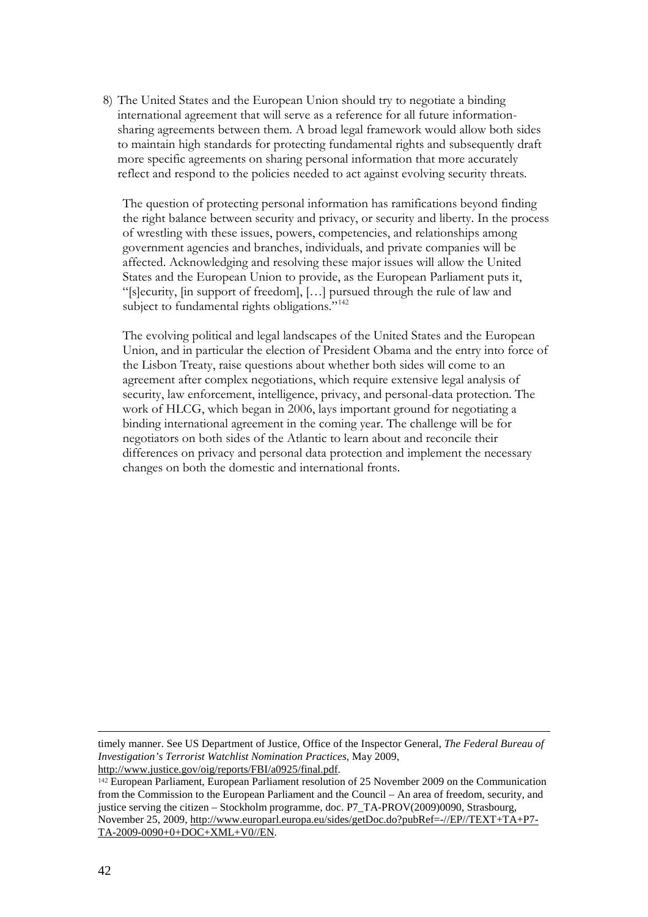8) The United States and the European Union should try to negotiate a binding international agreement that will serve as a reference for all future information-sharing agreements between them. A broad legal framework would allow both sides to maintain high standards for protecting fundamental rights and subsequently draft more specific agreements on sharing personal information that more accurately reflect and respond to the policies needed to act against evolving security threats.

The question of protecting personal information has ramifications beyond finding the right balance between security and privacy, or security and liberty. In the process of wrestling with these issues, powers, competencies, and relationships among government agencies and branches, individuals, and private companies will be affected. Acknowledging and resolving these major issues will allow the United States and the European Union to provide, as the European Parliament puts it, "[s]ecurity, [in support of freedom], […] pursued through the rule of law and subject to fundamental rights obligations."[142]

The evolving political and legal landscapes of the United States and the European Union, and in particular the election of President Obama and the entry into force of the Lisbon Treaty, raise questions about whether both sides will come to an agreement after complex negotiations, which require extensive legal analysis of security, law enforcement, intelligence, privacy, and personal-data protection. The work of HLCG, which began in 2006, lays important ground for negotiating a binding international agreement in the coming year. The challenge will be for negotiators on both sides of the Atlantic to learn about and reconcile their differences on privacy and personal data protection and implement the necessary changes on both the domestic and international fronts.

---

timely manner. See US Department of Justice, Office of the Inspector General, *The Federal Bureau of Investigation's Terrorist Watchlist Nomination Practices*, May 2009, http://www.justice.gov/oig/reports/FBI/a0925/final.pdf.

[142] European Parliament, European Parliament resolution of 25 November 2009 on the Communication from the Commission to the European Parliament and the Council – An area of freedom, security, and justice serving the citizen – Stockholm programme, doc. P7_TA-PROV(2009)0090, Strasbourg, November 25, 2009, http://www.europarl.europa.eu/sides/getDoc.do?pubRef=-//EP//TEXT+TA+P7-TA-2009-0090+0+DOC+XML+V0//EN.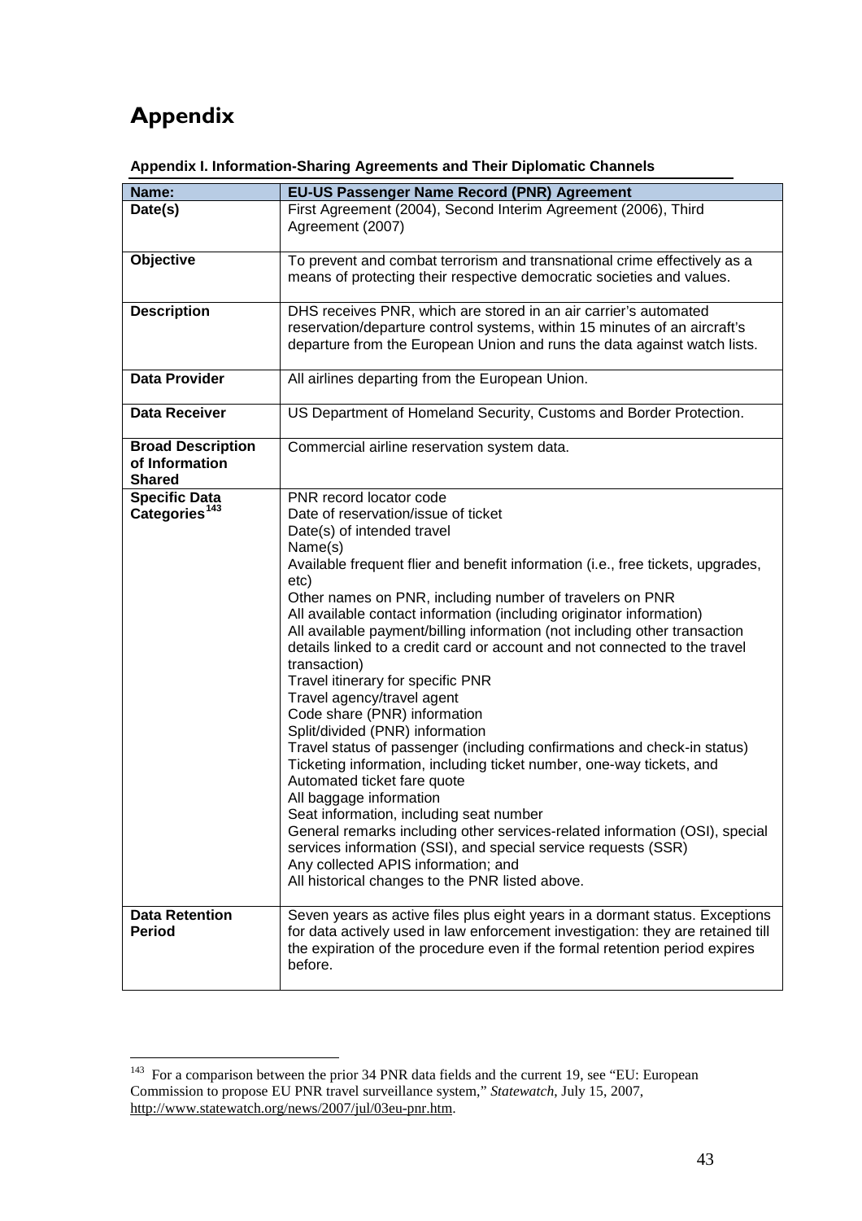# Appendix

**Appendix I. Information-Sharing Agreements and Their Diplomatic Channels**

| **Name:** | **EU-US Passenger Name Record (PNR) Agreement** |
|---|---|
| **Date(s)** | First Agreement (2004), Second Interim Agreement (2006), Third Agreement (2007) |
| **Objective** | To prevent and combat terrorism and transnational crime effectively as a means of protecting their respective democratic societies and values. |
| **Description** | DHS receives PNR, which are stored in an air carrier's automated reservation/departure control systems, within 15 minutes of an aircraft's departure from the European Union and runs the data against watch lists. |
| **Data Provider** | All airlines departing from the European Union. |
| **Data Receiver** | US Department of Homeland Security, Customs and Border Protection. |
| **Broad Description of Information Shared** | Commercial airline reservation system data. |
| **Specific Data Categories**[143] | PNR record locator code<br>Date of reservation/issue of ticket<br>Date(s) of intended travel<br>Name(s)<br>Available frequent flier and benefit information (i.e., free tickets, upgrades, etc)<br>Other names on PNR, including number of travelers on PNR<br>All available contact information (including originator information)<br>All available payment/billing information (not including other transaction details linked to a credit card or account and not connected to the travel transaction)<br>Travel itinerary for specific PNR<br>Travel agency/travel agent<br>Code share (PNR) information<br>Split/divided (PNR) information<br>Travel status of passenger (including confirmations and check-in status)<br>Ticketing information, including ticket number, one-way tickets, and Automated ticket fare quote<br>All baggage information<br>Seat information, including seat number<br>General remarks including other services-related information (OSI), special services information (SSI), and special service requests (SSR)<br>Any collected APIS information; and<br>All historical changes to the PNR listed above. |
| **Data Retention Period** | Seven years as active files plus eight years in a dormant status. Exceptions for data actively used in law enforcement investigation: they are retained till the expiration of the procedure even if the formal retention period expires before. |

[143] For a comparison between the prior 34 PNR data fields and the current 19, see "EU: European Commission to propose EU PNR travel surveillance system," *Statewatch*, July 15, 2007, http://www.statewatch.org/news/2007/jul/03eu-pnr.htm.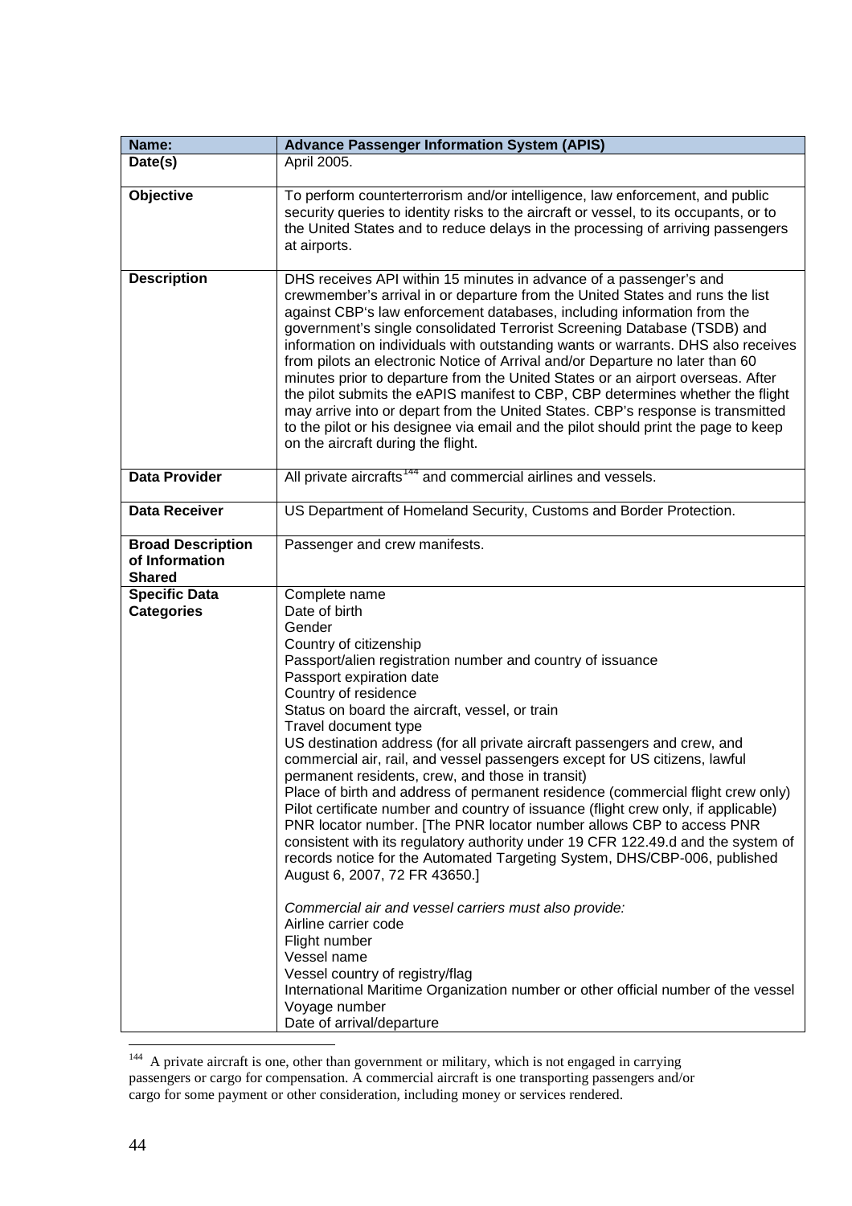| Name: | Advance Passenger Information System (APIS) |
|---|---|
| Date(s) | April 2005. |
| Objective | To perform counterterrorism and/or intelligence, law enforcement, and public security queries to identity risks to the aircraft or vessel, to its occupants, or to the United States and to reduce delays in the processing of arriving passengers at airports. |
| Description | DHS receives API within 15 minutes in advance of a passenger's and crewmember's arrival in or departure from the United States and runs the list against CBP's law enforcement databases, including information from the government's single consolidated Terrorist Screening Database (TSDB) and information on individuals with outstanding wants or warrants. DHS also receives from pilots an electronic Notice of Arrival and/or Departure no later than 60 minutes prior to departure from the United States or an airport overseas. After the pilot submits the eAPIS manifest to CBP, CBP determines whether the flight may arrive into or depart from the United States. CBP's response is transmitted to the pilot or his designee via email and the pilot should print the page to keep on the aircraft during the flight. |
| Data Provider | All private aircrafts[144] and commercial airlines and vessels. |
| Data Receiver | US Department of Homeland Security, Customs and Border Protection. |
| Broad Description of Information Shared | Passenger and crew manifests. |
| Specific Data Categories | Complete name<br>Date of birth<br>Gender<br>Country of citizenship<br>Passport/alien registration number and country of issuance<br>Passport expiration date<br>Country of residence<br>Status on board the aircraft, vessel, or train<br>Travel document type<br>US destination address (for all private aircraft passengers and crew, and commercial air, rail, and vessel passengers except for US citizens, lawful permanent residents, crew, and those in transit)<br>Place of birth and address of permanent residence (commercial flight crew only)<br>Pilot certificate number and country of issuance (flight crew only, if applicable)<br>PNR locator number. [The PNR locator number allows CBP to access PNR consistent with its regulatory authority under 19 CFR 122.49.d and the system of records notice for the Automated Targeting System, DHS/CBP-006, published August 6, 2007, 72 FR 43650.]<br><br>*Commercial air and vessel carriers must also provide:*<br>Airline carrier code<br>Flight number<br>Vessel name<br>Vessel country of registry/flag<br>International Maritime Organization number or other official number of the vessel<br>Voyage number<br>Date of arrival/departure |

[144] A private aircraft is one, other than government or military, which is not engaged in carrying passengers or cargo for compensation. A commercial aircraft is one transporting passengers and/or cargo for some payment or other consideration, including money or services rendered.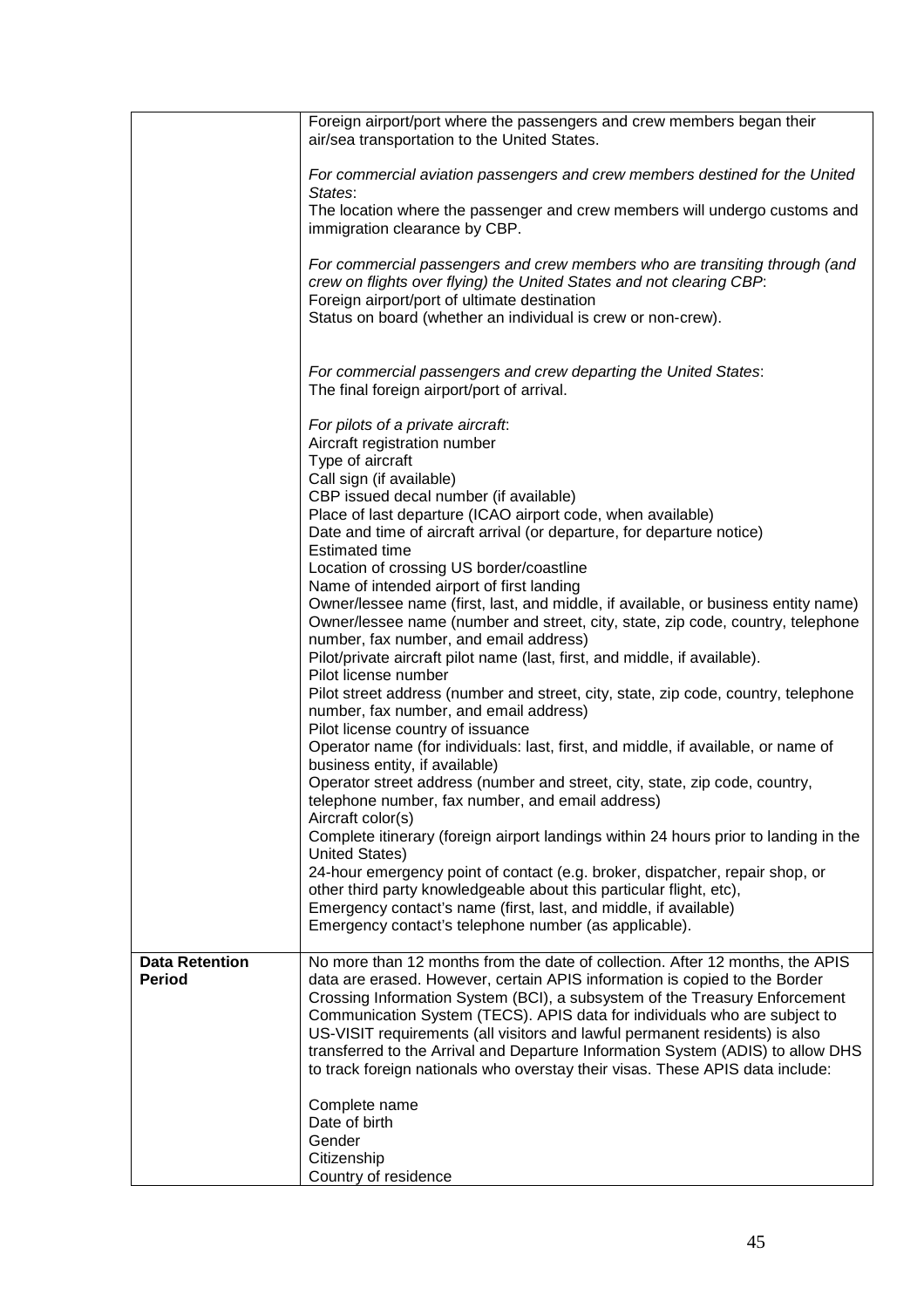| | |
|---|---|
| | Foreign airport/port where the passengers and crew members began their air/sea transportation to the United States.<br><br>*For commercial aviation passengers and crew members destined for the United States*:<br>The location where the passenger and crew members will undergo customs and immigration clearance by CBP.<br><br>*For commercial passengers and crew members who are transiting through (and crew on flights over flying) the United States and not clearing CBP*:<br>Foreign airport/port of ultimate destination<br>Status on board (whether an individual is crew or non-crew).<br><br>*For commercial passengers and crew departing the United States*:<br>The final foreign airport/port of arrival.<br><br>*For pilots of a private aircraft*:<br>Aircraft registration number<br>Type of aircraft<br>Call sign (if available)<br>CBP issued decal number (if available)<br>Place of last departure (ICAO airport code, when available)<br>Date and time of aircraft arrival (or departure, for departure notice)<br>Estimated time<br>Location of crossing US border/coastline<br>Name of intended airport of first landing<br>Owner/lessee name (first, last, and middle, if available, or business entity name)<br>Owner/lessee name (number and street, city, state, zip code, country, telephone number, fax number, and email address)<br>Pilot/private aircraft pilot name (last, first, and middle, if available).<br>Pilot license number<br>Pilot street address (number and street, city, state, zip code, country, telephone number, fax number, and email address)<br>Pilot license country of issuance<br>Operator name (for individuals: last, first, and middle, if available, or name of business entity, if available)<br>Operator street address (number and street, city, state, zip code, country, telephone number, fax number, and email address)<br>Aircraft color(s)<br>Complete itinerary (foreign airport landings within 24 hours prior to landing in the United States)<br>24-hour emergency point of contact (e.g. broker, dispatcher, repair shop, or other third party knowledgeable about this particular flight, etc),<br>Emergency contact's name (first, last, and middle, if available)<br>Emergency contact's telephone number (as applicable). |
| **Data Retention Period** | No more than 12 months from the date of collection. After 12 months, the APIS data are erased. However, certain APIS information is copied to the Border Crossing Information System (BCI), a subsystem of the Treasury Enforcement Communication System (TECS). APIS data for individuals who are subject to US-VISIT requirements (all visitors and lawful permanent residents) is also transferred to the Arrival and Departure Information System (ADIS) to allow DHS to track foreign nationals who overstay their visas. These APIS data include:<br><br>Complete name<br>Date of birth<br>Gender<br>Citizenship<br>Country of residence |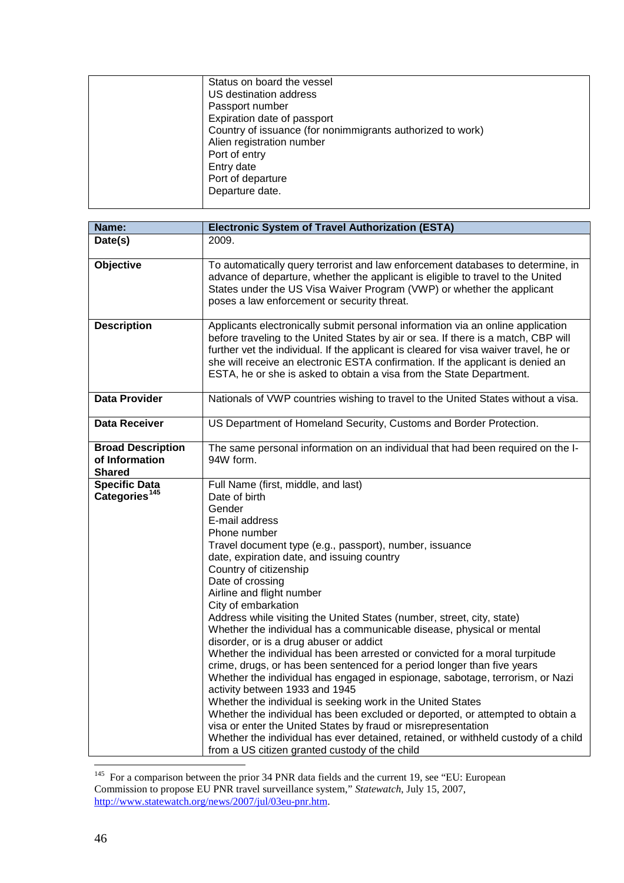| | |
|---|---|
| | Status on board the vessel<br>US destination address<br>Passport number<br>Expiration date of passport<br>Country of issuance (for nonimmigrants authorized to work)<br>Alien registration number<br>Port of entry<br>Entry date<br>Port of departure<br>Departure date. |

| **Name:** | **Electronic System of Travel Authorization (ESTA)** |
|---|---|
| **Date(s)** | 2009. |
| **Objective** | To automatically query terrorist and law enforcement databases to determine, in advance of departure, whether the applicant is eligible to travel to the United States under the US Visa Waiver Program (VWP) or whether the applicant poses a law enforcement or security threat. |
| **Description** | Applicants electronically submit personal information via an online application before traveling to the United States by air or sea. If there is a match, CBP will further vet the individual. If the applicant is cleared for visa waiver travel, he or she will receive an electronic ESTA confirmation. If the applicant is denied an ESTA, he or she is asked to obtain a visa from the State Department. |
| **Data Provider** | Nationals of VWP countries wishing to travel to the United States without a visa. |
| **Data Receiver** | US Department of Homeland Security, Customs and Border Protection. |
| **Broad Description of Information Shared** | The same personal information on an individual that had been required on the I-94W form. |
| **Specific Data Categories**[145] | Full Name (first, middle, and last)<br>Date of birth<br>Gender<br>E-mail address<br>Phone number<br>Travel document type (e.g., passport), number, issuance date, expiration date, and issuing country<br>Country of citizenship<br>Date of crossing<br>Airline and flight number<br>City of embarkation<br>Address while visiting the United States (number, street, city, state)<br>Whether the individual has a communicable disease, physical or mental disorder, or is a drug abuser or addict<br>Whether the individual has been arrested or convicted for a moral turpitude crime, drugs, or has been sentenced for a period longer than five years<br>Whether the individual has engaged in espionage, sabotage, terrorism, or Nazi activity between 1933 and 1945<br>Whether the individual is seeking work in the United States<br>Whether the individual has been excluded or deported, or attempted to obtain a visa or enter the United States by fraud or misrepresentation<br>Whether the individual has ever detained, retained, or withheld custody of a child from a US citizen granted custody of the child |

[145] For a comparison between the prior 34 PNR data fields and the current 19, see "EU: European Commission to propose EU PNR travel surveillance system," *Statewatch*, July 15, 2007, http://www.statewatch.org/news/2007/jul/03eu-pnr.htm.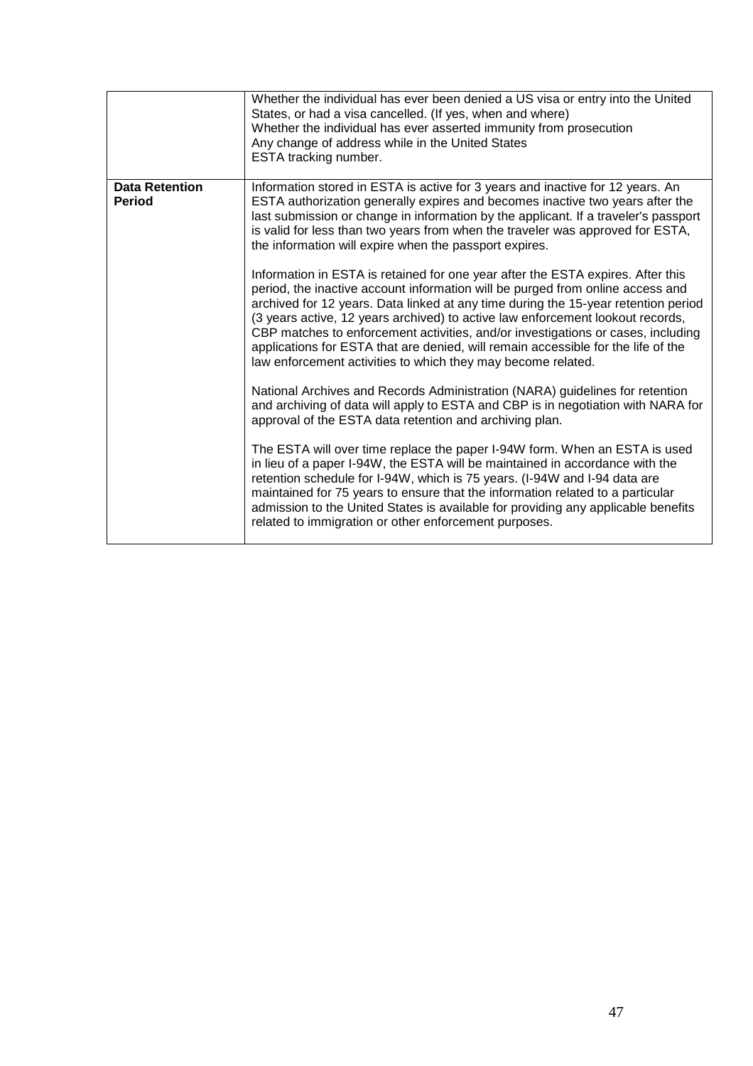|  | Whether the individual has ever been denied a US visa or entry into the United States, or had a visa cancelled. (If yes, when and where)<br>Whether the individual has ever asserted immunity from prosecution<br>Any change of address while in the United States<br>ESTA tracking number. |
|---|---|
| **Data Retention Period** | Information stored in ESTA is active for 3 years and inactive for 12 years. An ESTA authorization generally expires and becomes inactive two years after the last submission or change in information by the applicant. If a traveler's passport is valid for less than two years from when the traveler was approved for ESTA, the information will expire when the passport expires.<br><br>Information in ESTA is retained for one year after the ESTA expires. After this period, the inactive account information will be purged from online access and archived for 12 years. Data linked at any time during the 15-year retention period (3 years active, 12 years archived) to active law enforcement lookout records, CBP matches to enforcement activities, and/or investigations or cases, including applications for ESTA that are denied, will remain accessible for the life of the law enforcement activities to which they may become related.<br><br>National Archives and Records Administration (NARA) guidelines for retention and archiving of data will apply to ESTA and CBP is in negotiation with NARA for approval of the ESTA data retention and archiving plan.<br><br>The ESTA will over time replace the paper I-94W form. When an ESTA is used in lieu of a paper I-94W, the ESTA will be maintained in accordance with the retention schedule for I-94W, which is 75 years. (I-94W and I-94 data are maintained for 75 years to ensure that the information related to a particular admission to the United States is available for providing any applicable benefits related to immigration or other enforcement purposes. |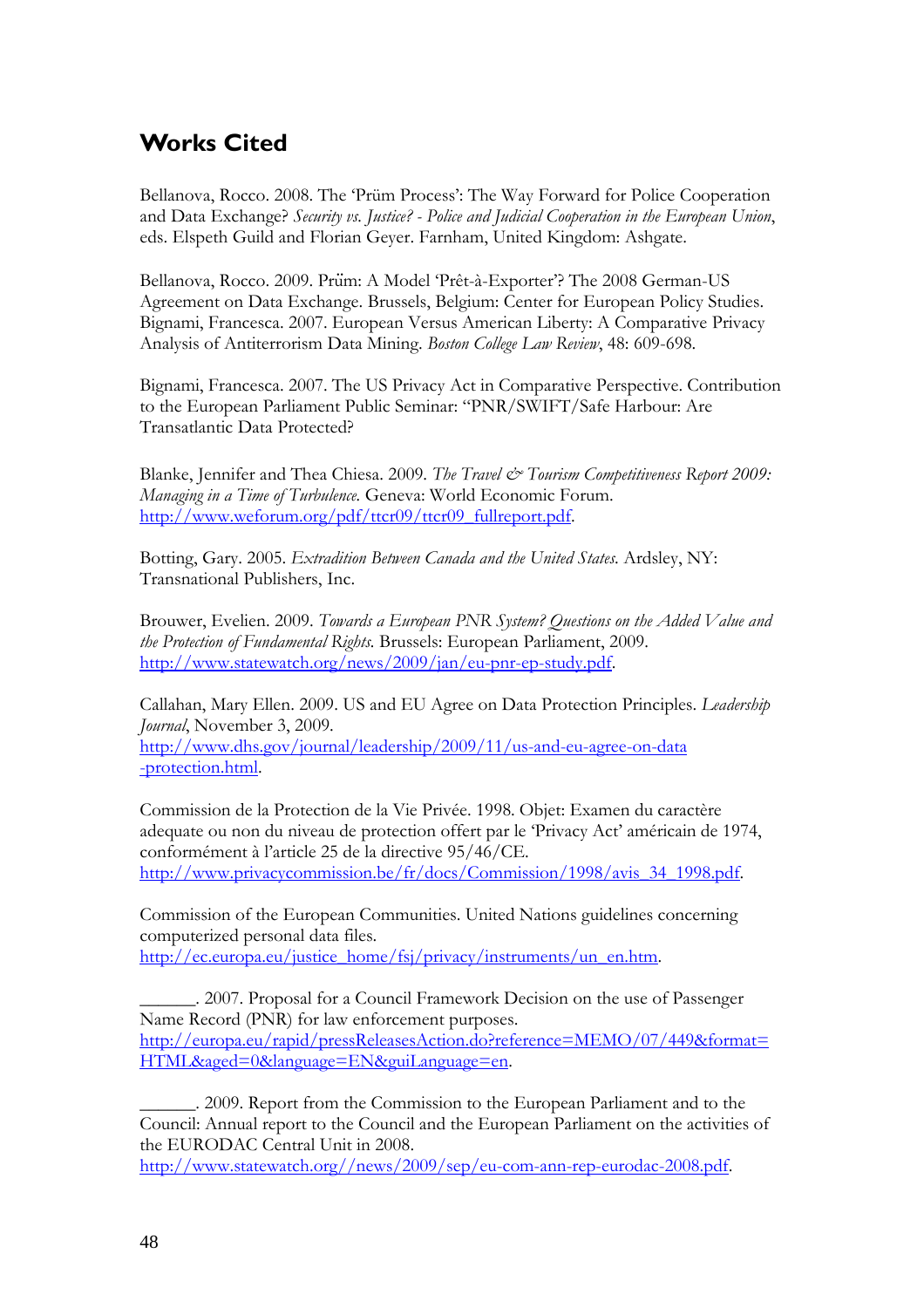## Works Cited

Bellanova, Rocco. 2008. The 'Prüm Process': The Way Forward for Police Cooperation and Data Exchange? *Security vs. Justice? - Police and Judicial Cooperation in the European Union*, eds. Elspeth Guild and Florian Geyer. Farnham, United Kingdom: Ashgate.

Bellanova, Rocco. 2009. Prüm: A Model 'Prêt-à-Exporter'? The 2008 German-US Agreement on Data Exchange. Brussels, Belgium: Center for European Policy Studies. Bignami, Francesca. 2007. European Versus American Liberty: A Comparative Privacy Analysis of Antiterrorism Data Mining. *Boston College Law Review*, 48: 609-698.

Bignami, Francesca. 2007. The US Privacy Act in Comparative Perspective. Contribution to the European Parliament Public Seminar: "PNR/SWIFT/Safe Harbour: Are Transatlantic Data Protected?

Blanke, Jennifer and Thea Chiesa. 2009. *The Travel & Tourism Competitiveness Report 2009: Managing in a Time of Turbulence.* Geneva: World Economic Forum. http://www.weforum.org/pdf/ttcr09/ttcr09_fullreport.pdf.

Botting, Gary. 2005. *Extradition Between Canada and the United States.* Ardsley, NY: Transnational Publishers, Inc.

Brouwer, Evelien. 2009. *Towards a European PNR System? Questions on the Added Value and the Protection of Fundamental Rights.* Brussels: European Parliament, 2009. http://www.statewatch.org/news/2009/jan/eu-pnr-ep-study.pdf.

Callahan, Mary Ellen. 2009. US and EU Agree on Data Protection Principles. *Leadership Journal*, November 3, 2009. http://www.dhs.gov/journal/leadership/2009/11/us-and-eu-agree-on-data-protection.html.

Commission de la Protection de la Vie Privée. 1998. Objet: Examen du caractère adequate ou non du niveau de protection offert par le 'Privacy Act' américain de 1974, conformément à l'article 25 de la directive 95/46/CE. http://www.privacycommission.be/fr/docs/Commission/1998/avis_34_1998.pdf.

Commission of the European Communities. United Nations guidelines concerning computerized personal data files. http://ec.europa.eu/justice_home/fsj/privacy/instruments/un_en.htm.

______. 2007. Proposal for a Council Framework Decision on the use of Passenger Name Record (PNR) for law enforcement purposes. http://europa.eu/rapid/pressReleasesAction.do?reference=MEMO/07/449&format=HTML&aged=0&language=EN&guiLanguage=en.

______. 2009. Report from the Commission to the European Parliament and to the Council: Annual report to the Council and the European Parliament on the activities of the EURODAC Central Unit in 2008. http://www.statewatch.org//news/2009/sep/eu-com-ann-rep-eurodac-2008.pdf.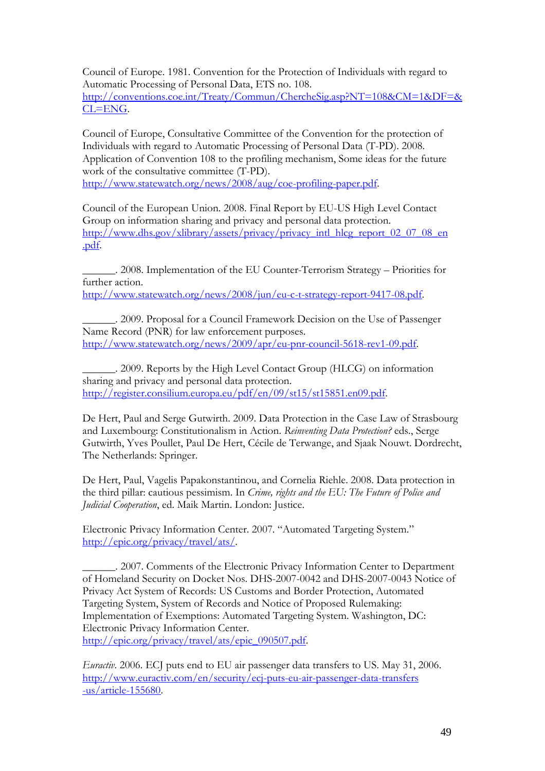Council of Europe. 1981. Convention for the Protection of Individuals with regard to Automatic Processing of Personal Data, ETS no. 108. http://conventions.coe.int/Treaty/Commun/ChercheSig.asp?NT=108&CM=1&DF=&CL=ENG.

Council of Europe, Consultative Committee of the Convention for the protection of Individuals with regard to Automatic Processing of Personal Data (T-PD). 2008. Application of Convention 108 to the profiling mechanism, Some ideas for the future work of the consultative committee (T-PD). http://www.statewatch.org/news/2008/aug/coe-profiling-paper.pdf.

Council of the European Union. 2008. Final Report by EU-US High Level Contact Group on information sharing and privacy and personal data protection. http://www.dhs.gov/xlibrary/assets/privacy/privacy_intl_hlcg_report_02_07_08_en.pdf.

______. 2008. Implementation of the EU Counter-Terrorism Strategy – Priorities for further action. http://www.statewatch.org/news/2008/jun/eu-c-t-strategy-report-9417-08.pdf.

______. 2009. Proposal for a Council Framework Decision on the Use of Passenger Name Record (PNR) for law enforcement purposes. http://www.statewatch.org/news/2009/apr/eu-pnr-council-5618-rev1-09.pdf.

______. 2009. Reports by the High Level Contact Group (HLCG) on information sharing and privacy and personal data protection. http://register.consilium.europa.eu/pdf/en/09/st15/st15851.en09.pdf.

De Hert, Paul and Serge Gutwirth. 2009. Data Protection in the Case Law of Strasbourg and Luxembourg: Constitutionalism in Action. *Reinventing Data Protection?* eds., Serge Gutwirth, Yves Poullet, Paul De Hert, Cécile de Terwange, and Sjaak Nouwt. Dordrecht, The Netherlands: Springer.

De Hert, Paul, Vagelis Papakonstantinou, and Cornelia Riehle. 2008. Data protection in the third pillar: cautious pessimism. In *Crime, rights and the EU: The Future of Police and Judicial Cooperation*, ed. Maik Martin. London: Justice.

Electronic Privacy Information Center. 2007. "Automated Targeting System." http://epic.org/privacy/travel/ats/.

______. 2007. Comments of the Electronic Privacy Information Center to Department of Homeland Security on Docket Nos. DHS-2007-0042 and DHS-2007-0043 Notice of Privacy Act System of Records: US Customs and Border Protection, Automated Targeting System, System of Records and Notice of Proposed Rulemaking: Implementation of Exemptions: Automated Targeting System. Washington, DC: Electronic Privacy Information Center. http://epic.org/privacy/travel/ats/epic_090507.pdf.

*Euractiv*. 2006. ECJ puts end to EU air passenger data transfers to US. May 31, 2006. http://www.euractiv.com/en/security/ecj-puts-eu-air-passenger-data-transfers-us/article-155680.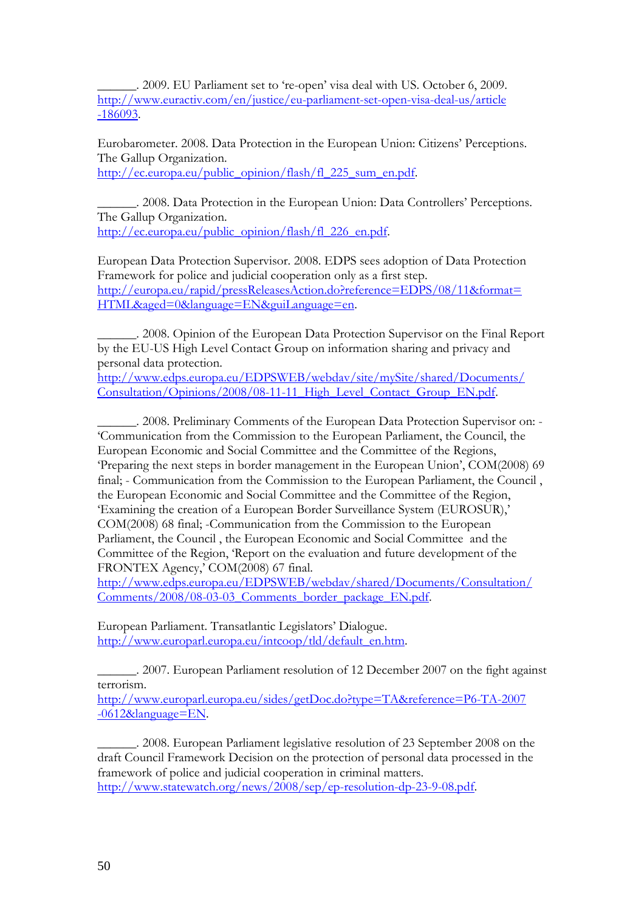______. 2009. EU Parliament set to 're-open' visa deal with US. October 6, 2009. http://www.euractiv.com/en/justice/eu-parliament-set-open-visa-deal-us/article-186093.

Eurobarometer. 2008. Data Protection in the European Union: Citizens' Perceptions. The Gallup Organization. http://ec.europa.eu/public_opinion/flash/fl_225_sum_en.pdf.

______. 2008. Data Protection in the European Union: Data Controllers' Perceptions. The Gallup Organization. http://ec.europa.eu/public_opinion/flash/fl_226_en.pdf.

European Data Protection Supervisor. 2008. EDPS sees adoption of Data Protection Framework for police and judicial cooperation only as a first step. http://europa.eu/rapid/pressReleasesAction.do?reference=EDPS/08/11&format=HTML&aged=0&language=EN&guiLanguage=en.

______. 2008. Opinion of the European Data Protection Supervisor on the Final Report by the EU-US High Level Contact Group on information sharing and privacy and personal data protection. http://www.edps.europa.eu/EDPSWEB/webdav/site/mySite/shared/Documents/Consultation/Opinions/2008/08-11-11_High_Level_Contact_Group_EN.pdf.

______. 2008. Preliminary Comments of the European Data Protection Supervisor on: - 'Communication from the Commission to the European Parliament, the Council, the European Economic and Social Committee and the Committee of the Regions, 'Preparing the next steps in border management in the European Union', COM(2008) 69 final; - Communication from the Commission to the European Parliament, the Council , the European Economic and Social Committee and the Committee of the Region, 'Examining the creation of a European Border Surveillance System (EUROSUR),' COM(2008) 68 final; -Communication from the Commission to the European Parliament, the Council , the European Economic and Social Committee and the Committee of the Region, 'Report on the evaluation and future development of the FRONTEX Agency,' COM(2008) 67 final. http://www.edps.europa.eu/EDPSWEB/webdav/shared/Documents/Consultation/Comments/2008/08-03-03_Comments_border_package_EN.pdf.

European Parliament. Transatlantic Legislators' Dialogue. http://www.europarl.europa.eu/intcoop/tld/default_en.htm.

______. 2007. European Parliament resolution of 12 December 2007 on the fight against terrorism. http://www.europarl.europa.eu/sides/getDoc.do?type=TA&reference=P6-TA-2007-0612&language=EN.

______. 2008. European Parliament legislative resolution of 23 September 2008 on the draft Council Framework Decision on the protection of personal data processed in the framework of police and judicial cooperation in criminal matters. http://www.statewatch.org/news/2008/sep/ep-resolution-dp-23-9-08.pdf.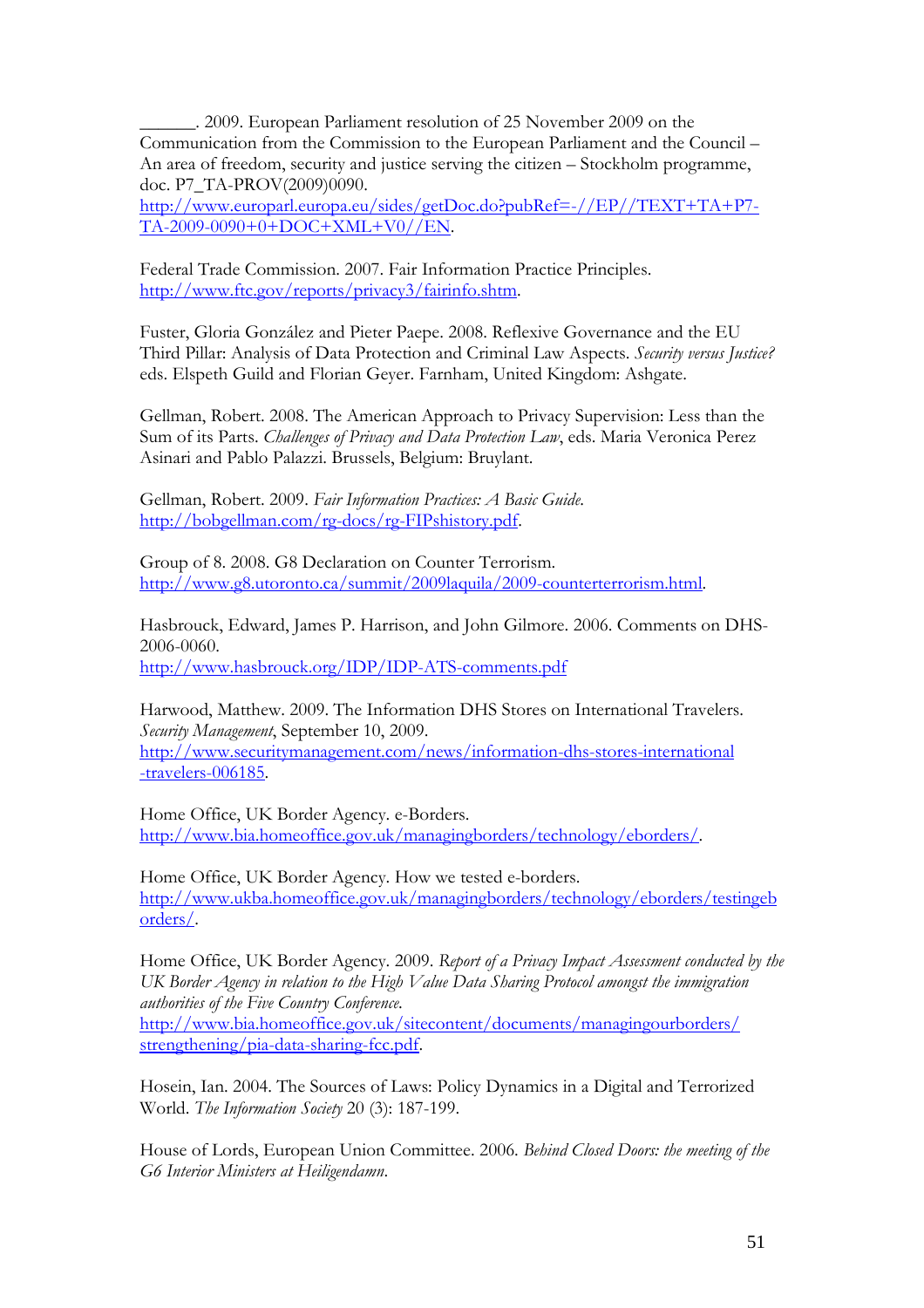______. 2009. European Parliament resolution of 25 November 2009 on the Communication from the Commission to the European Parliament and the Council – An area of freedom, security and justice serving the citizen – Stockholm programme, doc. P7_TA-PROV(2009)0090. http://www.europarl.europa.eu/sides/getDoc.do?pubRef=-//EP//TEXT+TA+P7-TA-2009-0090+0+DOC+XML+V0//EN.

Federal Trade Commission. 2007. Fair Information Practice Principles. http://www.ftc.gov/reports/privacy3/fairinfo.shtm.

Fuster, Gloria González and Pieter Paepe. 2008. Reflexive Governance and the EU Third Pillar: Analysis of Data Protection and Criminal Law Aspects. *Security versus Justice?* eds. Elspeth Guild and Florian Geyer. Farnham, United Kingdom: Ashgate.

Gellman, Robert. 2008. The American Approach to Privacy Supervision: Less than the Sum of its Parts. *Challenges of Privacy and Data Protection Law*, eds. Maria Veronica Perez Asinari and Pablo Palazzi. Brussels, Belgium: Bruylant.

Gellman, Robert. 2009. *Fair Information Practices: A Basic Guide.* http://bobgellman.com/rg-docs/rg-FIPshistory.pdf.

Group of 8. 2008. G8 Declaration on Counter Terrorism. http://www.g8.utoronto.ca/summit/2009laquila/2009-counterterrorism.html.

Hasbrouck, Edward, James P. Harrison, and John Gilmore. 2006. Comments on DHS-2006-0060. http://www.hasbrouck.org/IDP/IDP-ATS-comments.pdf

Harwood, Matthew. 2009. The Information DHS Stores on International Travelers. *Security Management*, September 10, 2009. http://www.securitymanagement.com/news/information-dhs-stores-international-travelers-006185.

Home Office, UK Border Agency. e-Borders. http://www.bia.homeoffice.gov.uk/managingborders/technology/eborders/.

Home Office, UK Border Agency. How we tested e-borders. http://www.ukba.homeoffice.gov.uk/managingborders/technology/eborders/testingeborders/.

Home Office, UK Border Agency. 2009. *Report of a Privacy Impact Assessment conducted by the UK Border Agency in relation to the High Value Data Sharing Protocol amongst the immigration authorities of the Five Country Conference.* http://www.bia.homeoffice.gov.uk/sitecontent/documents/managingourborders/strengthening/pia-data-sharing-fcc.pdf.

Hosein, Ian. 2004. The Sources of Laws: Policy Dynamics in a Digital and Terrorized World. *The Information Society* 20 (3): 187-199.

House of Lords, European Union Committee. 2006. *Behind Closed Doors: the meeting of the G6 Interior Ministers at Heiligendamn*.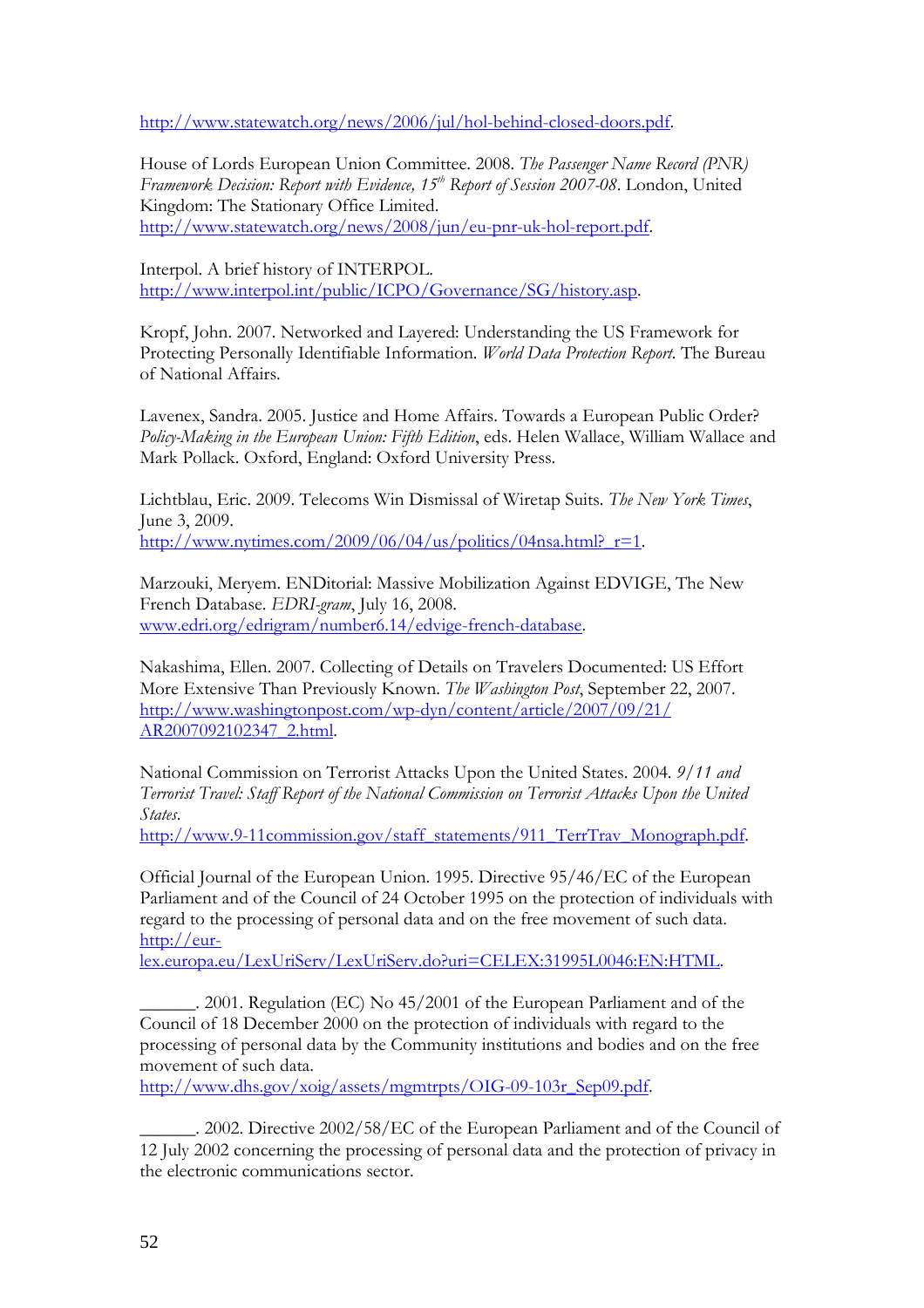http://www.statewatch.org/news/2006/jul/hol-behind-closed-doors.pdf.

House of Lords European Union Committee. 2008. *The Passenger Name Record (PNR) Framework Decision: Report with Evidence, 15th Report of Session 2007-08*. London, United Kingdom: The Stationary Office Limited. http://www.statewatch.org/news/2008/jun/eu-pnr-uk-hol-report.pdf.

Interpol. A brief history of INTERPOL. http://www.interpol.int/public/ICPO/Governance/SG/history.asp.

Kropf, John. 2007. Networked and Layered: Understanding the US Framework for Protecting Personally Identifiable Information. *World Data Protection Report*. The Bureau of National Affairs.

Lavenex, Sandra. 2005. Justice and Home Affairs. Towards a European Public Order? *Policy-Making in the European Union: Fifth Edition*, eds. Helen Wallace, William Wallace and Mark Pollack. Oxford, England: Oxford University Press.

Lichtblau, Eric. 2009. Telecoms Win Dismissal of Wiretap Suits. *The New York Times*, June 3, 2009. http://www.nytimes.com/2009/06/04/us/politics/04nsa.html?_r=1.

Marzouki, Meryem. ENDitorial: Massive Mobilization Against EDVIGE, The New French Database. *EDRI-gram*, July 16, 2008. www.edri.org/edrigram/number6.14/edvige-french-database.

Nakashima, Ellen. 2007. Collecting of Details on Travelers Documented: US Effort More Extensive Than Previously Known. *The Washington Post*, September 22, 2007. http://www.washingtonpost.com/wp-dyn/content/article/2007/09/21/AR2007092102347_2.html.

National Commission on Terrorist Attacks Upon the United States. 2004. *9/11 and Terrorist Travel: Staff Report of the National Commission on Terrorist Attacks Upon the United States*. http://www.9-11commission.gov/staff_statements/911_TerrTrav_Monograph.pdf.

Official Journal of the European Union. 1995. Directive 95/46/EC of the European Parliament and of the Council of 24 October 1995 on the protection of individuals with regard to the processing of personal data and on the free movement of such data. http://eur-lex.europa.eu/LexUriServ/LexUriServ.do?uri=CELEX:31995L0046:EN:HTML.

______. 2001. Regulation (EC) No 45/2001 of the European Parliament and of the Council of 18 December 2000 on the protection of individuals with regard to the processing of personal data by the Community institutions and bodies and on the free movement of such data. http://www.dhs.gov/xoig/assets/mgmtrpts/OIG-09-103r_Sep09.pdf.

______. 2002. Directive 2002/58/EC of the European Parliament and of the Council of 12 July 2002 concerning the processing of personal data and the protection of privacy in the electronic communications sector.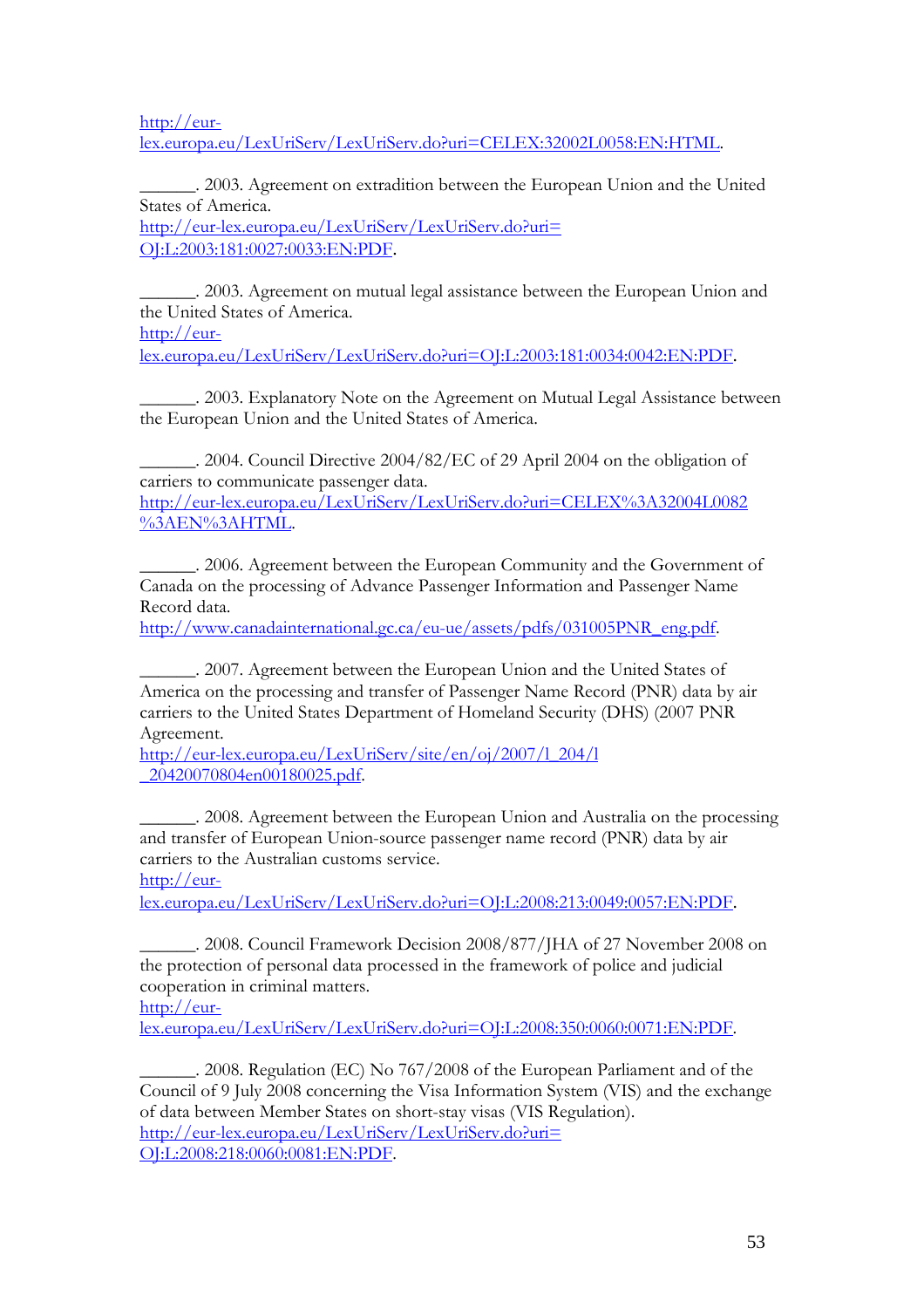http://eur-lex.europa.eu/LexUriServ/LexUriServ.do?uri=CELEX:32002L0058:EN:HTML.

______. 2003. Agreement on extradition between the European Union and the United States of America.
http://eur-lex.europa.eu/LexUriServ/LexUriServ.do?uri=OJ:L:2003:181:0027:0033:EN:PDF.

______. 2003. Agreement on mutual legal assistance between the European Union and the United States of America.
http://eur-lex.europa.eu/LexUriServ/LexUriServ.do?uri=OJ:L:2003:181:0034:0042:EN:PDF.

______. 2003. Explanatory Note on the Agreement on Mutual Legal Assistance between the European Union and the United States of America.

______. 2004. Council Directive 2004/82/EC of 29 April 2004 on the obligation of carriers to communicate passenger data.
http://eur-lex.europa.eu/LexUriServ/LexUriServ.do?uri=CELEX%3A32004L0082%3AEN%3AHTML.

______. 2006. Agreement between the European Community and the Government of Canada on the processing of Advance Passenger Information and Passenger Name Record data.
http://www.canadainternational.gc.ca/eu-ue/assets/pdfs/031005PNR_eng.pdf.

______. 2007. Agreement between the European Union and the United States of America on the processing and transfer of Passenger Name Record (PNR) data by air carriers to the United States Department of Homeland Security (DHS) (2007 PNR Agreement.
http://eur-lex.europa.eu/LexUriServ/site/en/oj/2007/l_204/l_20420070804en00180025.pdf.

______. 2008. Agreement between the European Union and Australia on the processing and transfer of European Union-source passenger name record (PNR) data by air carriers to the Australian customs service.
http://eur-lex.europa.eu/LexUriServ/LexUriServ.do?uri=OJ:L:2008:213:0049:0057:EN:PDF.

______. 2008. Council Framework Decision 2008/877/JHA of 27 November 2008 on the protection of personal data processed in the framework of police and judicial cooperation in criminal matters.
http://eur-lex.europa.eu/LexUriServ/LexUriServ.do?uri=OJ:L:2008:350:0060:0071:EN:PDF.

______. 2008. Regulation (EC) No 767/2008 of the European Parliament and of the Council of 9 July 2008 concerning the Visa Information System (VIS) and the exchange of data between Member States on short-stay visas (VIS Regulation).
http://eur-lex.europa.eu/LexUriServ/LexUriServ.do?uri=OJ:L:2008:218:0060:0081:EN:PDF.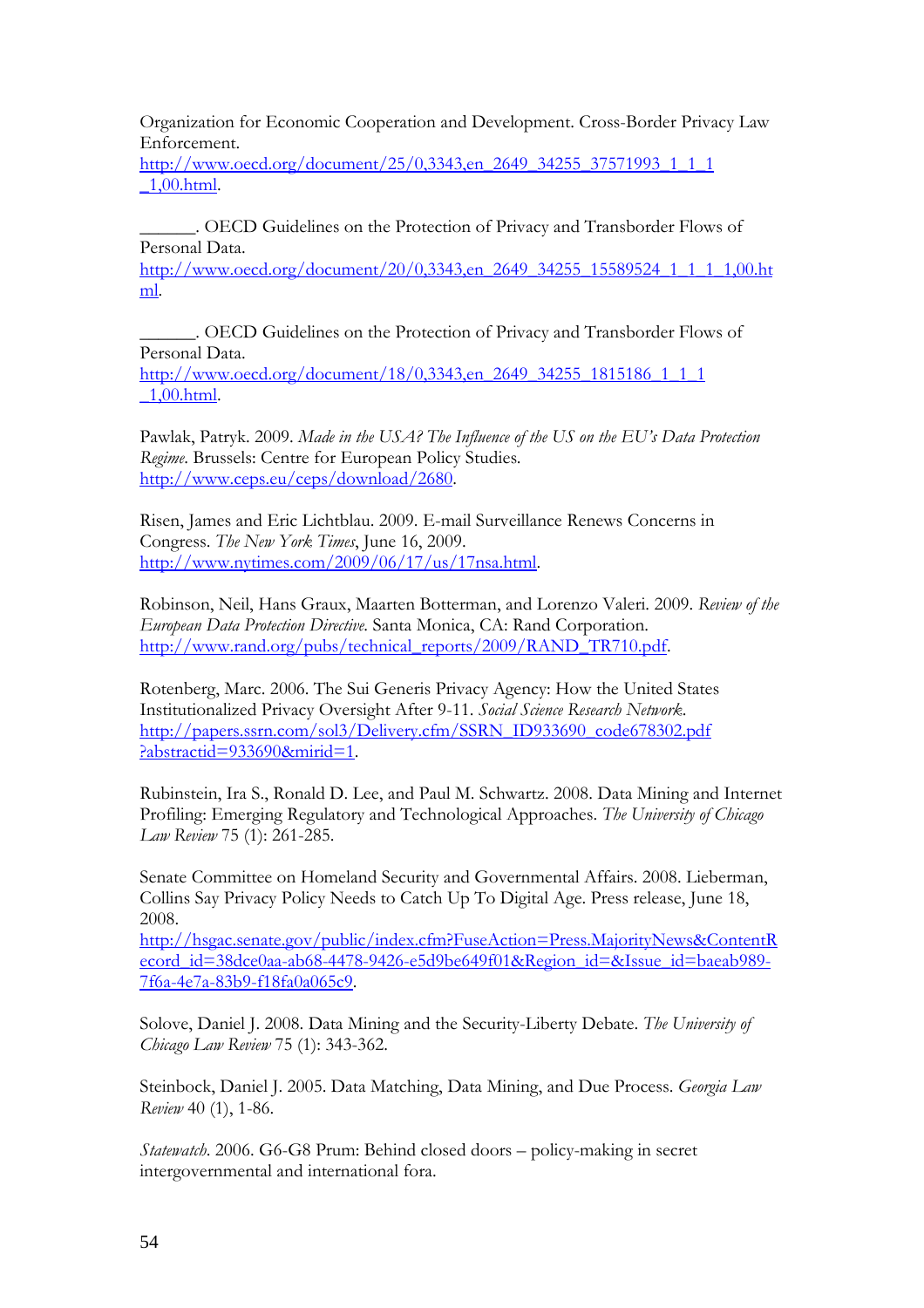Organization for Economic Cooperation and Development. Cross-Border Privacy Law Enforcement. http://www.oecd.org/document/25/0,3343,en_2649_34255_37571993_1_1_1_1,00.html.

______. OECD Guidelines on the Protection of Privacy and Transborder Flows of Personal Data. http://www.oecd.org/document/20/0,3343,en_2649_34255_15589524_1_1_1_1,00.html.

______. OECD Guidelines on the Protection of Privacy and Transborder Flows of Personal Data. http://www.oecd.org/document/18/0,3343,en_2649_34255_1815186_1_1_1_1,00.html.

Pawlak, Patryk. 2009. *Made in the USA? The Influence of the US on the EU's Data Protection Regime*. Brussels: Centre for European Policy Studies. http://www.ceps.eu/ceps/download/2680.

Risen, James and Eric Lichtblau. 2009. E-mail Surveillance Renews Concerns in Congress. *The New York Times*, June 16, 2009. http://www.nytimes.com/2009/06/17/us/17nsa.html.

Robinson, Neil, Hans Graux, Maarten Botterman, and Lorenzo Valeri. 2009. *Review of the European Data Protection Directive*. Santa Monica, CA: Rand Corporation. http://www.rand.org/pubs/technical_reports/2009/RAND_TR710.pdf.

Rotenberg, Marc. 2006. The Sui Generis Privacy Agency: How the United States Institutionalized Privacy Oversight After 9-11. *Social Science Research Network*. http://papers.ssrn.com/sol3/Delivery.cfm/SSRN_ID933690_code678302.pdf?abstractid=933690&mirid=1.

Rubinstein, Ira S., Ronald D. Lee, and Paul M. Schwartz. 2008. Data Mining and Internet Profiling: Emerging Regulatory and Technological Approaches. *The University of Chicago Law Review* 75 (1): 261-285.

Senate Committee on Homeland Security and Governmental Affairs. 2008. Lieberman, Collins Say Privacy Policy Needs to Catch Up To Digital Age. Press release, June 18, 2008. http://hsgac.senate.gov/public/index.cfm?FuseAction=Press.MajorityNews&ContentRecord_id=38dce0aa-ab68-4478-9426-e5d9be649f01&Region_id=&Issue_id=baeab989-7f6a-4e7a-83b9-f18fa0a065c9.

Solove, Daniel J. 2008. Data Mining and the Security-Liberty Debate. *The University of Chicago Law Review* 75 (1): 343-362.

Steinbock, Daniel J. 2005. Data Matching, Data Mining, and Due Process. *Georgia Law Review* 40 (1), 1-86.

*Statewatch*. 2006. G6-G8 Prum: Behind closed doors – policy-making in secret intergovernmental and international fora.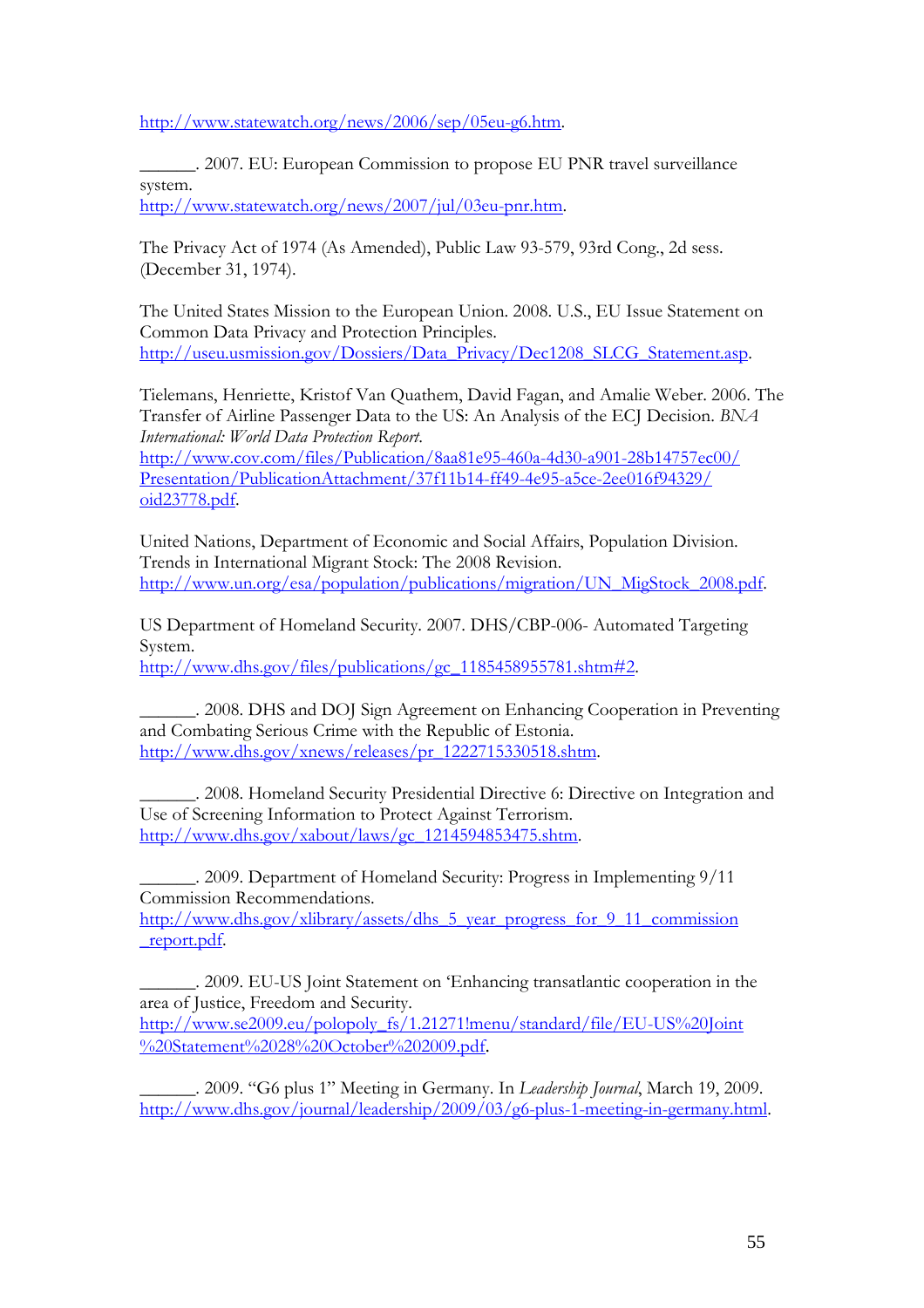http://www.statewatch.org/news/2006/sep/05eu-g6.htm.

______. 2007. EU: European Commission to propose EU PNR travel surveillance system.
http://www.statewatch.org/news/2007/jul/03eu-pnr.htm.

The Privacy Act of 1974 (As Amended), Public Law 93-579, 93rd Cong., 2d sess. (December 31, 1974).

The United States Mission to the European Union. 2008. U.S., EU Issue Statement on Common Data Privacy and Protection Principles.
http://useu.usmission.gov/Dossiers/Data_Privacy/Dec1208_SLCG_Statement.asp.

Tielemans, Henriette, Kristof Van Quathem, David Fagan, and Amalie Weber. 2006. The Transfer of Airline Passenger Data to the US: An Analysis of the ECJ Decision. *BNA International: World Data Protection Report*.
http://www.cov.com/files/Publication/8aa81e95-460a-4d30-a901-28b14757ec00/Presentation/PublicationAttachment/37f11b14-ff49-4e95-a5ce-2ee016f94329/oid23778.pdf.

United Nations, Department of Economic and Social Affairs, Population Division. Trends in International Migrant Stock: The 2008 Revision.
http://www.un.org/esa/population/publications/migration/UN_MigStock_2008.pdf.

US Department of Homeland Security. 2007. DHS/CBP-006- Automated Targeting System.
http://www.dhs.gov/files/publications/gc_1185458955781.shtm#2.

______. 2008. DHS and DOJ Sign Agreement on Enhancing Cooperation in Preventing and Combating Serious Crime with the Republic of Estonia.
http://www.dhs.gov/xnews/releases/pr_1222715330518.shtm.

______. 2008. Homeland Security Presidential Directive 6: Directive on Integration and Use of Screening Information to Protect Against Terrorism.
http://www.dhs.gov/xabout/laws/gc_1214594853475.shtm.

______. 2009. Department of Homeland Security: Progress in Implementing 9/11 Commission Recommendations.
http://www.dhs.gov/xlibrary/assets/dhs_5_year_progress_for_9_11_commission_report.pdf.

______. 2009. EU-US Joint Statement on 'Enhancing transatlantic cooperation in the area of Justice, Freedom and Security.
http://www.se2009.eu/polopoly_fs/1.21271!menu/standard/file/EU-US%20Joint%20Statement%2028%20October%202009.pdf.

______. 2009. "G6 plus 1" Meeting in Germany. In *Leadership Journal*, March 19, 2009.
http://www.dhs.gov/journal/leadership/2009/03/g6-plus-1-meeting-in-germany.html.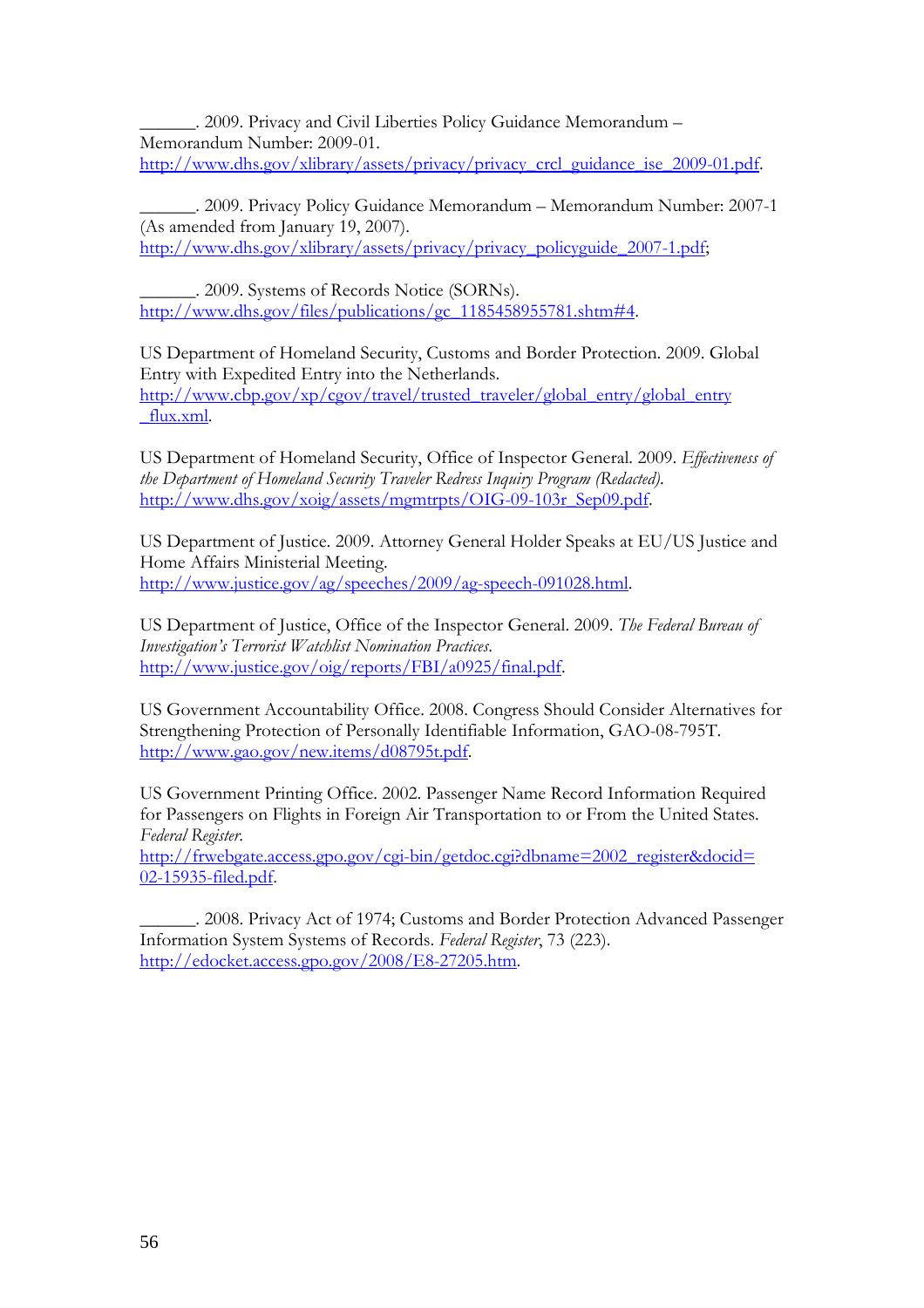______. 2009. Privacy and Civil Liberties Policy Guidance Memorandum – Memorandum Number: 2009-01. http://www.dhs.gov/xlibrary/assets/privacy/privacy_crcl_guidance_ise_2009-01.pdf.

______. 2009. Privacy Policy Guidance Memorandum – Memorandum Number: 2007-1 (As amended from January 19, 2007). http://www.dhs.gov/xlibrary/assets/privacy/privacy_policyguide_2007-1.pdf;

______. 2009. Systems of Records Notice (SORNs). http://www.dhs.gov/files/publications/gc_1185458955781.shtm#4.

US Department of Homeland Security, Customs and Border Protection. 2009. Global Entry with Expedited Entry into the Netherlands. http://www.cbp.gov/xp/cgov/travel/trusted_traveler/global_entry/global_entry_flux.xml.

US Department of Homeland Security, Office of Inspector General. 2009. *Effectiveness of the Department of Homeland Security Traveler Redress Inquiry Program (Redacted).* http://www.dhs.gov/xoig/assets/mgmtrpts/OIG-09-103r_Sep09.pdf.

US Department of Justice. 2009. Attorney General Holder Speaks at EU/US Justice and Home Affairs Ministerial Meeting. http://www.justice.gov/ag/speeches/2009/ag-speech-091028.html.

US Department of Justice, Office of the Inspector General. 2009. *The Federal Bureau of Investigation's Terrorist Watchlist Nomination Practices.* http://www.justice.gov/oig/reports/FBI/a0925/final.pdf.

US Government Accountability Office. 2008. Congress Should Consider Alternatives for Strengthening Protection of Personally Identifiable Information, GAO-08-795T. http://www.gao.gov/new.items/d08795t.pdf.

US Government Printing Office. 2002. Passenger Name Record Information Required for Passengers on Flights in Foreign Air Transportation to or From the United States. *Federal Register.* http://frwebgate.access.gpo.gov/cgi-bin/getdoc.cgi?dbname=2002_register&docid=02-15935-filed.pdf.

______. 2008. Privacy Act of 1974; Customs and Border Protection Advanced Passenger Information System Systems of Records. *Federal Register*, 73 (223). http://edocket.access.gpo.gov/2008/E8-27205.htm.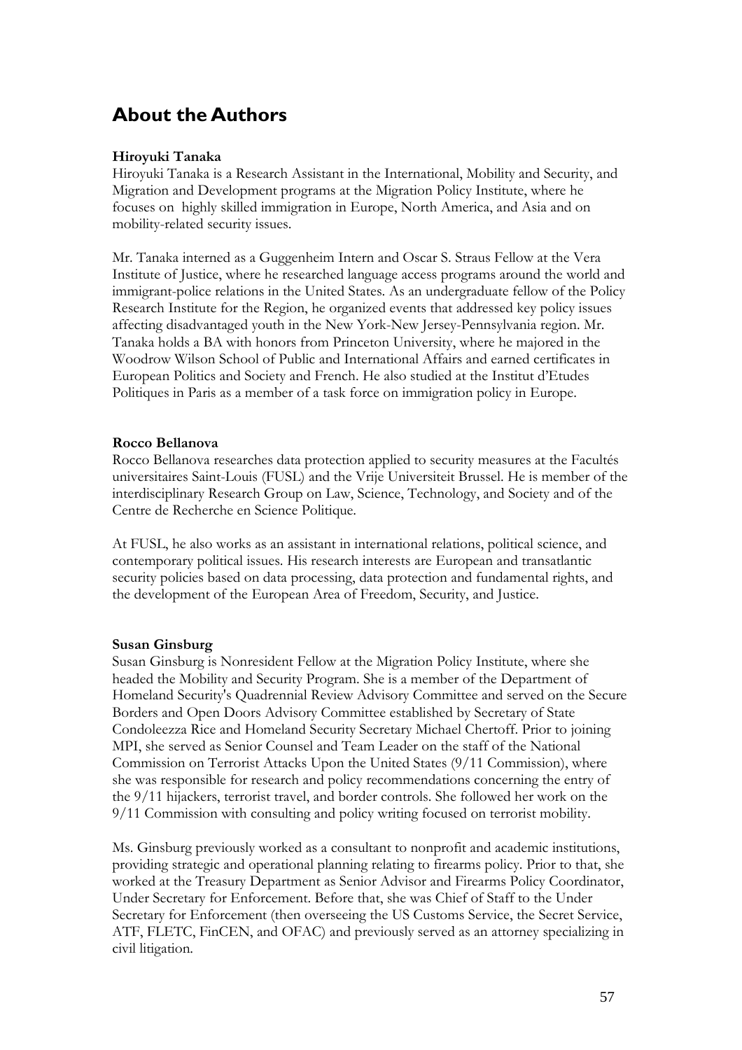# About the Authors

**Hiroyuki Tanaka**
Hiroyuki Tanaka is a Research Assistant in the International, Mobility and Security, and Migration and Development programs at the Migration Policy Institute, where he focuses on highly skilled immigration in Europe, North America, and Asia and on mobility-related security issues.

Mr. Tanaka interned as a Guggenheim Intern and Oscar S. Straus Fellow at the Vera Institute of Justice, where he researched language access programs around the world and immigrant-police relations in the United States. As an undergraduate fellow of the Policy Research Institute for the Region, he organized events that addressed key policy issues affecting disadvantaged youth in the New York-New Jersey-Pennsylvania region. Mr. Tanaka holds a BA with honors from Princeton University, where he majored in the Woodrow Wilson School of Public and International Affairs and earned certificates in European Politics and Society and French. He also studied at the Institut d'Etudes Politiques in Paris as a member of a task force on immigration policy in Europe.

**Rocco Bellanova**
Rocco Bellanova researches data protection applied to security measures at the Facultés universitaires Saint-Louis (FUSL) and the Vrije Universiteit Brussel. He is member of the interdisciplinary Research Group on Law, Science, Technology, and Society and of the Centre de Recherche en Science Politique.

At FUSL, he also works as an assistant in international relations, political science, and contemporary political issues. His research interests are European and transatlantic security policies based on data processing, data protection and fundamental rights, and the development of the European Area of Freedom, Security, and Justice.

**Susan Ginsburg**
Susan Ginsburg is Nonresident Fellow at the Migration Policy Institute, where she headed the Mobility and Security Program. She is a member of the Department of Homeland Security's Quadrennial Review Advisory Committee and served on the Secure Borders and Open Doors Advisory Committee established by Secretary of State Condoleezza Rice and Homeland Security Secretary Michael Chertoff. Prior to joining MPI, she served as Senior Counsel and Team Leader on the staff of the National Commission on Terrorist Attacks Upon the United States (9/11 Commission), where she was responsible for research and policy recommendations concerning the entry of the 9/11 hijackers, terrorist travel, and border controls. She followed her work on the 9/11 Commission with consulting and policy writing focused on terrorist mobility.

Ms. Ginsburg previously worked as a consultant to nonprofit and academic institutions, providing strategic and operational planning relating to firearms policy. Prior to that, she worked at the Treasury Department as Senior Advisor and Firearms Policy Coordinator, Under Secretary for Enforcement. Before that, she was Chief of Staff to the Under Secretary for Enforcement (then overseeing the US Customs Service, the Secret Service, ATF, FLETC, FinCEN, and OFAC) and previously served as an attorney specializing in civil litigation.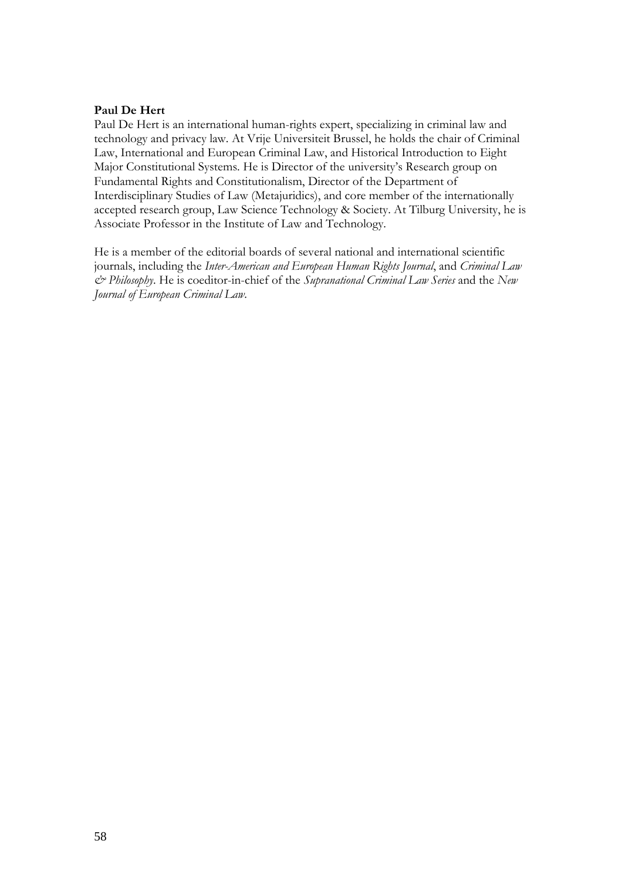**Paul De Hert**

Paul De Hert is an international human-rights expert, specializing in criminal law and technology and privacy law. At Vrije Universiteit Brussel, he holds the chair of Criminal Law, International and European Criminal Law, and Historical Introduction to Eight Major Constitutional Systems. He is Director of the university's Research group on Fundamental Rights and Constitutionalism, Director of the Department of Interdisciplinary Studies of Law (Metajuridics), and core member of the internationally accepted research group, Law Science Technology & Society. At Tilburg University, he is Associate Professor in the Institute of Law and Technology.

He is a member of the editorial boards of several national and international scientific journals, including the *Inter-American and European Human Rights Journal*, and *Criminal Law & Philosophy*. He is coeditor-in-chief of the *Supranational Criminal Law Series* and the *New Journal of European Criminal Law*.